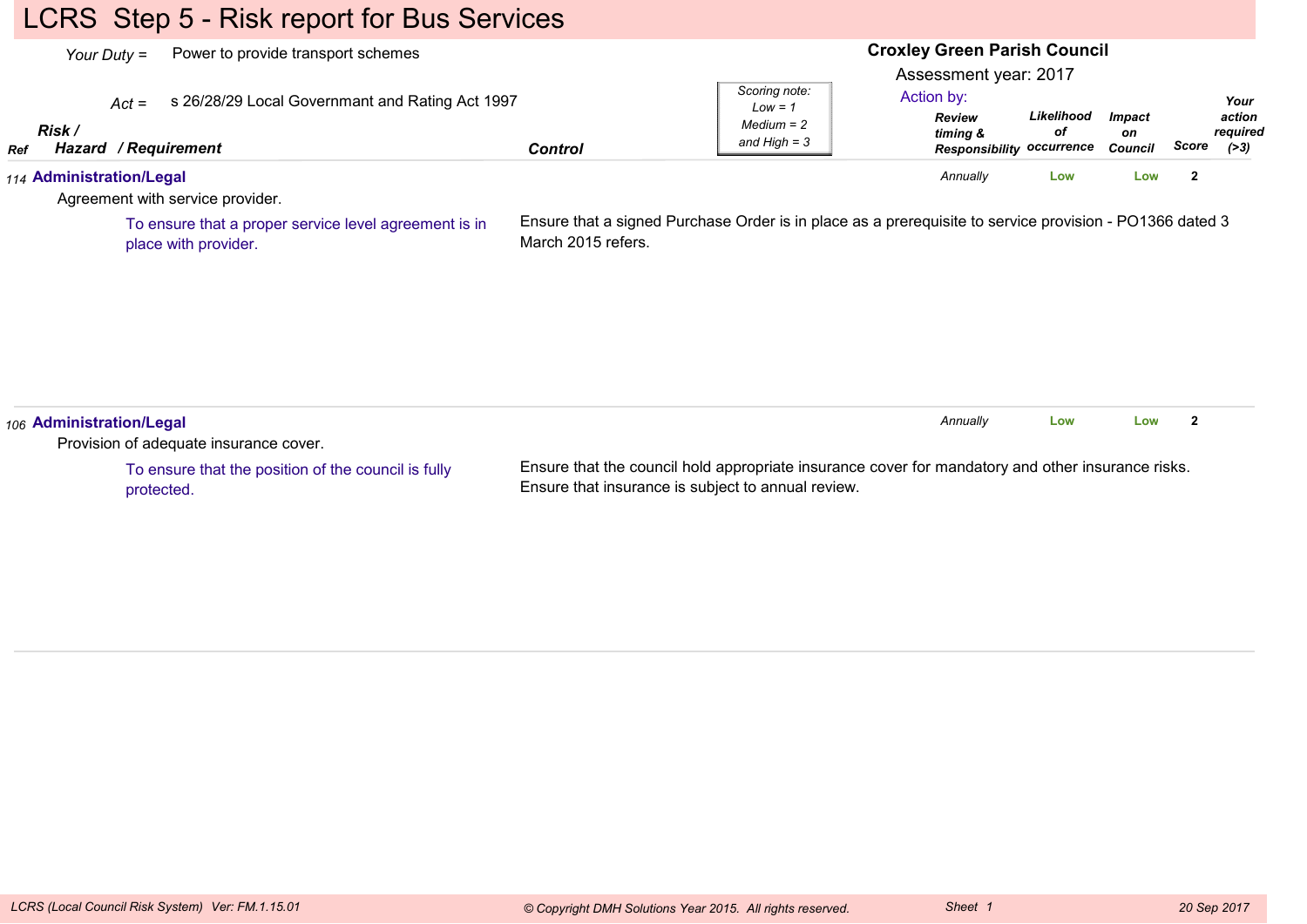# LCRS Step 5 - Risk report for Bus Services

*Your Duty* = Power to provide transport schemes

*Act* = s 26/28/29 Local Governmant and Rating Act 1997

**Croxley Green Parish Council**

Assessment year: 2017

Action by:

*Scoring note: Low = 1, Medium = 2 and High = 3*

| Ref | Risk / Hazard / Requirement | Control | Review timing & Responsibility | Likelihood of occurrence | Impact on Council | Score | Your action required (>3) |
|---|---|---|---|---|---|---|---|
| 114 | **Administration/Legal**<br>Agreement with service provider.<br>To ensure that a proper service level agreement is in place with provider. | Ensure that a signed Purchase Order is in place as a prerequisite to service provision - PO1366 dated 3 March 2015 refers. | Annually | Low | Low | 2 | |
| 106 | **Administration/Legal**<br>Provision of adequate insurance cover.<br>To ensure that the position of the council is fully protected. | Ensure that the council hold appropriate insurance cover for mandatory and other insurance risks. Ensure that insurance is subject to annual review. | Annually | Low | Low | 2 | |

*LCRS (Local Council Risk System) Ver: FM.1.15.01* — *© Copyright DMH Solutions Year 2015. All rights reserved.* — *Sheet 1* — *20 Sep 2017*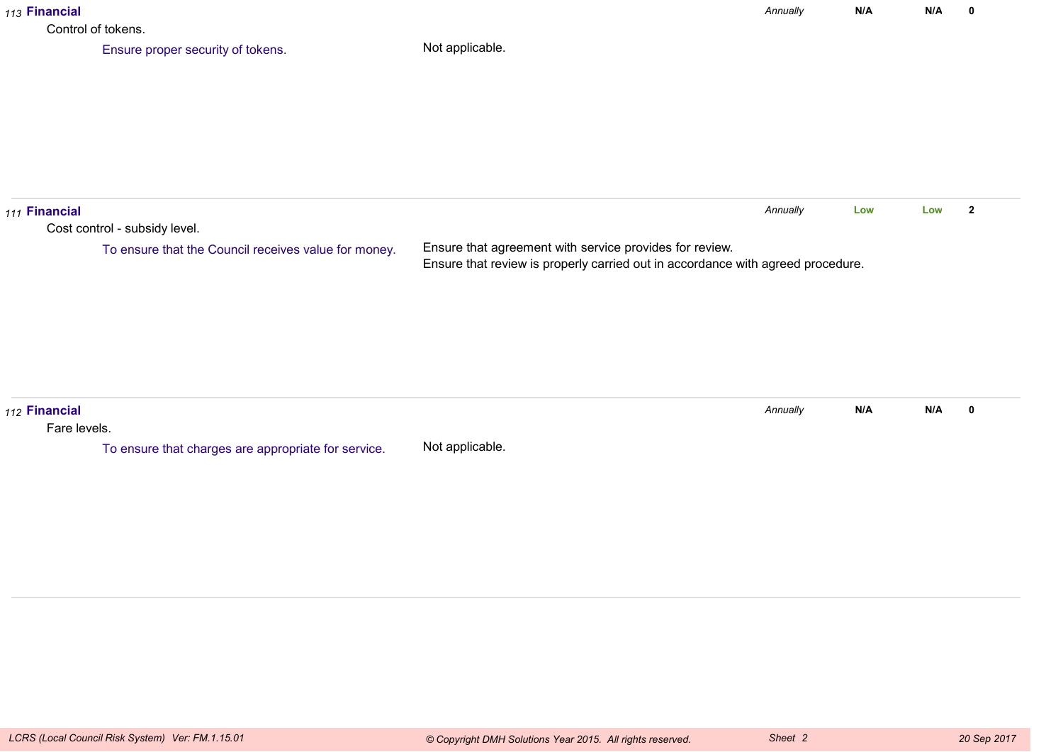*113* **Financial**

Control of tokens.

Ensure proper security of tokens. | Not applicable. | *Annually* | **N/A** | **N/A** | **0**

---

*111* **Financial**

Cost control - subsidy level.

To ensure that the Council receives value for money. | Ensure that agreement with service provides for review.
Ensure that review is properly carried out in accordance with agreed procedure. | *Annually* | **Low** | **Low** | **2**

---

*112* **Financial**

Fare levels.

To ensure that charges are appropriate for service. | Not applicable. | *Annually* | **N/A** | **N/A** | **0**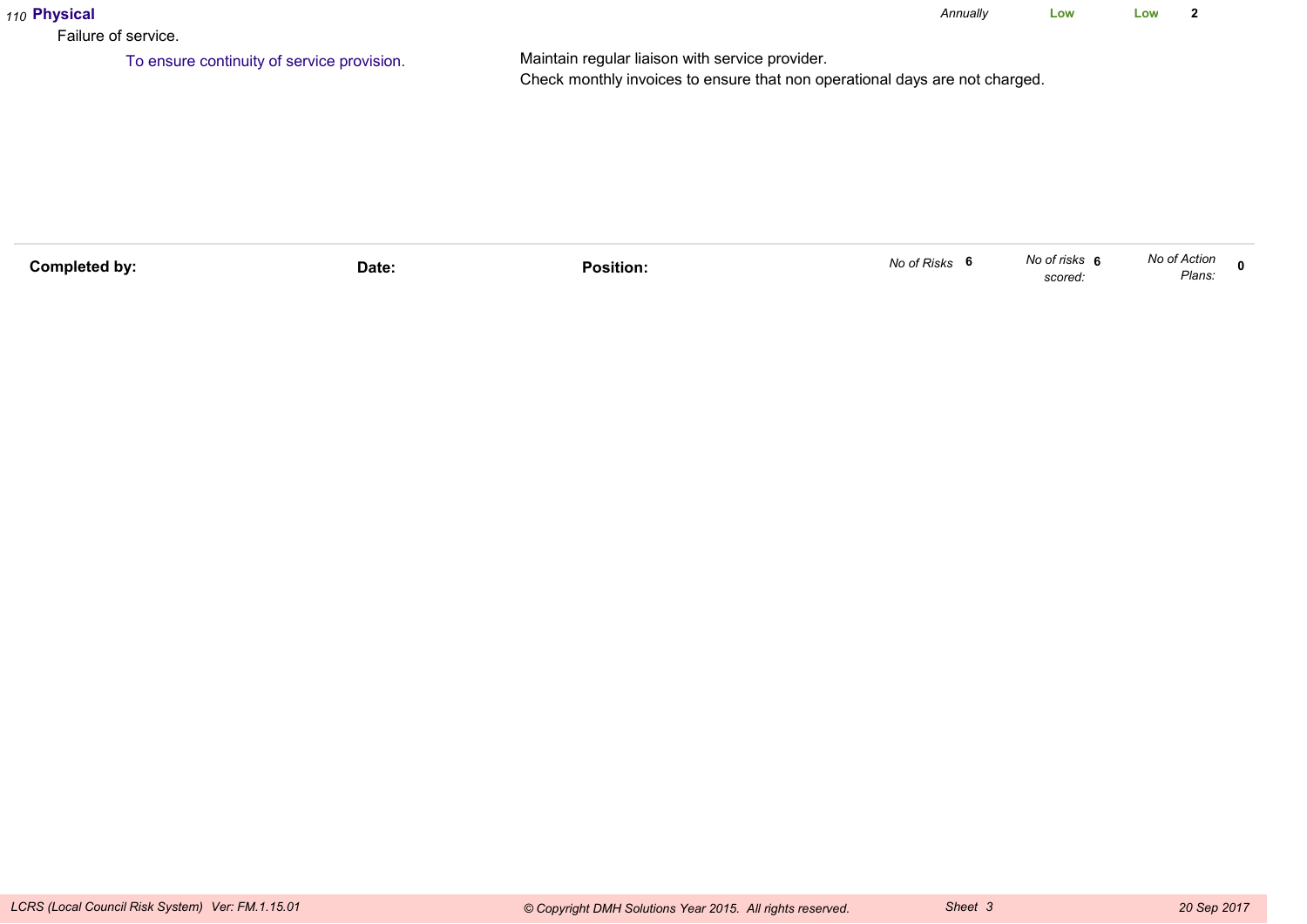110 **Physical** *Annually* **Low** **Low** **2**

Failure of service.

To ensure continuity of service provision.

Maintain regular liaison with service provider.
Check monthly invoices to ensure that non operational days are not charged.

| **Completed by:** | **Date:** | **Position:** | *No of Risks* **6** | *No of risks scored:* **6** | *No of Action Plans:* **0** |
|---|---|---|---|---|---|

*LCRS (Local Council Risk System) Ver: FM.1.15.01* *© Copyright DMH Solutions Year 2015. All rights reserved.* *Sheet 3* *20 Sep 2017*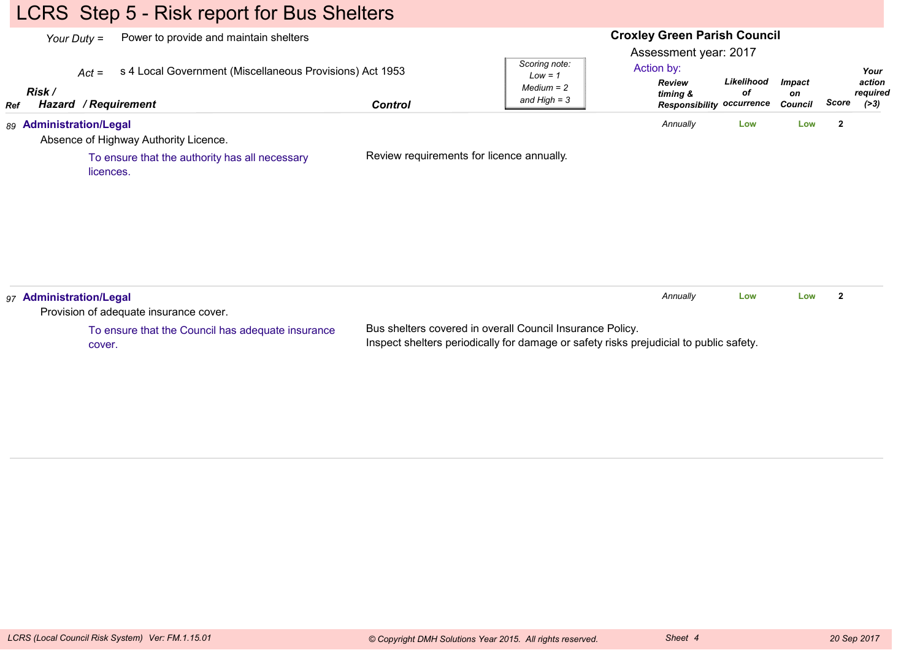# LCRS Step 5 - Risk report for Bus Shelters

*Your Duty* = Power to provide and maintain shelters

*Act* = s 4 Local Government (Miscellaneous Provisions) Act 1953

**Croxley Green Parish Council**

Assessment year: 2017

*Scoring note: Low = 1, Medium = 2 and High = 3*

| Ref | Risk / Hazard / Requirement | Control | Review timing & Responsibility | Likelihood of occurrence | Impact on Council | Score | Your action required (>3) |
|---|---|---|---|---|---|---|---|
| 89 | **Administration/Legal**<br>Absence of Highway Authority Licence.<br>To ensure that the authority has all necessary licences. | Review requirements for licence annually. | Annually | Low | Low | 2 | |
| 97 | **Administration/Legal**<br>Provision of adequate insurance cover.<br>To ensure that the Council has adequate insurance cover. | Bus shelters covered in overall Council Insurance Policy.<br>Inspect shelters periodically for damage or safety risks prejudicial to public safety. | Annually | Low | Low | 2 | |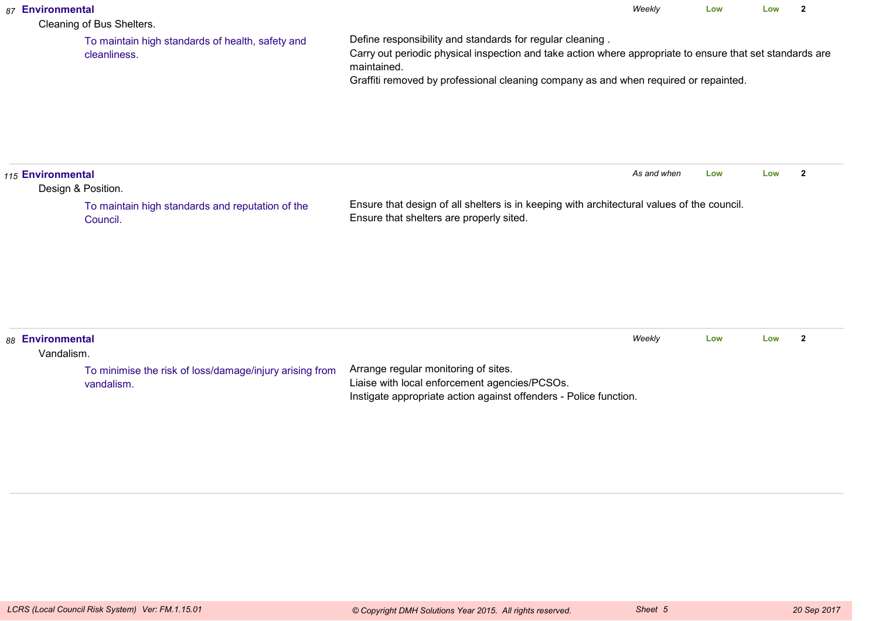| No. | Category / Risk / Objective | Controls | Frequency | Impact | Likelihood | Score |
|---|---|---|---|---|---|---|
| 87 | **Environmental**<br>Cleaning of Bus Shelters.<br>To maintain high standards of health, safety and cleanliness. | Define responsibility and standards for regular cleaning .<br>Carry out periodic physical inspection and take action where appropriate to ensure that set standards are maintained.<br>Graffiti removed by professional cleaning company as and when required or repainted. | *Weekly* | Low | Low | 2 |
| 115 | **Environmental**<br>Design & Position.<br>To maintain high standards and reputation of the Council. | Ensure that design of all shelters is in keeping with architectural values of the council.<br>Ensure that shelters are properly sited. | *As and when* | Low | Low | 2 |
| 88 | **Environmental**<br>Vandalism.<br>To minimise the risk of loss/damage/injury arising from vandalism. | Arrange regular monitoring of sites.<br>Liaise with local enforcement agencies/PCSOs.<br>Instigate appropriate action against offenders - Police function. | *Weekly* | Low | Low | 2 |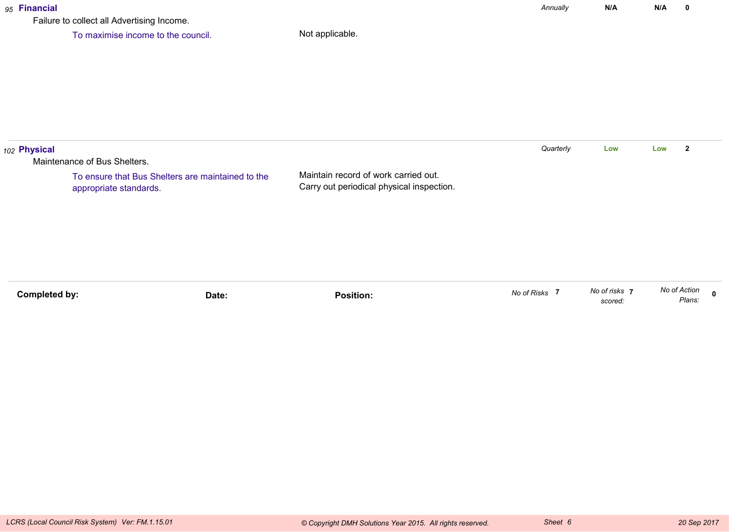95 **Financial**

Failure to collect all Advertising Income.

To maximise income to the council. | Not applicable. | *Annually* | **N/A** | **N/A** | **0**

102 **Physical**

Maintenance of Bus Shelters.

To ensure that Bus Shelters are maintained to the appropriate standards. | Maintain record of work carried out.
Carry out periodical physical inspection. | *Quarterly* | **Low** | **Low** | **2**

**Completed by:** **Date:** **Position:** *No of Risks* **7** *No of risks scored:* **7** *No of Action Plans:* **0**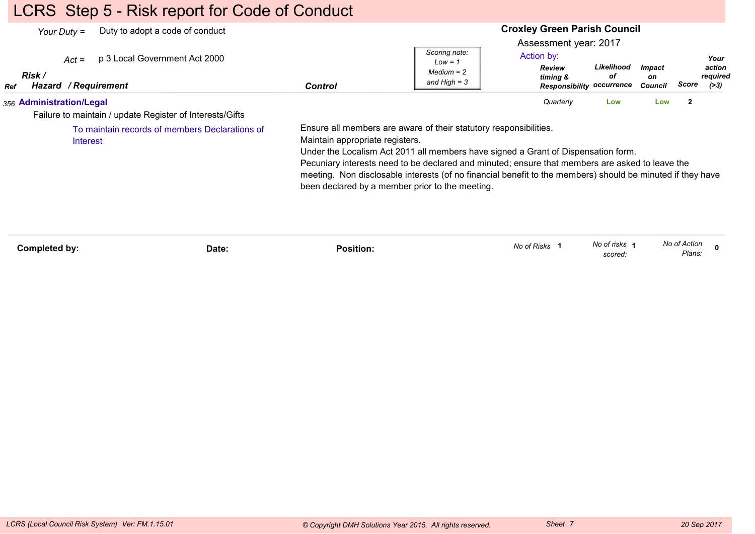# LCRS Step 5 - Risk report for Code of Conduct

*Your Duty =* Duty to adopt a code of conduct

*Act =* p 3 Local Government Act 2000

**Croxley Green Parish Council**

Assessment year: 2017

*Scoring note: Low = 1 Medium = 2 and High = 3*

Action by:

| Ref | Risk / Hazard / Requirement | Control | Review timing & Responsibility | Likelihood of occurrence | Impact on Council | Score | Your action required (>3) |
|---|---|---|---|---|---|---|---|
| 356 | **Administration/Legal**<br>Failure to maintain / update Register of Interests/Gifts<br>To maintain records of members Declarations of Interest | Ensure all members are aware of their statutory responsibilities.<br>Maintain appropriate registers.<br>Under the Localism Act 2011 all members have signed a Grant of Dispensation form.<br>Pecuniary interests need to be declared and minuted; ensure that members are asked to leave the meeting. Non disclosable interests (of no financial benefit to the members) should be minuted if they have been declared by a member prior to the meeting. | Quarterly | Low | Low | 2 | |

**Completed by:** **Date:** **Position:**

*No of Risks* **1** *No of risks scored:* **1** *No of Action Plans:* **0**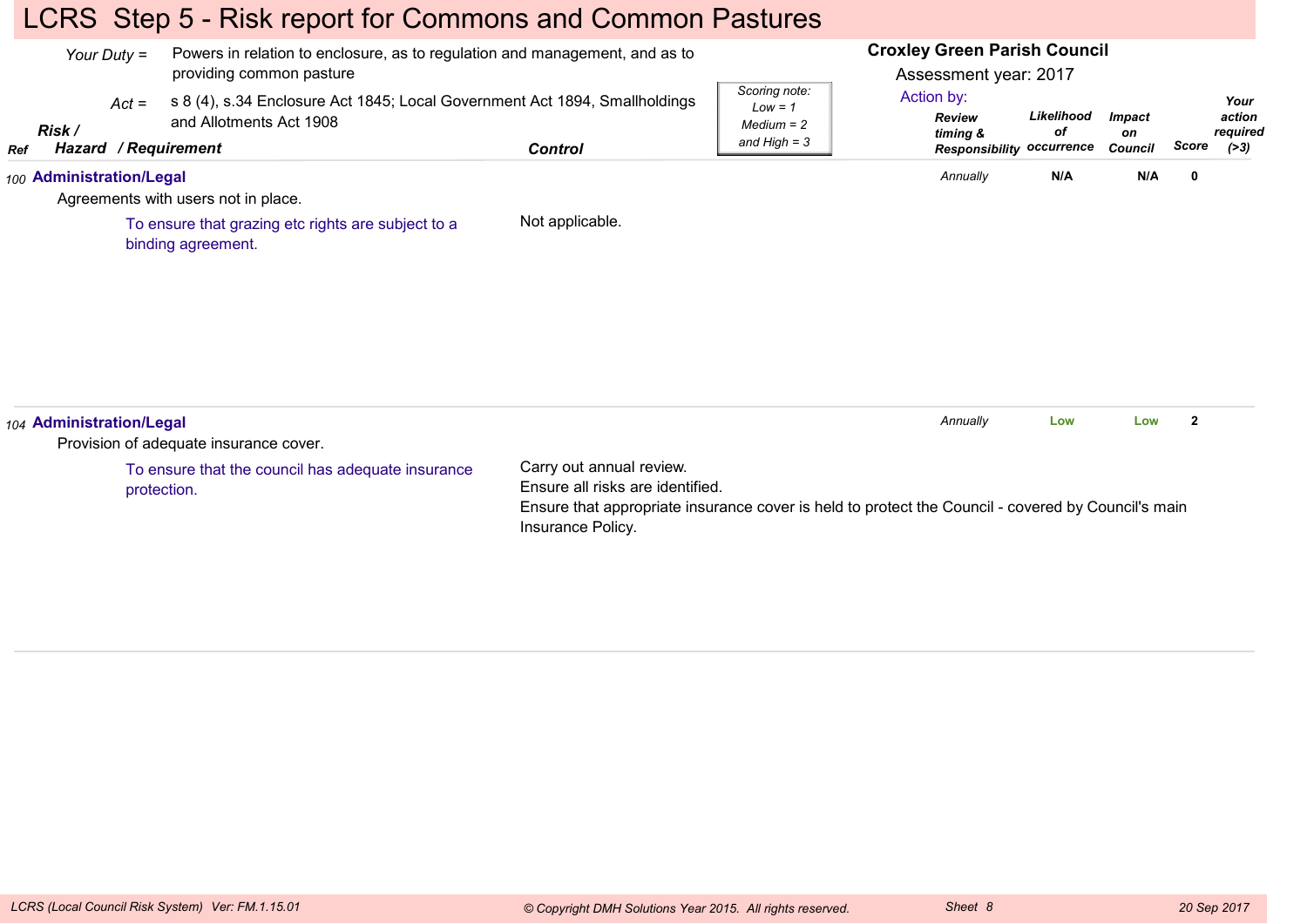# LCRS Step 5 - Risk report for Commons and Common Pastures

*Your Duty* = Powers in relation to enclosure, as to regulation and management, and as to providing common pasture

*Act* = s 8 (4), s.34 Enclosure Act 1845; Local Government Act 1894, Smallholdings and Allotments Act 1908

*Scoring note: Low = 1, Medium = 2 and High = 3*

**Croxley Green Parish Council**

Assessment year: 2017

Action by:

| Ref | Risk / Hazard / Requirement | Control | Review timing & Responsibility | Likelihood of occurrence | Impact on Council | Score | Your action required (>3) |
|---|---|---|---|---|---|---|---|
| 100 | **Administration/Legal**<br>Agreements with users not in place.<br>To ensure that grazing etc rights are subject to a binding agreement. | Not applicable. | Annually | N/A | N/A | 0 | |
| 104 | **Administration/Legal**<br>Provision of adequate insurance cover.<br>To ensure that the council has adequate insurance protection. | Carry out annual review.<br>Ensure all risks are identified.<br>Ensure that appropriate insurance cover is held to protect the Council - covered by Council's main Insurance Policy. | Annually | Low | Low | 2 | |

*LCRS (Local Council Risk System) Ver: FM.1.15.01* — *© Copyright DMH Solutions Year 2015. All rights reserved.* — *Sheet 8* — *20 Sep 2017*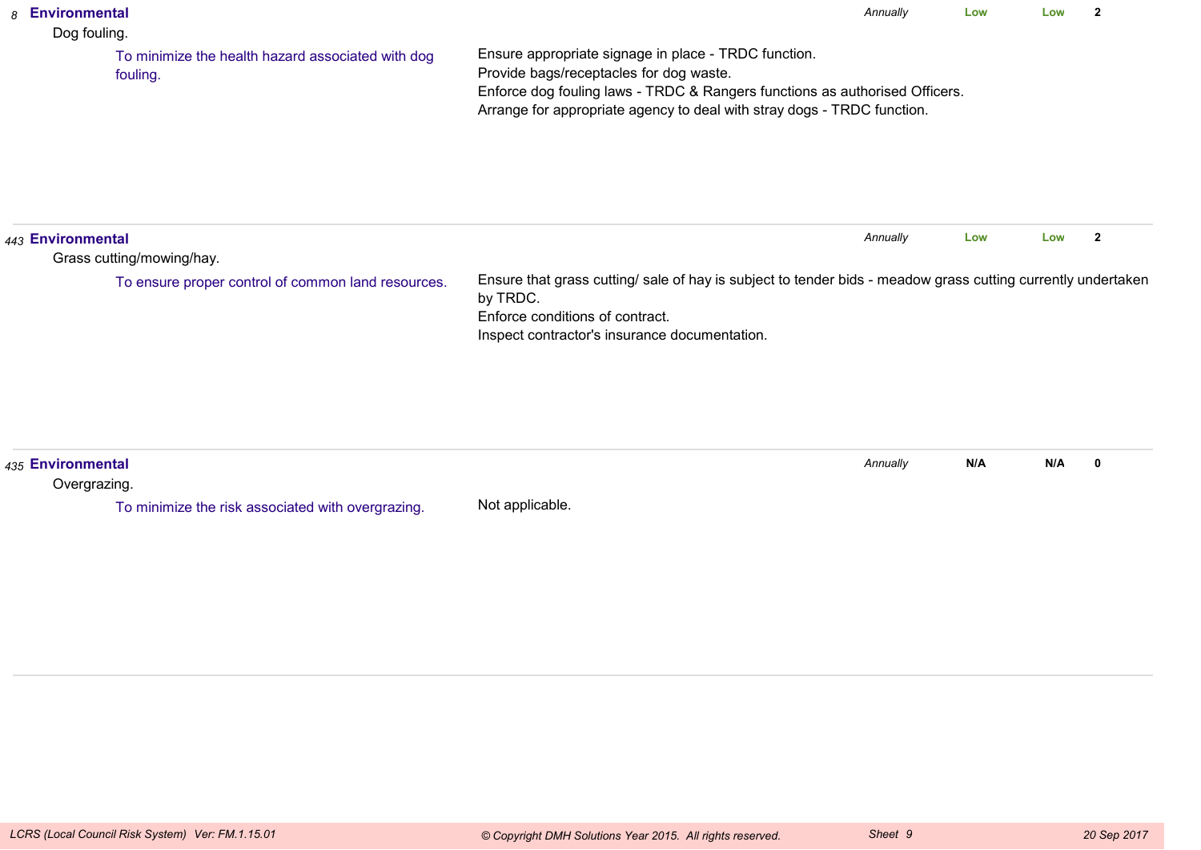| Ref | Category / Risk / Objective | Control Measures | Frequency | Risk Level | Risk Level | Score |
|---|---|---|---|---|---|---|
| 8 | **Environmental**<br>Dog fouling.<br>To minimize the health hazard associated with dog fouling. | Ensure appropriate signage in place - TRDC function.<br>Provide bags/receptacles for dog waste.<br>Enforce dog fouling laws - TRDC & Rangers functions as authorised Officers.<br>Arrange for appropriate agency to deal with stray dogs - TRDC function. | *Annually* | Low | Low | 2 |
| 443 | **Environmental**<br>Grass cutting/mowing/hay.<br>To ensure proper control of common land resources. | Ensure that grass cutting/ sale of hay is subject to tender bids - meadow grass cutting currently undertaken by TRDC.<br>Enforce conditions of contract.<br>Inspect contractor's insurance documentation. | *Annually* | Low | Low | 2 |
| 435 | **Environmental**<br>Overgrazing.<br>To minimize the risk associated with overgrazing. | Not applicable. | *Annually* | N/A | N/A | 0 |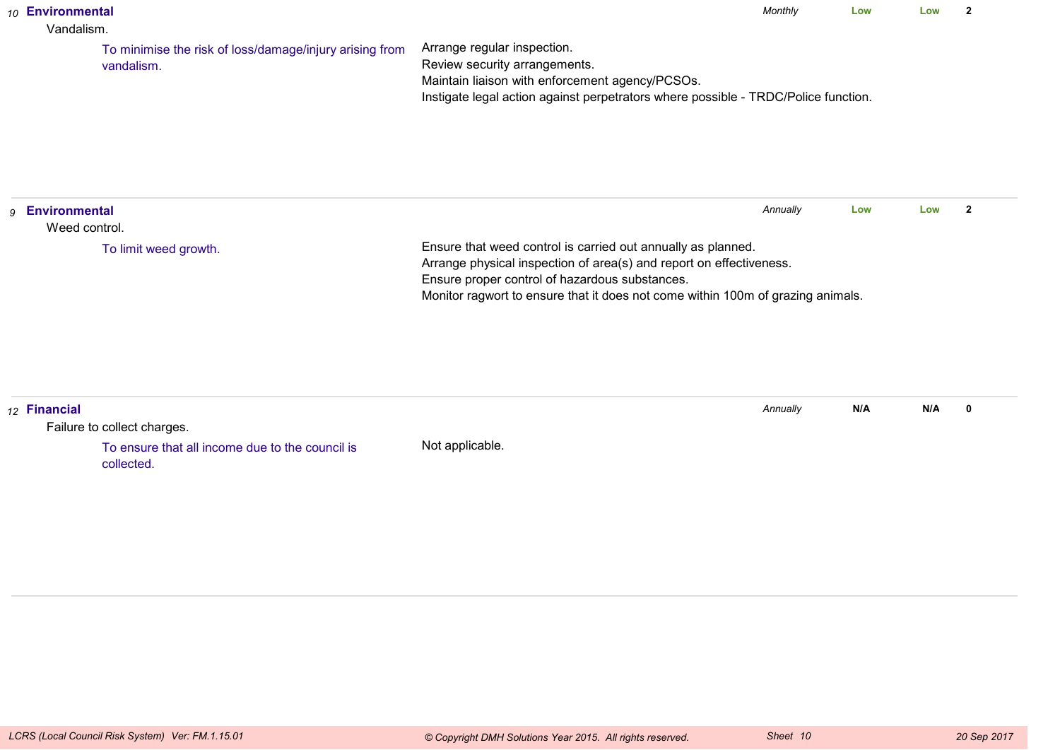| | Risk | Objective | Controls | Review | Likelihood | Impact | Score |
|---|---|---|---|---|---|---|---|
| *10* | **Environmental**<br>Vandalism. | To minimise the risk of loss/damage/injury arising from vandalism. | Arrange regular inspection.<br>Review security arrangements.<br>Maintain liaison with enforcement agency/PCSOs.<br>Instigate legal action against perpetrators where possible - TRDC/Police function. | *Monthly* | **Low** | **Low** | **2** |
| *9* | **Environmental**<br>Weed control. | To limit weed growth. | Ensure that weed control is carried out annually as planned.<br>Arrange physical inspection of area(s) and report on effectiveness.<br>Ensure proper control of hazardous substances.<br>Monitor ragwort to ensure that it does not come within 100m of grazing animals. | *Annually* | **Low** | **Low** | **2** |
| *12* | **Financial**<br>Failure to collect charges. | To ensure that all income due to the council is collected. | Not applicable. | *Annually* | **N/A** | **N/A** | **0** |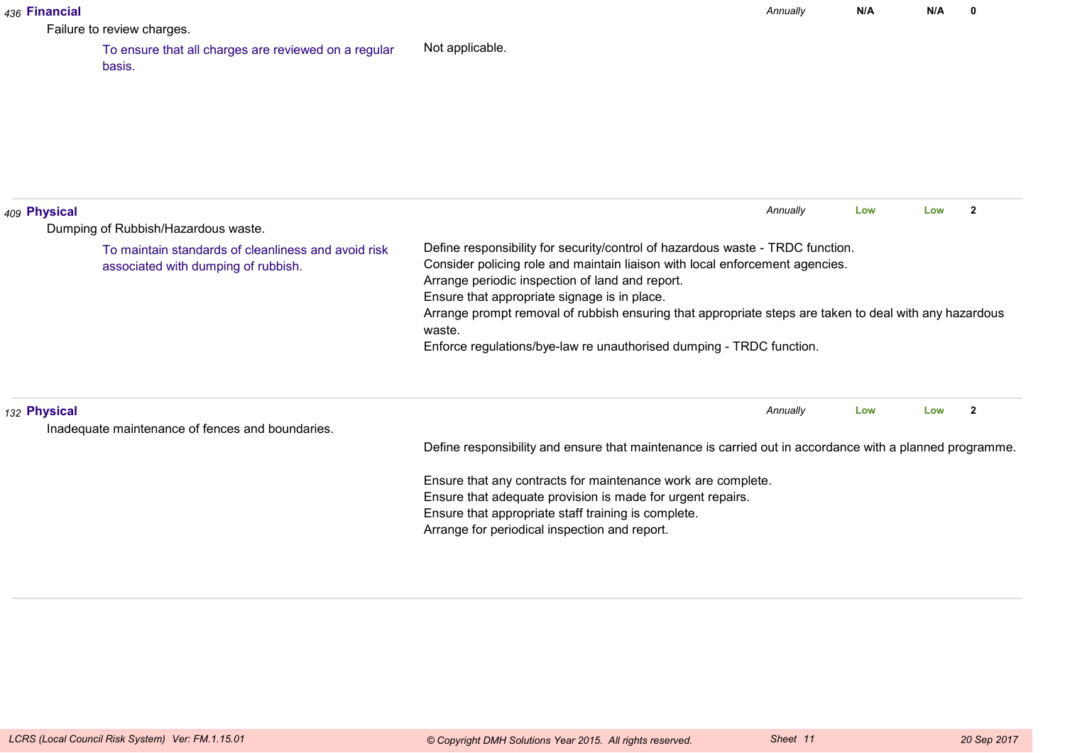436 **Financial**

Failure to review charges.

To ensure that all charges are reviewed on a regular basis.

Not applicable.

*Annually* **N/A** **N/A** **0**

---

409 **Physical**

Dumping of Rubbish/Hazardous waste.

To maintain standards of cleanliness and avoid risk associated with dumping of rubbish.

Define responsibility for security/control of hazardous waste - TRDC function.
Consider policing role and maintain liaison with local enforcement agencies.
Arrange periodic inspection of land and report.
Ensure that appropriate signage is in place.
Arrange prompt removal of rubbish ensuring that appropriate steps are taken to deal with any hazardous waste.
Enforce regulations/bye-law re unauthorised dumping - TRDC function.

*Annually* **Low** **Low** **2**

---

132 **Physical**

Inadequate maintenance of fences and boundaries.

Define responsibility and ensure that maintenance is carried out in accordance with a planned programme.

Ensure that any contracts for maintenance work are complete.
Ensure that adequate provision is made for urgent repairs.
Ensure that appropriate staff training is complete.
Arrange for periodical inspection and report.

*Annually* **Low** **Low** **2**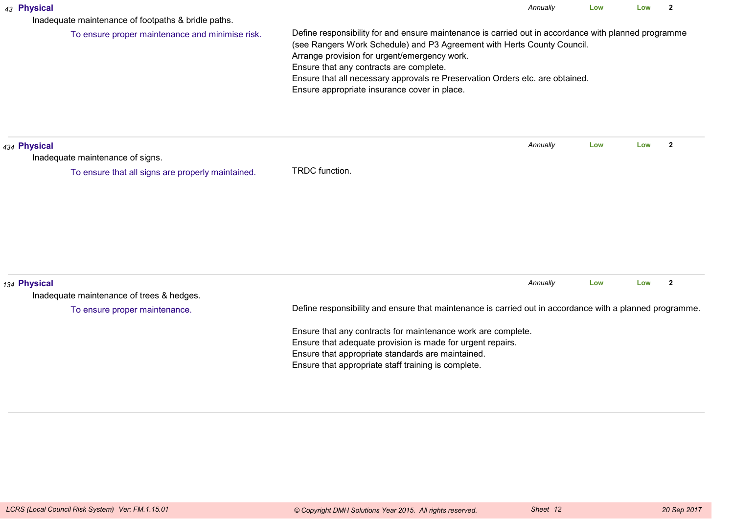**43 Physical**

Inadequate maintenance of footpaths & bridle paths.

*Annually* | **Low** | **Low** | **2**

To ensure proper maintenance and minimise risk.

Define responsibility for and ensure maintenance is carried out in accordance with planned programme (see Rangers Work Schedule) and P3 Agreement with Herts County Council.
Arrange provision for urgent/emergency work.
Ensure that any contracts are complete.
Ensure that all necessary approvals re Preservation Orders etc. are obtained.
Ensure appropriate insurance cover in place.

---

**434 Physical**

Inadequate maintenance of signs.

*Annually* | **Low** | **Low** | **2**

To ensure that all signs are properly maintained.

TRDC function.

---

**134 Physical**

Inadequate maintenance of trees & hedges.

*Annually* | **Low** | **Low** | **2**

To ensure proper maintenance.

Define responsibility and ensure that maintenance is carried out in accordance with a planned programme.

Ensure that any contracts for maintenance work are complete.
Ensure that adequate provision is made for urgent repairs.
Ensure that appropriate standards are maintained.
Ensure that appropriate staff training is complete.

---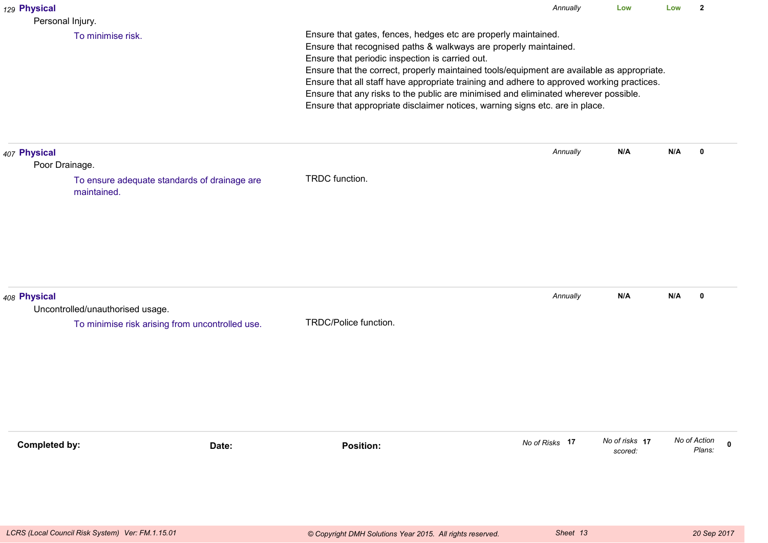| Ref | Category / Risk / Objective | Controls | Review | Likelihood | Impact | Score |
|---|---|---|---|---|---|---|
| 129 | **Physical**<br>Personal Injury.<br>To minimise risk. | Ensure that gates, fences, hedges etc are properly maintained.<br>Ensure that recognised paths & walkways are properly maintained.<br>Ensure that periodic inspection is carried out.<br>Ensure that the correct, properly maintained tools/equipment are available as appropriate.<br>Ensure that all staff have appropriate training and adhere to approved working practices.<br>Ensure that any risks to the public are minimised and eliminated wherever possible.<br>Ensure that appropriate disclaimer notices, warning signs etc. are in place. | *Annually* | Low | Low | 2 |
| 407 | **Physical**<br>Poor Drainage.<br>To ensure adequate standards of drainage are maintained. | TRDC function. | *Annually* | N/A | N/A | 0 |
| 408 | **Physical**<br>Uncontrolled/unauthorised usage.<br>To minimise risk arising from uncontrolled use. | TRDC/Police function. | *Annually* | N/A | N/A | 0 |

**Completed by:** &nbsp;&nbsp;&nbsp;&nbsp; **Date:** &nbsp;&nbsp;&nbsp;&nbsp; **Position:**

*No of Risks* **17** &nbsp;&nbsp; *No of risks scored:* **17** &nbsp;&nbsp; *No of Action Plans:* **0**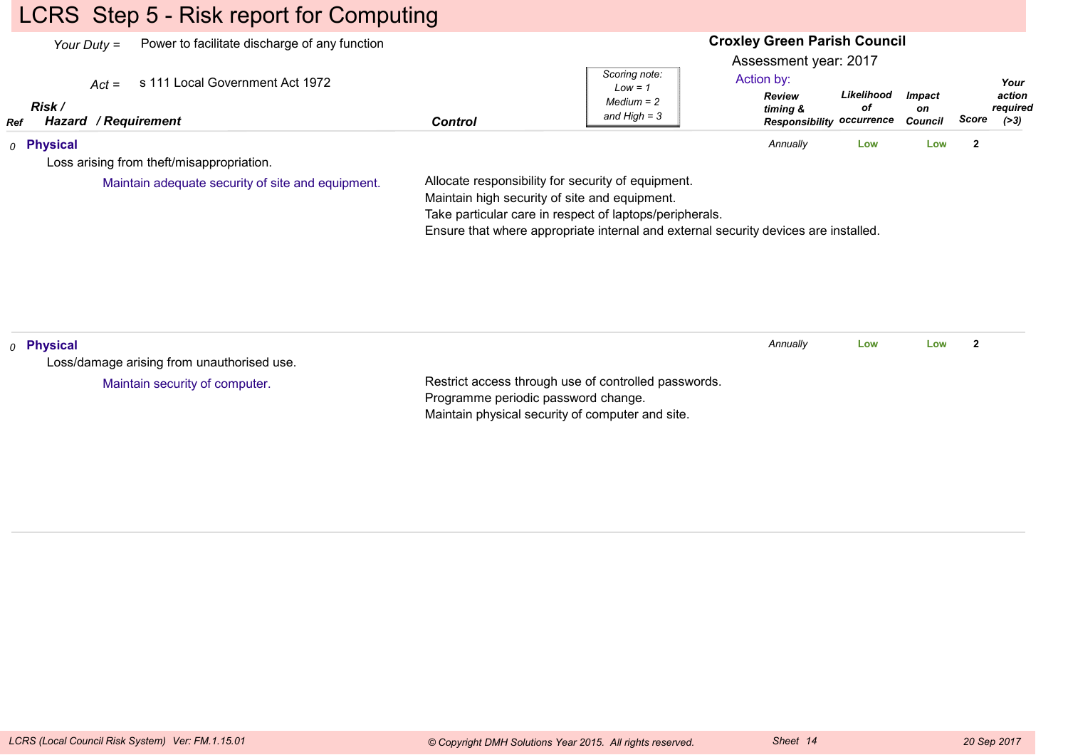# LCRS Step 5 - Risk report for Computing

*Your Duty* = Power to facilitate discharge of any function

*Act* = s 111 Local Government Act 1972

**Croxley Green Parish Council**

Assessment year: 2017

Action by:

*Scoring note: Low = 1, Medium = 2 and High = 3*

| Ref | Risk / Hazard / Requirement | Control | Review timing & Responsibility | Likelihood of occurrence | Impact on Council | Score | Your action required (>3) |
|---|---|---|---|---|---|---|---|
| 0 | **Physical**<br>Loss arising from theft/misappropriation.<br>Maintain adequate security of site and equipment. | Allocate responsibility for security of equipment.<br>Maintain high security of site and equipment.<br>Take particular care in respect of laptops/peripherals.<br>Ensure that where appropriate internal and external security devices are installed. | Annually | Low | Low | 2 | |
| 0 | **Physical**<br>Loss/damage arising from unauthorised use.<br>Maintain security of computer. | Restrict access through use of controlled passwords.<br>Programme periodic password change.<br>Maintain physical security of computer and site. | Annually | Low | Low | 2 | |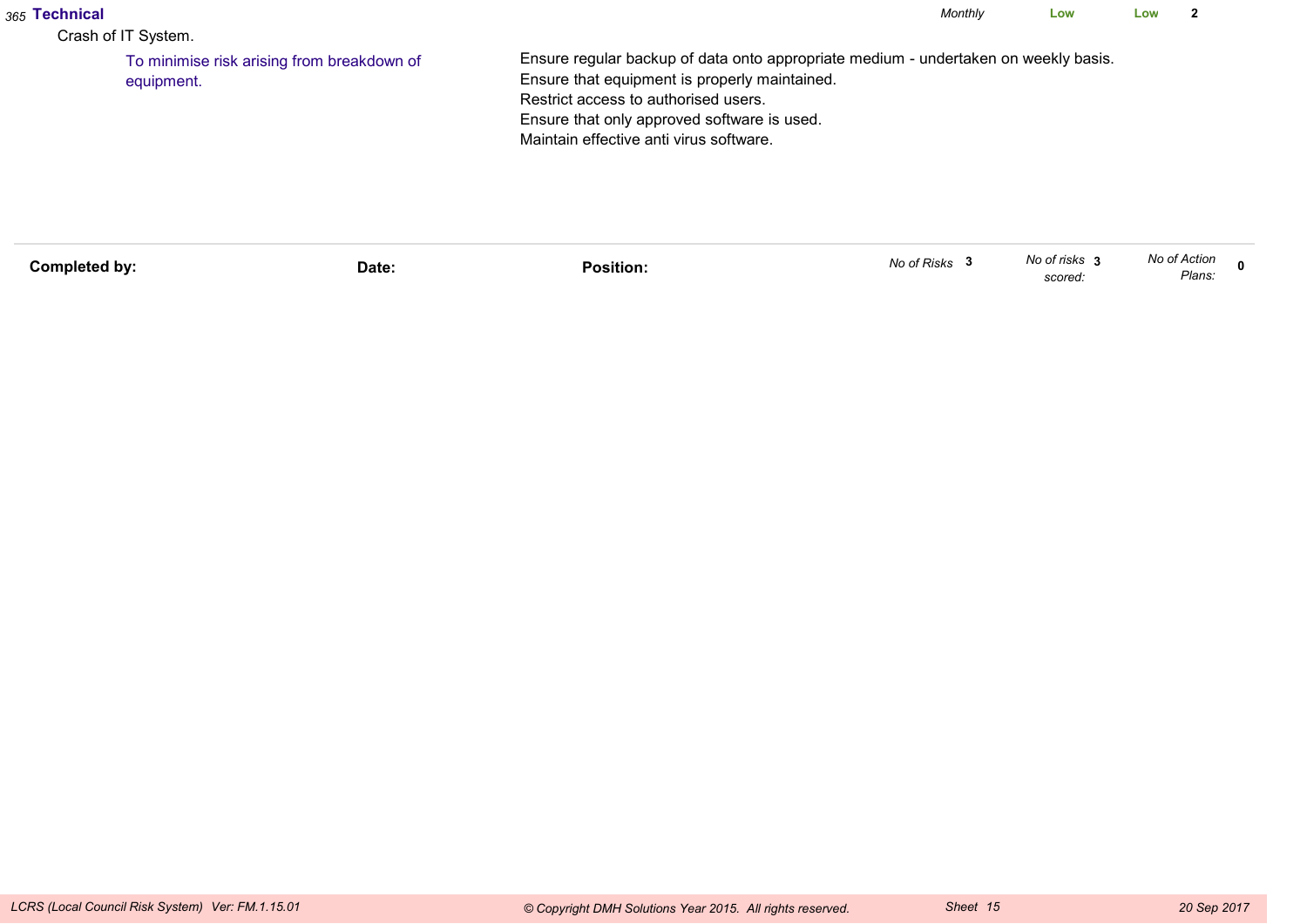*365* **Technical** *Monthly* **Low** **Low** **2**

Crash of IT System.

To minimise risk arising from breakdown of equipment.

Ensure regular backup of data onto appropriate medium - undertaken on weekly basis.
Ensure that equipment is properly maintained.
Restrict access to authorised users.
Ensure that only approved software is used.
Maintain effective anti virus software.

---

| **Completed by:** | **Date:** | **Position:** | *No of Risks* **3** | *No of risks scored:* **3** | *No of Action Plans:* **0** |
|---|---|---|---|---|---|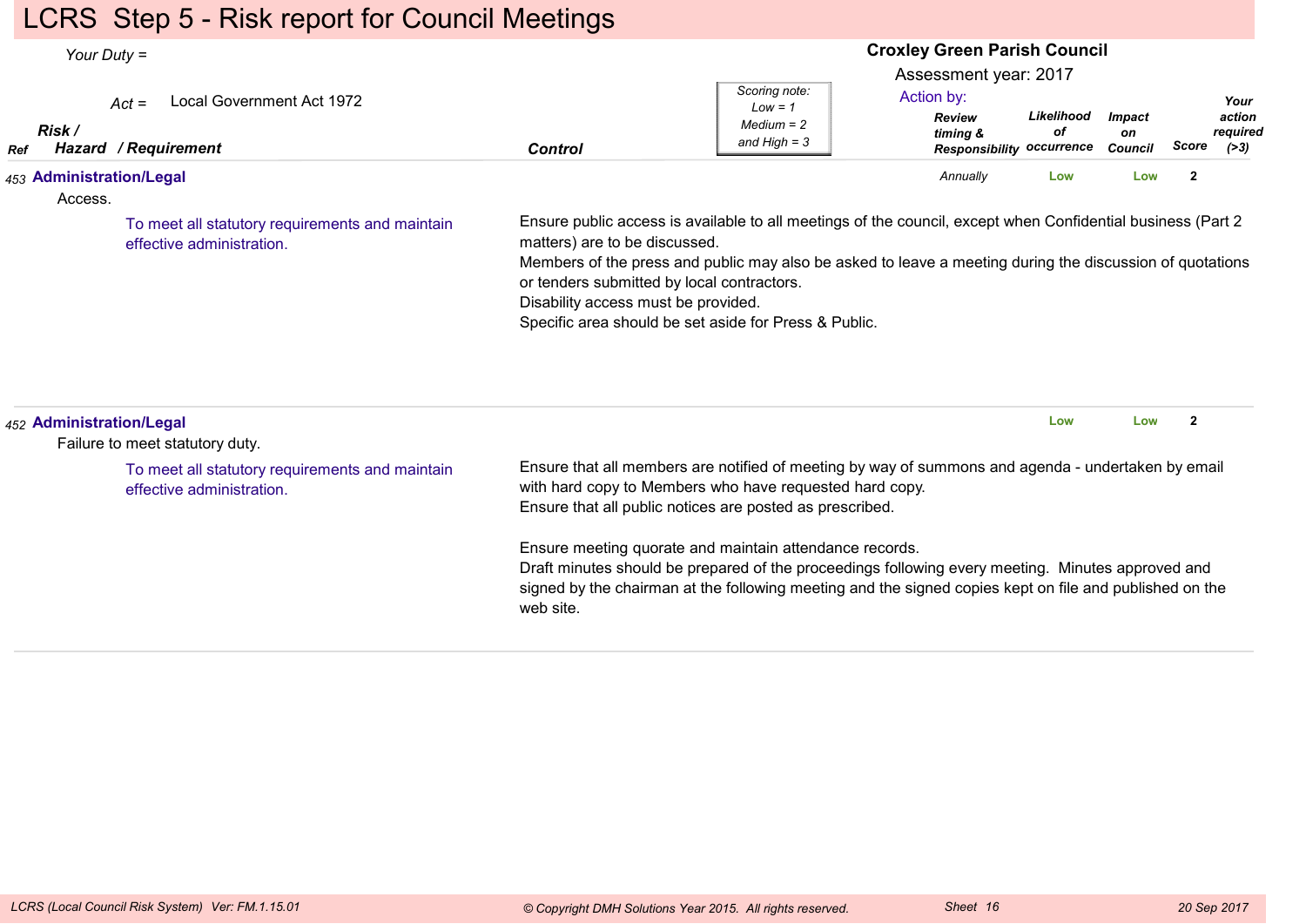# LCRS Step 5 - Risk report for Council Meetings

*Your Duty =*

*Act =* Local Government Act 1972

**Croxley Green Parish Council**

Assessment year: 2017

Action by:

*Scoring note: Low = 1, Medium = 2 and High = 3*

| Ref | Risk / Hazard / Requirement | Control | Review timing & Responsibility | Likelihood of occurrence | Impact on Council | Score | Your action required (>3) |
|---|---|---|---|---|---|---|---|
| 453 | **Administration/Legal**<br>Access.<br>To meet all statutory requirements and maintain effective administration. | Ensure public access is available to all meetings of the council, except when Confidential business (Part 2 matters) are to be discussed.<br>Members of the press and public may also be asked to leave a meeting during the discussion of quotations or tenders submitted by local contractors.<br>Disability access must be provided.<br>Specific area should be set aside for Press & Public. | *Annually* | Low | Low | 2 | |
| 452 | **Administration/Legal**<br>Failure to meet statutory duty.<br>To meet all statutory requirements and maintain effective administration. | Ensure that all members are notified of meeting by way of summons and agenda - undertaken by email with hard copy to Members who have requested hard copy.<br>Ensure that all public notices are posted as prescribed.<br><br>Ensure meeting quorate and maintain attendance records.<br>Draft minutes should be prepared of the proceedings following every meeting. Minutes approved and signed by the chairman at the following meeting and the signed copies kept on file and published on the web site. | | Low | Low | 2 | |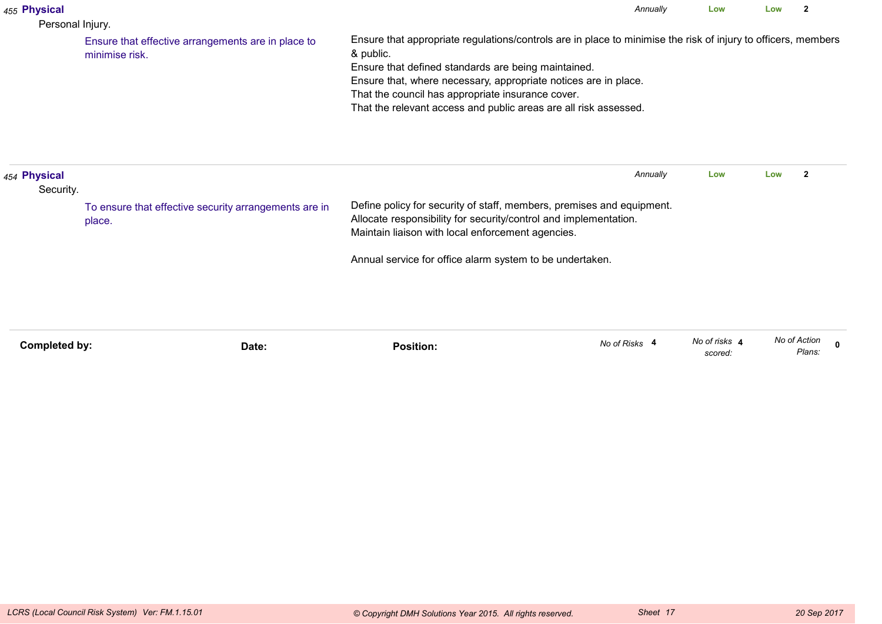455 **Physical**

Personal Injury.

Ensure that effective arrangements are in place to minimise risk.

Ensure that appropriate regulations/controls are in place to minimise the risk of injury to officers, members & public.
Ensure that defined standards are being maintained.
Ensure that, where necessary, appropriate notices are in place.
That the council has appropriate insurance cover.
That the relevant access and public areas are all risk assessed.

*Annually* **Low** **Low** **2**

---

454 **Physical**

Security.

To ensure that effective security arrangements are in place.

Define policy for security of staff, members, premises and equipment.
Allocate responsibility for security/control and implementation.
Maintain liaison with local enforcement agencies.

Annual service for office alarm system to be undertaken.

*Annually* **Low** **Low** **2**

---

**Completed by:** **Date:** **Position:** *No of Risks* **4** *No of risks scored:* **4** *No of Action Plans:* **0**

*LCRS (Local Council Risk System) Ver: FM.1.15.01* *© Copyright DMH Solutions Year 2015. All rights reserved.* *Sheet 17* *20 Sep 2017*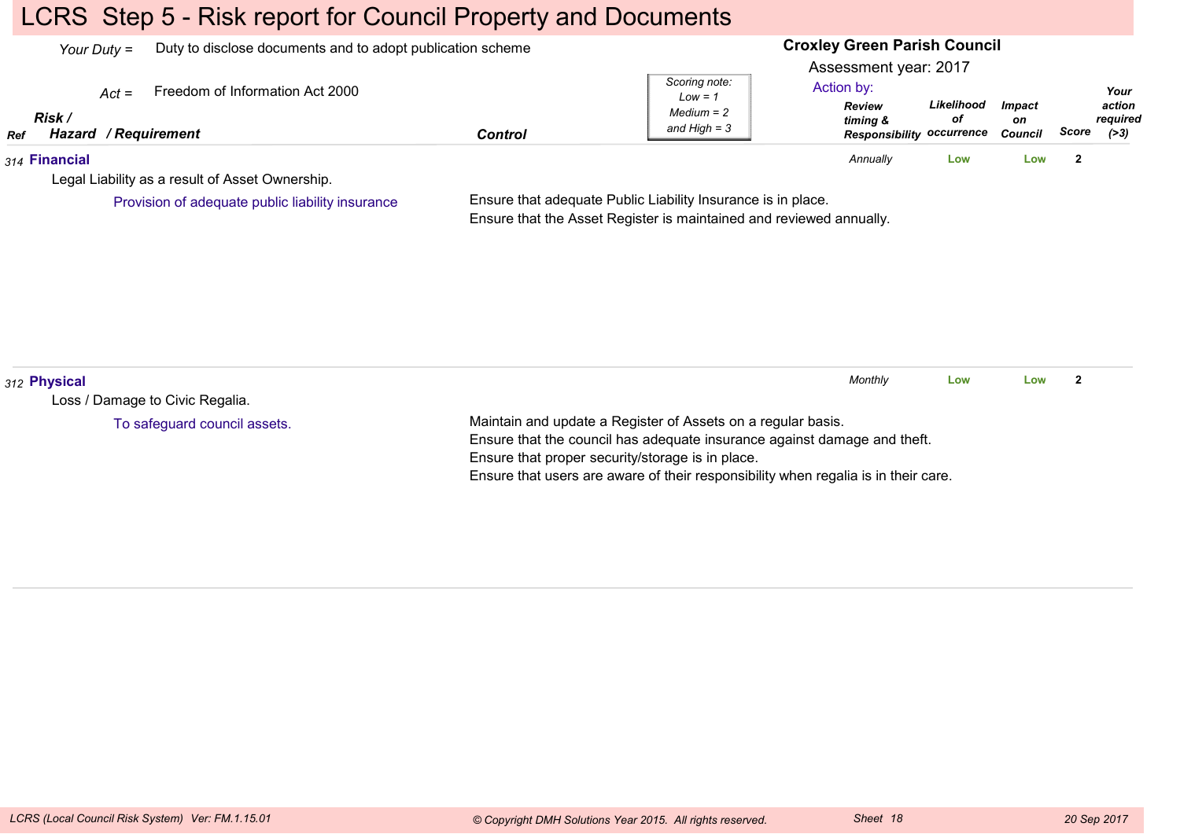# LCRS Step 5 - Risk report for Council Property and Documents

*Your Duty* = Duty to disclose documents and to adopt publication scheme

*Act* = Freedom of Information Act 2000

**Croxley Green Parish Council**

Assessment year: 2017

*Scoring note: Low = 1, Medium = 2 and High = 3*

| Ref | Risk / Hazard / Requirement | Control | Review timing & Responsibility | Likelihood of occurrence | Impact on Council | Score | Your action required (>3) |
|---|---|---|---|---|---|---|---|
| 314 | **Financial**<br>Legal Liability as a result of Asset Ownership.<br>Provision of adequate public liability insurance | Ensure that adequate Public Liability Insurance is in place.<br>Ensure that the Asset Register is maintained and reviewed annually. | *Annually* | Low | Low | 2 | |
| 312 | **Physical**<br>Loss / Damage to Civic Regalia.<br>To safeguard council assets. | Maintain and update a Register of Assets on a regular basis.<br>Ensure that the council has adequate insurance against damage and theft.<br>Ensure that proper security/storage is in place.<br>Ensure that users are aware of their responsibility when regalia is in their care. | *Monthly* | Low | Low | 2 | |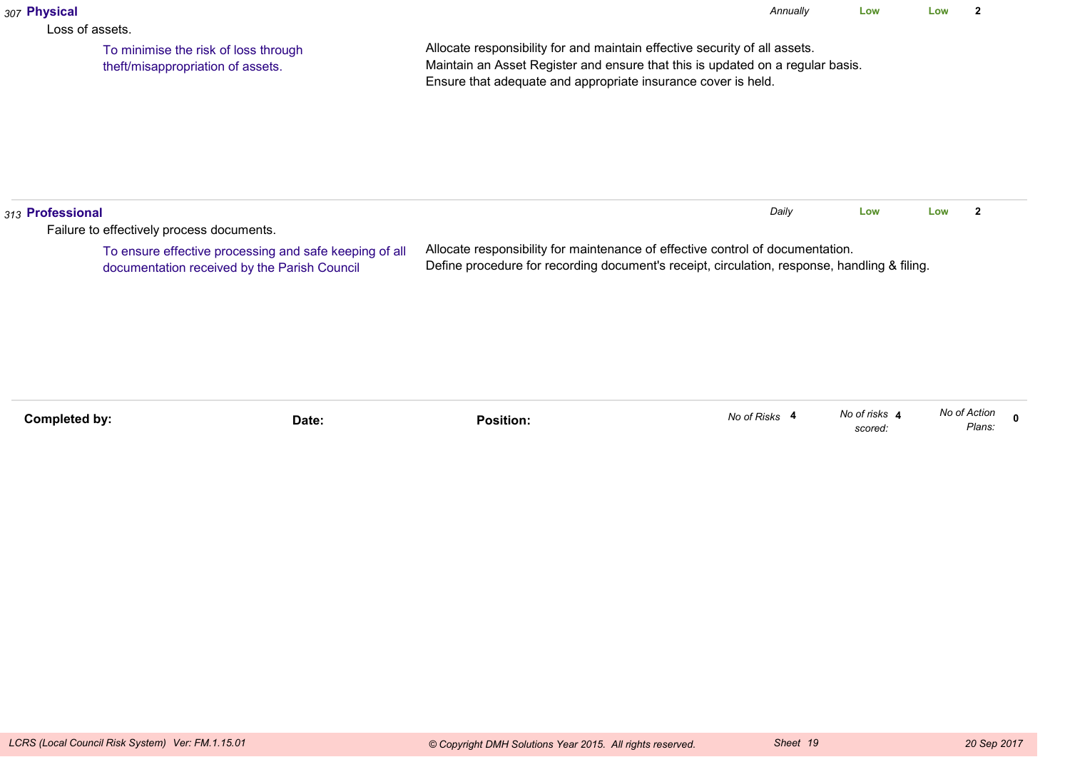307 **Physical** | *Annually* | Low | Low | 2

Loss of assets.

To minimise the risk of loss through theft/misappropriation of assets.

Allocate responsibility for and maintain effective security of all assets.
Maintain an Asset Register and ensure that this is updated on a regular basis.
Ensure that adequate and appropriate insurance cover is held.

---

313 **Professional** | *Daily* | Low | Low | 2

Failure to effectively process documents.

To ensure effective processing and safe keeping of all documentation received by the Parish Council

Allocate responsibility for maintenance of effective control of documentation.
Define procedure for recording document's receipt, circulation, response, handling & filing.

---

| **Completed by:** | **Date:** | **Position:** | *No of Risks* **4** | *No of risks scored:* **4** | *No of Action Plans:* **0** |
|---|---|---|---|---|---|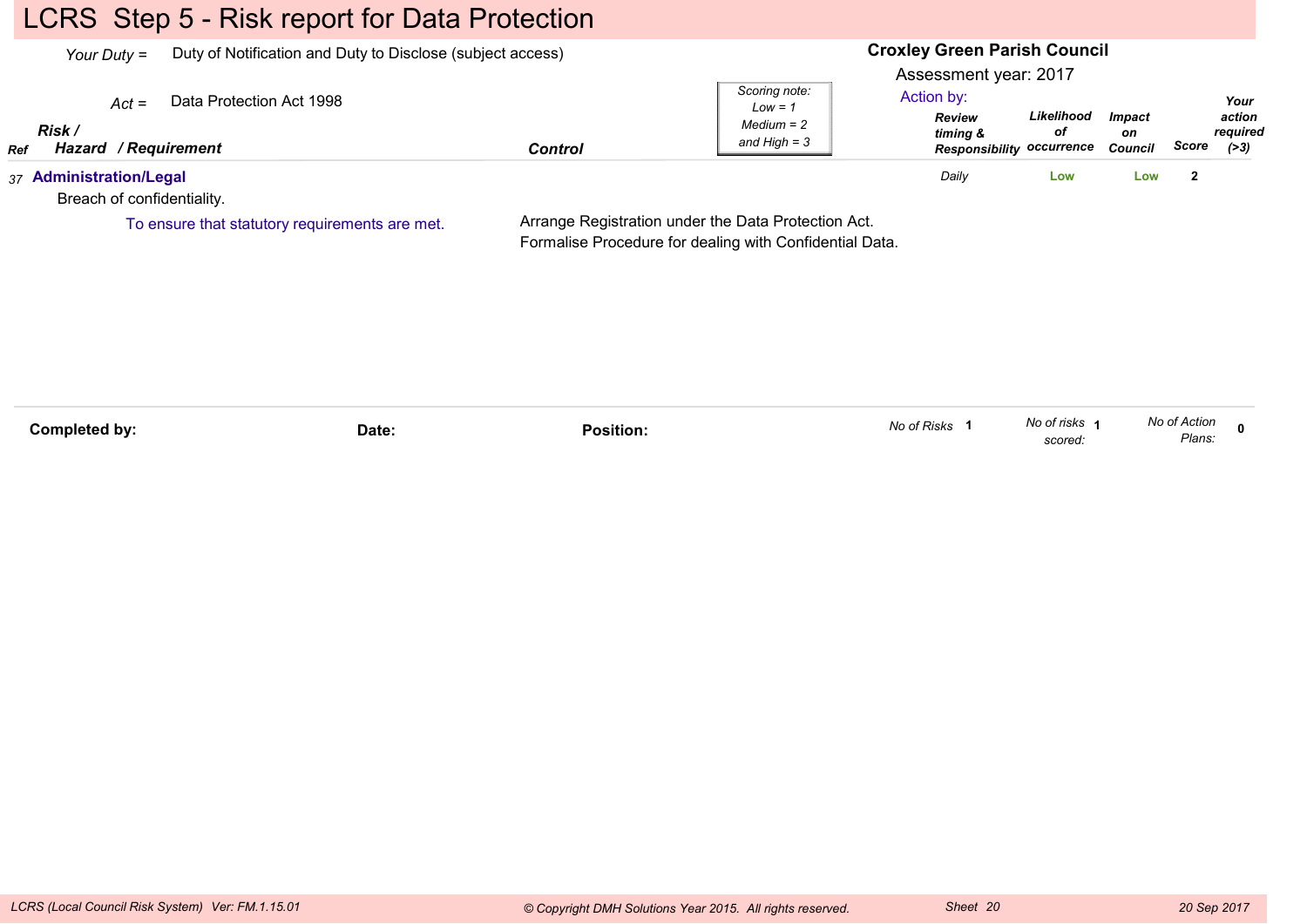# LCRS Step 5 - Risk report for Data Protection

*Your Duty =* Duty of Notification and Duty to Disclose (subject access)

*Act =* Data Protection Act 1998

**Croxley Green Parish Council**

Assessment year: 2017

*Scoring note: Low = 1 Medium = 2 and High = 3*

| Ref | Risk / Hazard / Requirement | Control | Action by: Review timing & Responsibility | Likelihood of occurrence | Impact on Council | Score | Your action required (>3) |
|---|---|---|---|---|---|---|---|
| 37 | **Administration/Legal**<br>Breach of confidentiality.<br>To ensure that statutory requirements are met. | Arrange Registration under the Data Protection Act.<br>Formalise Procedure for dealing with Confidential Data. | Daily | Low | Low | 2 | |

**Completed by:** **Date:** **Position:**

*No of Risks* 1 *No of risks scored:* 1 *No of Action Plans:* 0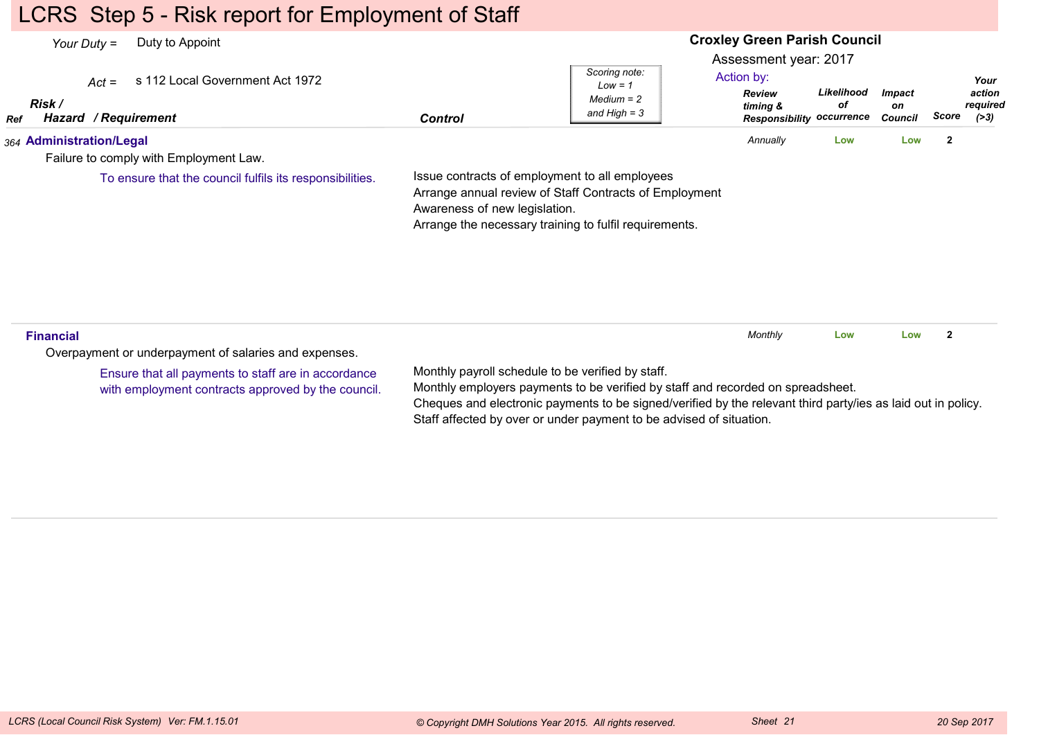# LCRS Step 5 - Risk report for Employment of Staff

*Your Duty =* Duty to Appoint

*Act =* s 112 Local Government Act 1972

**Croxley Green Parish Council**

Assessment year: 2017

*Scoring note: Low = 1, Medium = 2 and High = 3*

Action by:

| Ref | Risk / Hazard / Requirement | Control | Review timing & Responsibility | Likelihood of occurrence | Impact on Council | Score | Your action required (>3) |
|---|---|---|---|---|---|---|---|
| 364 | **Administration/Legal**<br>Failure to comply with Employment Law.<br>To ensure that the council fulfils its responsibilities. | Issue contracts of employment to all employees<br>Arrange annual review of Staff Contracts of Employment<br>Awareness of new legislation.<br>Arrange the necessary training to fulfil requirements. | *Annually* | Low | Low | 2 | |
| | **Financial**<br>Overpayment or underpayment of salaries and expenses.<br>Ensure that all payments to staff are in accordance with employment contracts approved by the council. | Monthly payroll schedule to be verified by staff.<br>Monthly employers payments to be verified by staff and recorded on spreadsheet.<br>Cheques and electronic payments to be signed/verified by the relevant third party/ies as laid out in policy.<br>Staff affected by over or under payment to be advised of situation. | *Monthly* | Low | Low | 2 | |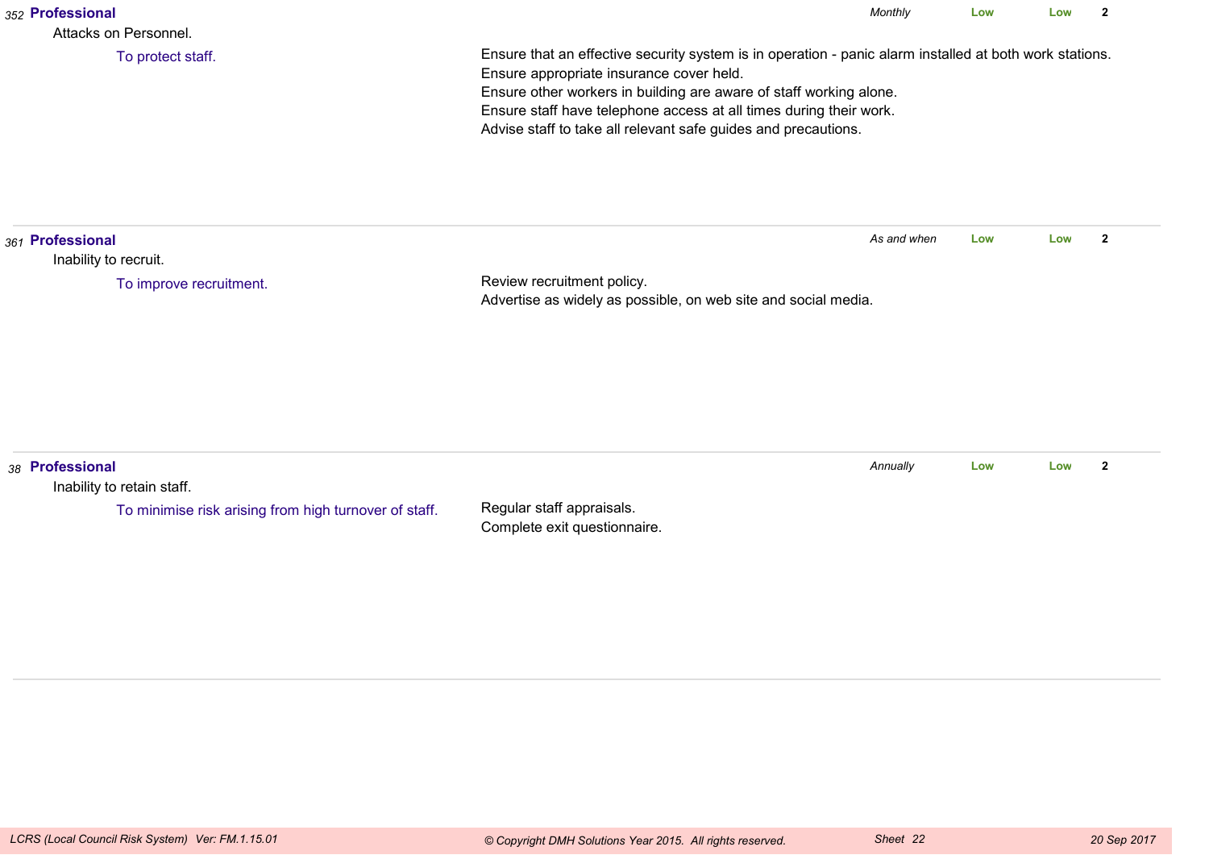352 **Professional** | *Monthly* | **Low** | **Low** | **2**

Attacks on Personnel.

To protect staff.

Ensure that an effective security system is in operation - panic alarm installed at both work stations.
Ensure appropriate insurance cover held.
Ensure other workers in building are aware of staff working alone.
Ensure staff have telephone access at all times during their work.
Advise staff to take all relevant safe guides and precautions.

---

361 **Professional** | *As and when* | **Low** | **Low** | **2**

Inability to recruit.

To improve recruitment.

Review recruitment policy.
Advertise as widely as possible, on web site and social media.

---

38 **Professional** | *Annually* | **Low** | **Low** | **2**

Inability to retain staff.

To minimise risk arising from high turnover of staff.

Regular staff appraisals.
Complete exit questionnaire.

---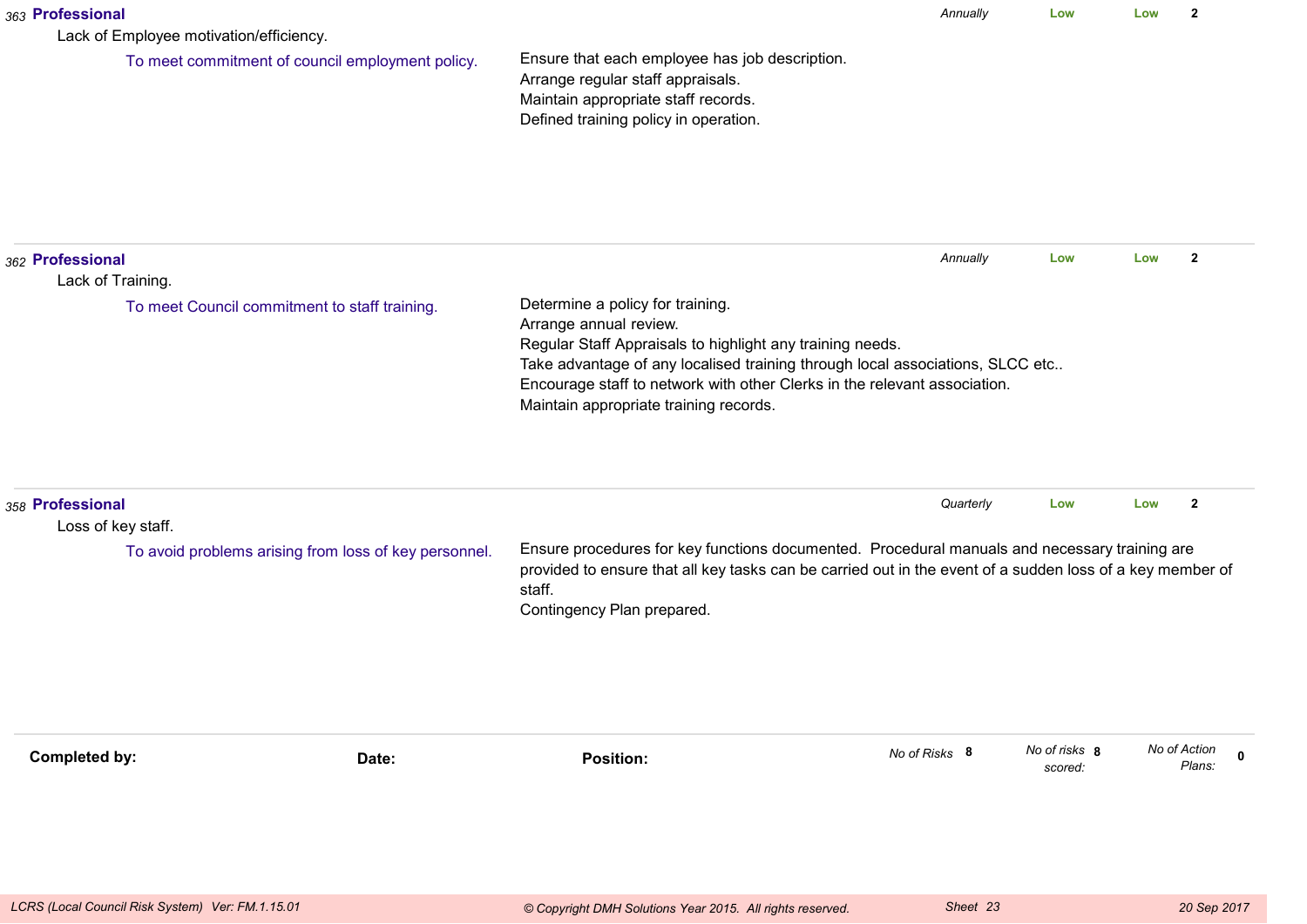**363 Professional** | *Annually* | **Low** | **Low** | **2**

Lack of Employee motivation/efficiency.

To meet commitment of council employment policy.

Ensure that each employee has job description.
Arrange regular staff appraisals.
Maintain appropriate staff records.
Defined training policy in operation.

---

**362 Professional** | *Annually* | **Low** | **Low** | **2**

Lack of Training.

To meet Council commitment to staff training.

Determine a policy for training.
Arrange annual review.
Regular Staff Appraisals to highlight any training needs.
Take advantage of any localised training through local associations, SLCC etc..
Encourage staff to network with other Clerks in the relevant association.
Maintain appropriate training records.

---

**358 Professional** | *Quarterly* | **Low** | **Low** | **2**

Loss of key staff.

To avoid problems arising from loss of key personnel.

Ensure procedures for key functions documented. Procedural manuals and necessary training are provided to ensure that all key tasks can be carried out in the event of a sudden loss of a key member of staff.
Contingency Plan prepared.

---

**Completed by:** **Date:** **Position:**

*No of Risks* **8** *No of risks scored:* **8** *No of Action Plans:* **0**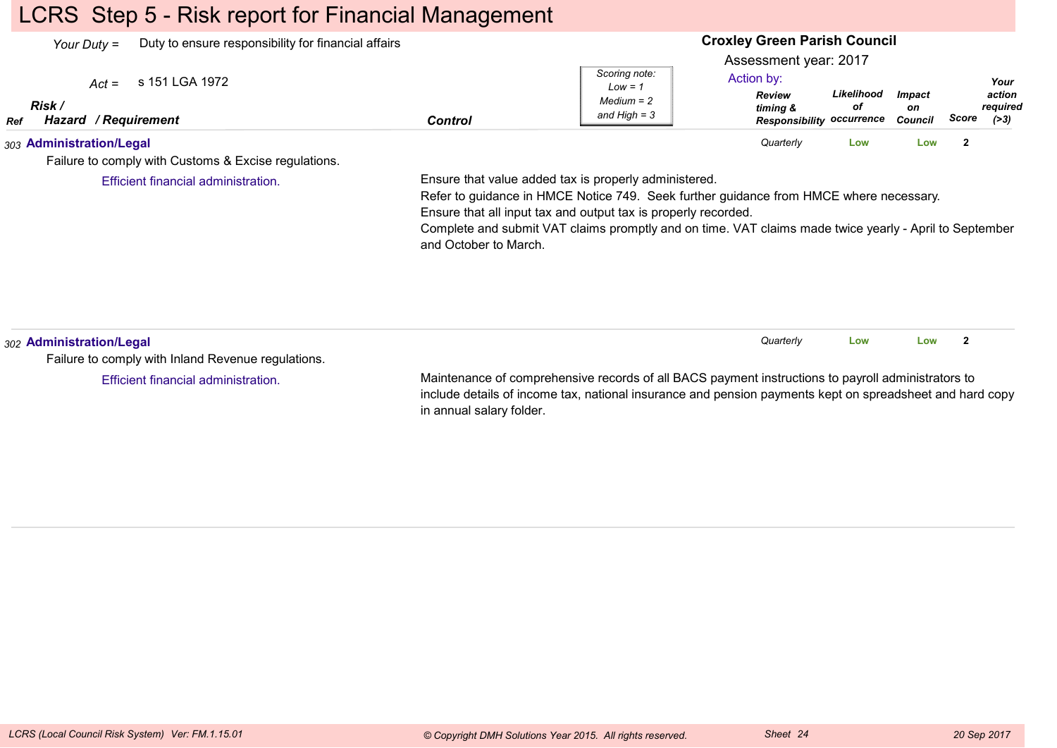# LCRS Step 5 - Risk report for Financial Management

*Your Duty* = Duty to ensure responsibility for financial affairs

*Act* = s 151 LGA 1972

**Croxley Green Parish Council**

Assessment year: 2017

*Scoring note: Low = 1, Medium = 2 and High = 3*

| Ref | Risk / Hazard / Requirement | Control | Action by: Review timing & Responsibility | Likelihood of occurrence | Impact on Council | Score | Your action required (>3) |
|---|---|---|---|---|---|---|---|
| 303 | **Administration/Legal**<br>Failure to comply with Customs & Excise regulations.<br>Efficient financial administration. | Ensure that value added tax is properly administered.<br>Refer to guidance in HMCE Notice 749. Seek further guidance from HMCE where necessary.<br>Ensure that all input tax and output tax is properly recorded.<br>Complete and submit VAT claims promptly and on time. VAT claims made twice yearly - April to September and October to March. | *Quarterly* | Low | Low | 2 | |
| 302 | **Administration/Legal**<br>Failure to comply with Inland Revenue regulations.<br>Efficient financial administration. | Maintenance of comprehensive records of all BACS payment instructions to payroll administrators to include details of income tax, national insurance and pension payments kept on spreadsheet and hard copy in annual salary folder. | *Quarterly* | Low | Low | 2 | |

*LCRS (Local Council Risk System) Ver: FM.1.15.01* © Copyright DMH Solutions Year 2015. All rights reserved. *20 Sep 2017*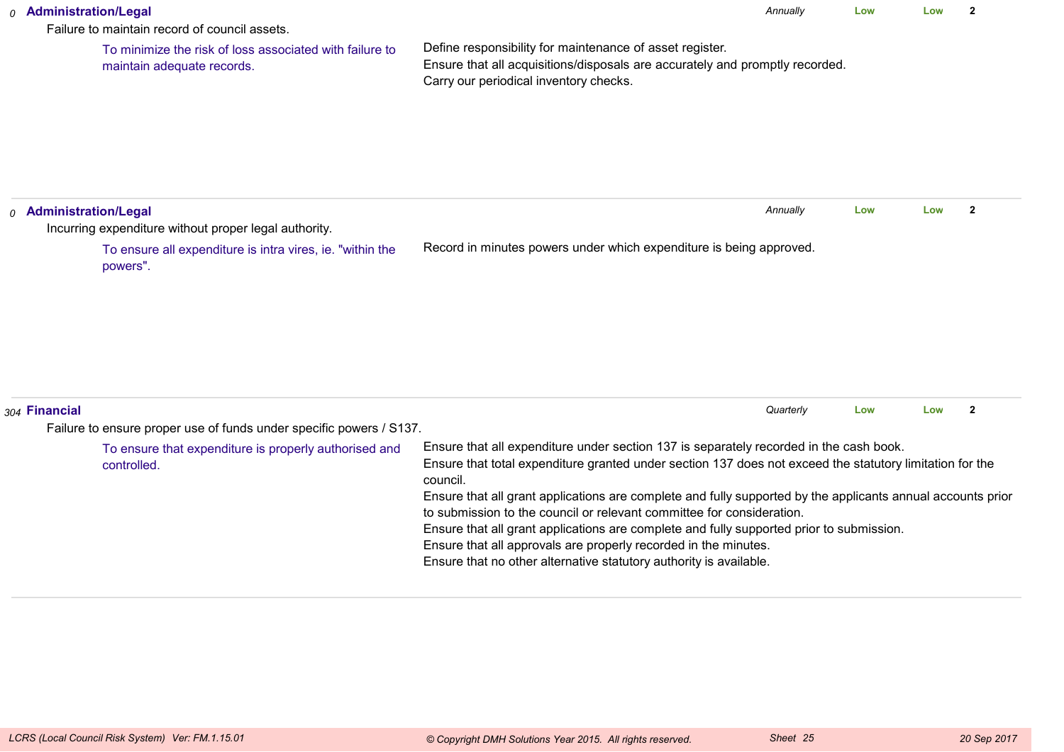*0* **Administration/Legal** *Annually* **Low** **Low** **2**

Failure to maintain record of council assets.

To minimize the risk of loss associated with failure to maintain adequate records.

Define responsibility for maintenance of asset register.
Ensure that all acquisitions/disposals are accurately and promptly recorded.
Carry our periodical inventory checks.

---

*0* **Administration/Legal** *Annually* **Low** **Low** **2**

Incurring expenditure without proper legal authority.

To ensure all expenditure is intra vires, ie. "within the powers".

Record in minutes powers under which expenditure is being approved.

---

*304* **Financial** *Quarterly* **Low** **Low** **2**

Failure to ensure proper use of funds under specific powers / S137.

To ensure that expenditure is properly authorised and controlled.

Ensure that all expenditure under section 137 is separately recorded in the cash book.
Ensure that total expenditure granted under section 137 does not exceed the statutory limitation for the council.
Ensure that all grant applications are complete and fully supported by the applicants annual accounts prior to submission to the council or relevant committee for consideration.
Ensure that all grant applications are complete and fully supported prior to submission.
Ensure that all approvals are properly recorded in the minutes.
Ensure that no other alternative statutory authority is available.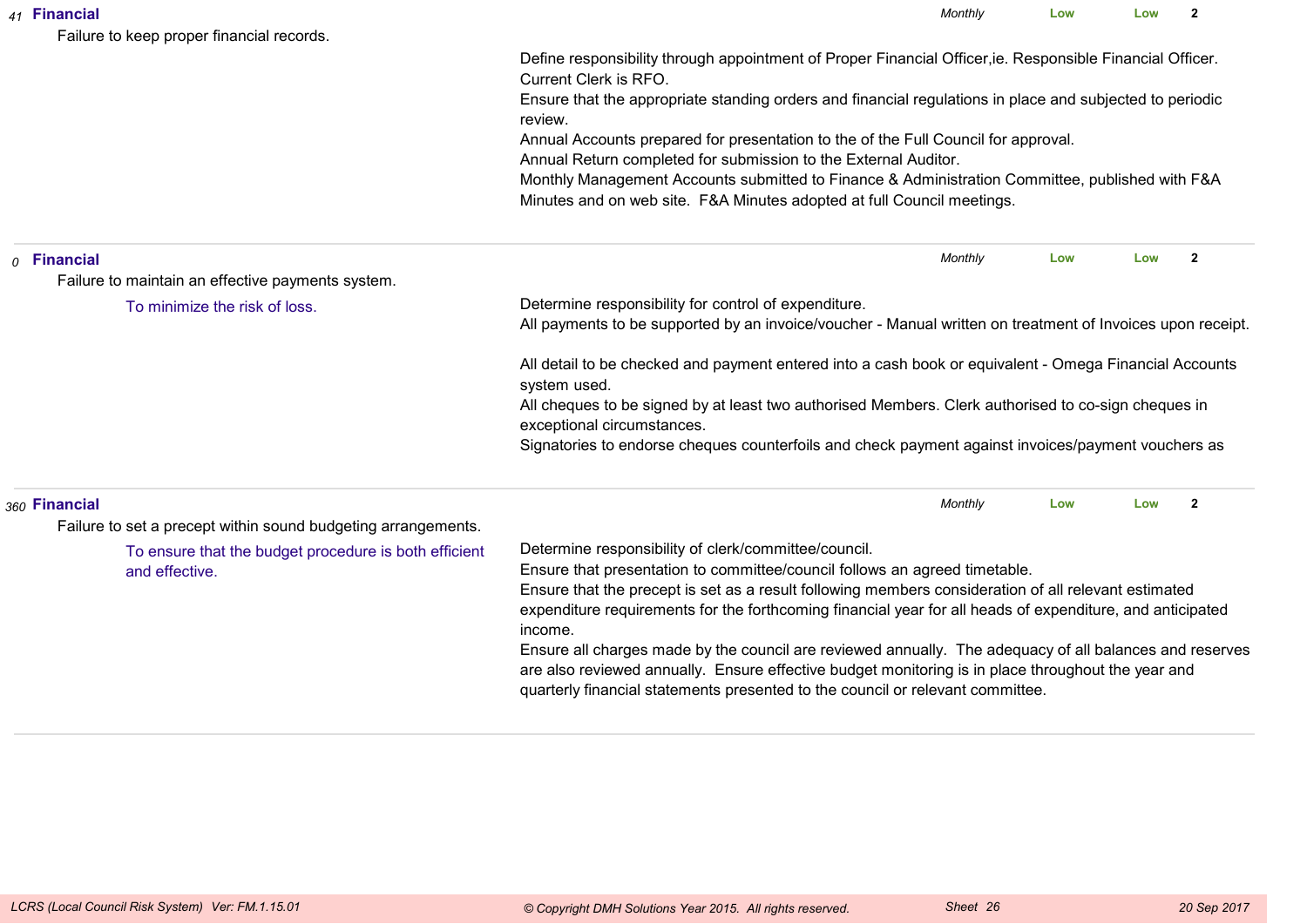*41* **Financial**

Failure to keep proper financial records.

*Monthly* **Low** **Low** **2**

Define responsibility through appointment of Proper Financial Officer,ie. Responsible Financial Officer. Current Clerk is RFO.
Ensure that the appropriate standing orders and financial regulations in place and subjected to periodic review.
Annual Accounts prepared for presentation to the of the Full Council for approval.
Annual Return completed for submission to the External Auditor.
Monthly Management Accounts submitted to Finance & Administration Committee, published with F&A Minutes and on web site. F&A Minutes adopted at full Council meetings.

---

*0* **Financial**

Failure to maintain an effective payments system.

To minimize the risk of loss.

*Monthly* **Low** **Low** **2**

Determine responsibility for control of expenditure.
All payments to be supported by an invoice/voucher - Manual written on treatment of Invoices upon receipt.

All detail to be checked and payment entered into a cash book or equivalent - Omega Financial Accounts system used.
All cheques to be signed by at least two authorised Members. Clerk authorised to co-sign cheques in exceptional circumstances.
Signatories to endorse cheques counterfoils and check payment against invoices/payment vouchers as

---

*360* **Financial**

Failure to set a precept within sound budgeting arrangements.

To ensure that the budget procedure is both efficient and effective.

*Monthly* **Low** **Low** **2**

Determine responsibility of clerk/committee/council.
Ensure that presentation to committee/council follows an agreed timetable.
Ensure that the precept is set as a result following members consideration of all relevant estimated expenditure requirements for the forthcoming financial year for all heads of expenditure, and anticipated income.
Ensure all charges made by the council are reviewed annually. The adequacy of all balances and reserves are also reviewed annually. Ensure effective budget monitoring is in place throughout the year and quarterly financial statements presented to the council or relevant committee.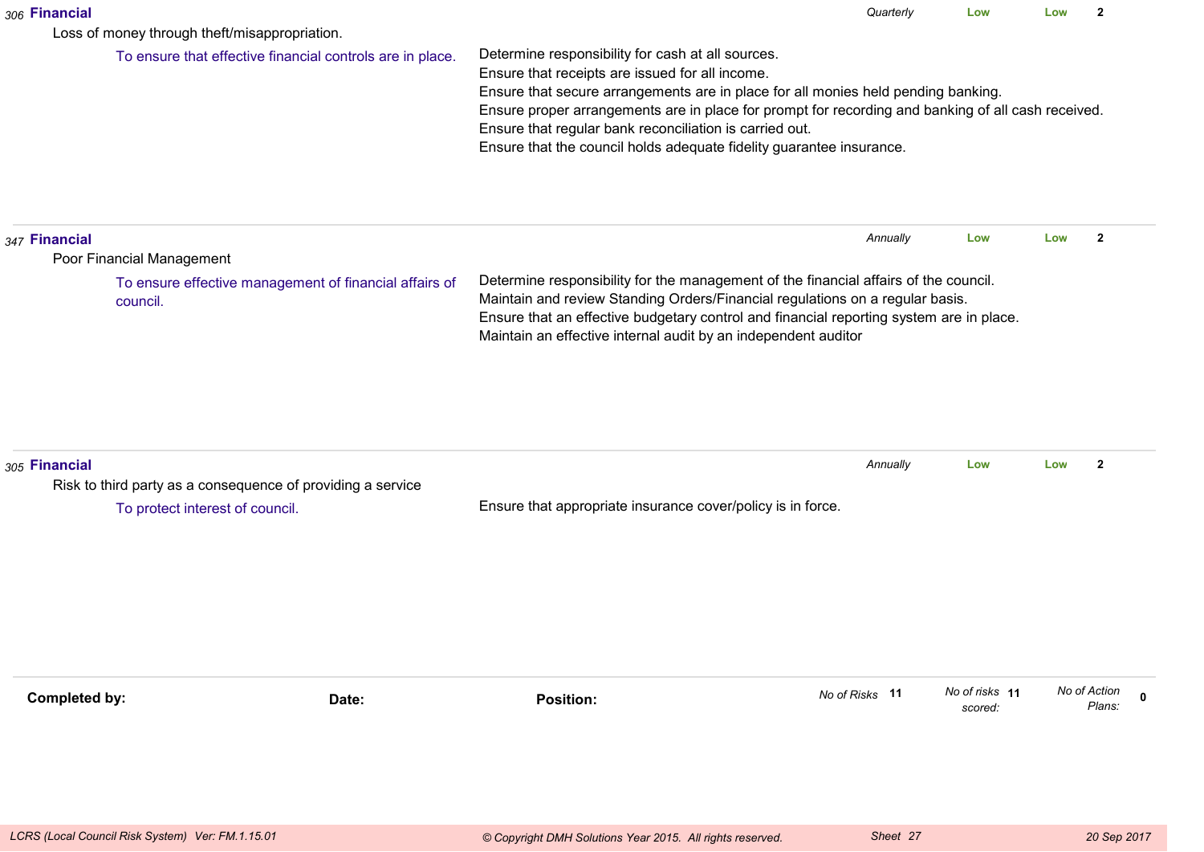*306* **Financial** *Quarterly* **Low** **Low** **2**

Loss of money through theft/misappropriation.

To ensure that effective financial controls are in place.

Determine responsibility for cash at all sources.
Ensure that receipts are issued for all income.
Ensure that secure arrangements are in place for all monies held pending banking.
Ensure proper arrangements are in place for prompt for recording and banking of all cash received.
Ensure that regular bank reconciliation is carried out.
Ensure that the council holds adequate fidelity guarantee insurance.

---

*347* **Financial** *Annually* **Low** **Low** **2**

Poor Financial Management

To ensure effective management of financial affairs of council.

Determine responsibility for the management of the financial affairs of the council.
Maintain and review Standing Orders/Financial regulations on a regular basis.
Ensure that an effective budgetary control and financial reporting system are in place.
Maintain an effective internal audit by an independent auditor

---

*305* **Financial** *Annually* **Low** **Low** **2**

Risk to third party as a consequence of providing a service

To protect interest of council.

Ensure that appropriate insurance cover/policy is in force.

---

**Completed by:** **Date:** **Position:** *No of Risks* **11** *No of risks scored:* **11** *No of Action Plans:* **0**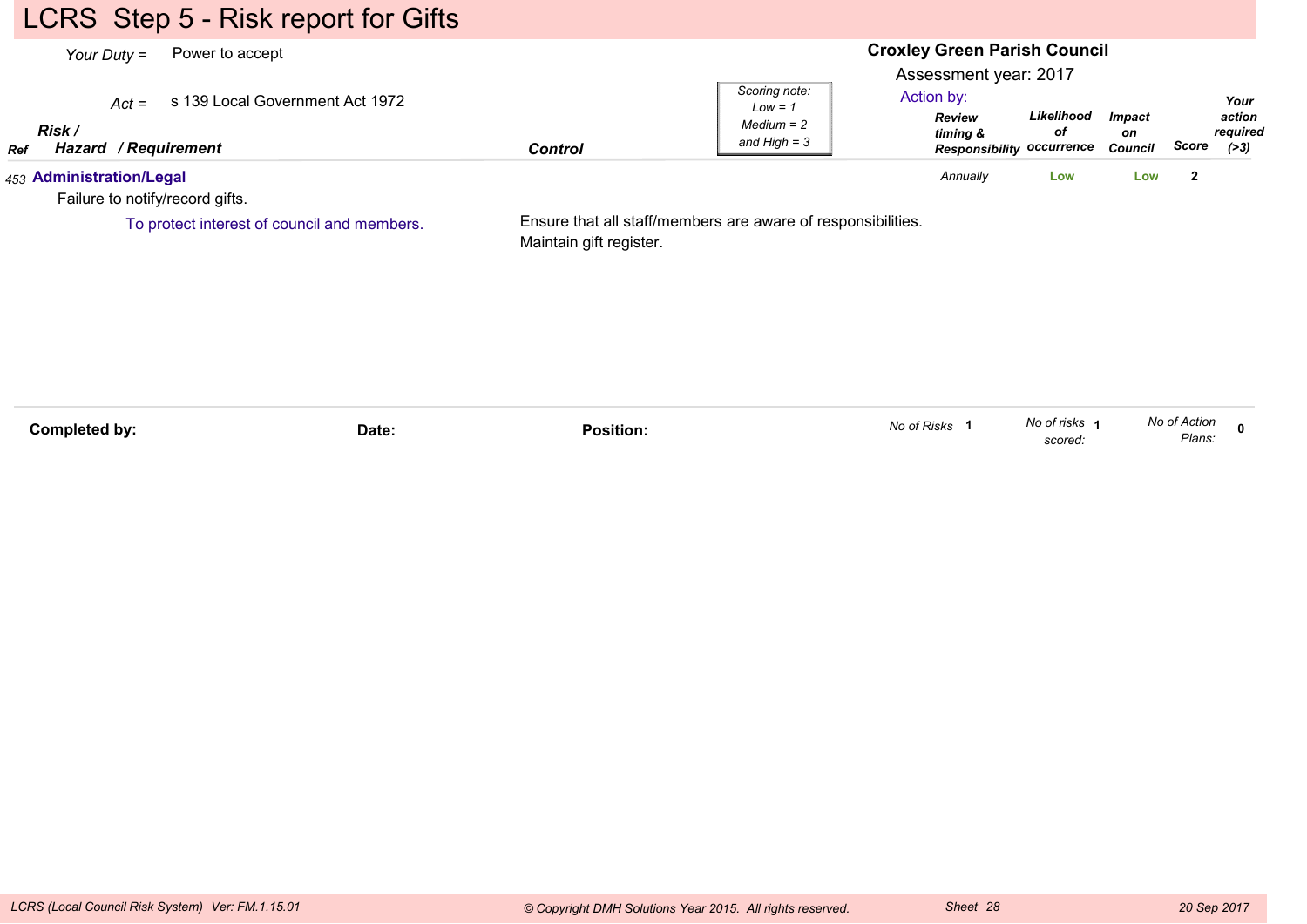# LCRS Step 5 - Risk report for Gifts

*Your Duty* = Power to accept

*Act* = s 139 Local Government Act 1972

**Croxley Green Parish Council**

Assessment year: 2017

*Scoring note: Low = 1, Medium = 2 and High = 3*

Action by:

| Ref | Risk / Hazard / Requirement | Control | Review timing & Responsibility | Likelihood of occurrence | Impact on Council | Score | Your action required (>3) |
|---|---|---|---|---|---|---|---|
| 453 | **Administration/Legal**<br>Failure to notify/record gifts.<br>To protect interest of council and members. | Ensure that all staff/members are aware of responsibilities.<br>Maintain gift register. | Annually | Low | Low | 2 | |

**Completed by:** **Date:** **Position:**

*No of Risks* 1 *No of risks scored:* 1 *No of Action Plans:* 0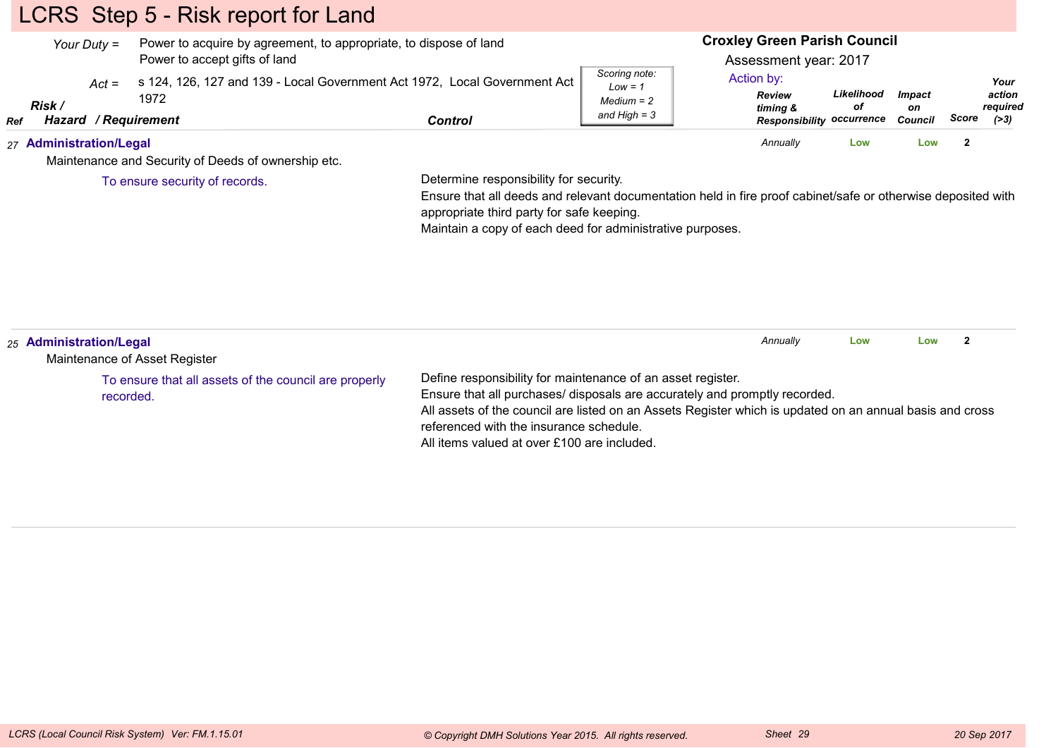# LCRS Step 5 - Risk report for Land

*Your Duty* = Power to acquire by agreement, to appropriate, to dispose of land
Power to accept gifts of land

*Act* = s 124, 126, 127 and 139 - Local Government Act 1972, Local Government Act 1972

**Croxley Green Parish Council**
Assessment year: 2017

*Scoring note: Low = 1, Medium = 2 and High = 3*

| Ref | Risk / Hazard / Requirement | Control | Action by: Review timing & Responsibility | Likelihood of occurrence | Impact on Council | Score | Your action required (>3) |
|---|---|---|---|---|---|---|---|
| 27 | **Administration/Legal**<br>Maintenance and Security of Deeds of ownership etc.<br>To ensure security of records. | Determine responsibility for security.<br>Ensure that all deeds and relevant documentation held in fire proof cabinet/safe or otherwise deposited with appropriate third party for safe keeping.<br>Maintain a copy of each deed for administrative purposes. | *Annually* | Low | Low | 2 | |
| 25 | **Administration/Legal**<br>Maintenance of Asset Register<br>To ensure that all assets of the council are properly recorded. | Define responsibility for maintenance of an asset register.<br>Ensure that all purchases/ disposals are accurately and promptly recorded.<br>All assets of the council are listed on an Assets Register which is updated on an annual basis and cross referenced with the insurance schedule.<br>All items valued at over £100 are included. | *Annually* | Low | Low | 2 | |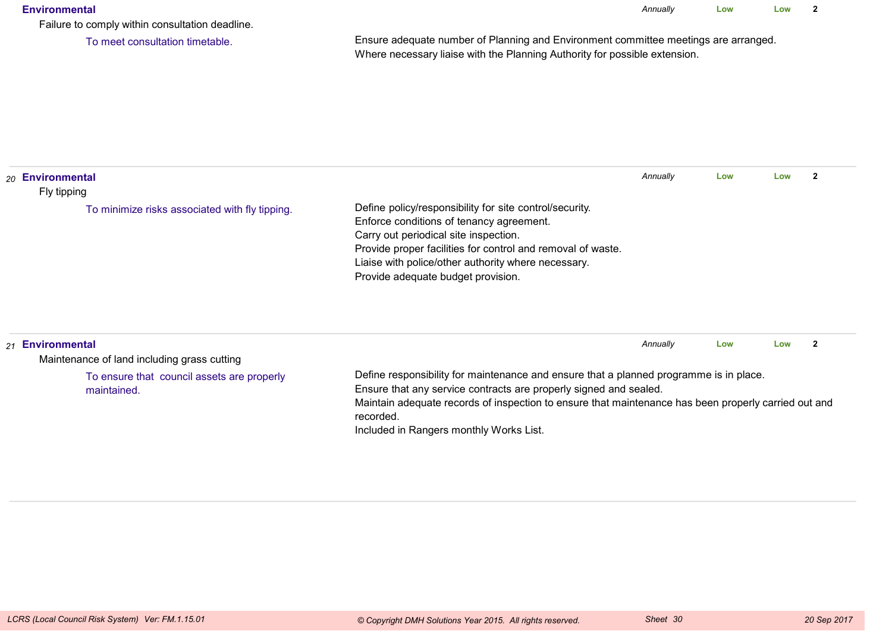**Environmental** *Annually* **Low** **Low** **2**

Failure to comply within consultation deadline.

To meet consultation timetable.

Ensure adequate number of Planning and Environment committee meetings are arranged.
Where necessary liaise with the Planning Authority for possible extension.

---

*20* **Environmental** *Annually* **Low** **Low** **2**

Fly tipping

To minimize risks associated with fly tipping.

Define policy/responsibility for site control/security.
Enforce conditions of tenancy agreement.
Carry out periodical site inspection.
Provide proper facilities for control and removal of waste.
Liaise with police/other authority where necessary.
Provide adequate budget provision.

---

*21* **Environmental** *Annually* **Low** **Low** **2**

Maintenance of land including grass cutting

To ensure that council assets are properly maintained.

Define responsibility for maintenance and ensure that a planned programme is in place.
Ensure that any service contracts are properly signed and sealed.
Maintain adequate records of inspection to ensure that maintenance has been properly carried out and recorded.
Included in Rangers monthly Works List.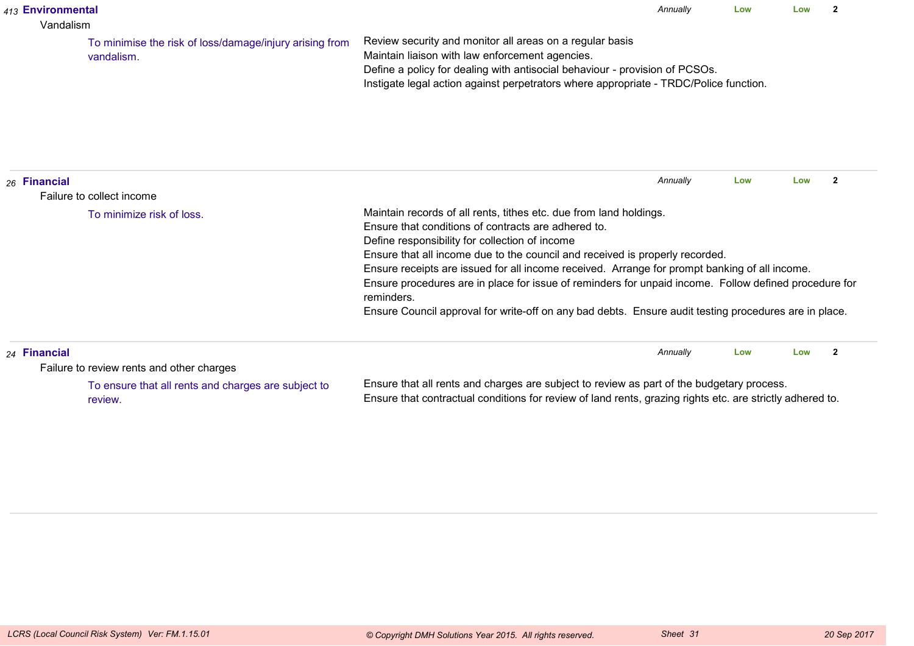*413* **Environmental**

Vandalism

To minimise the risk of loss/damage/injury arising from vandalism.

*Annually* **Low** **Low** **2**

Review security and monitor all areas on a regular basis
Maintain liaison with law enforcement agencies.
Define a policy for dealing with antisocial behaviour - provision of PCSOs.
Instigate legal action against perpetrators where appropriate - TRDC/Police function.

---

*26* **Financial**

Failure to collect income

To minimize risk of loss.

*Annually* **Low** **Low** **2**

Maintain records of all rents, tithes etc. due from land holdings.
Ensure that conditions of contracts are adhered to.
Define responsibility for collection of income
Ensure that all income due to the council and received is properly recorded.
Ensure receipts are issued for all income received. Arrange for prompt banking of all income.
Ensure procedures are in place for issue of reminders for unpaid income. Follow defined procedure for reminders.
Ensure Council approval for write-off on any bad debts. Ensure audit testing procedures are in place.

---

*24* **Financial**

Failure to review rents and other charges

To ensure that all rents and charges are subject to review.

*Annually* **Low** **Low** **2**

Ensure that all rents and charges are subject to review as part of the budgetary process.
Ensure that contractual conditions for review of land rents, grazing rights etc. are strictly adhered to.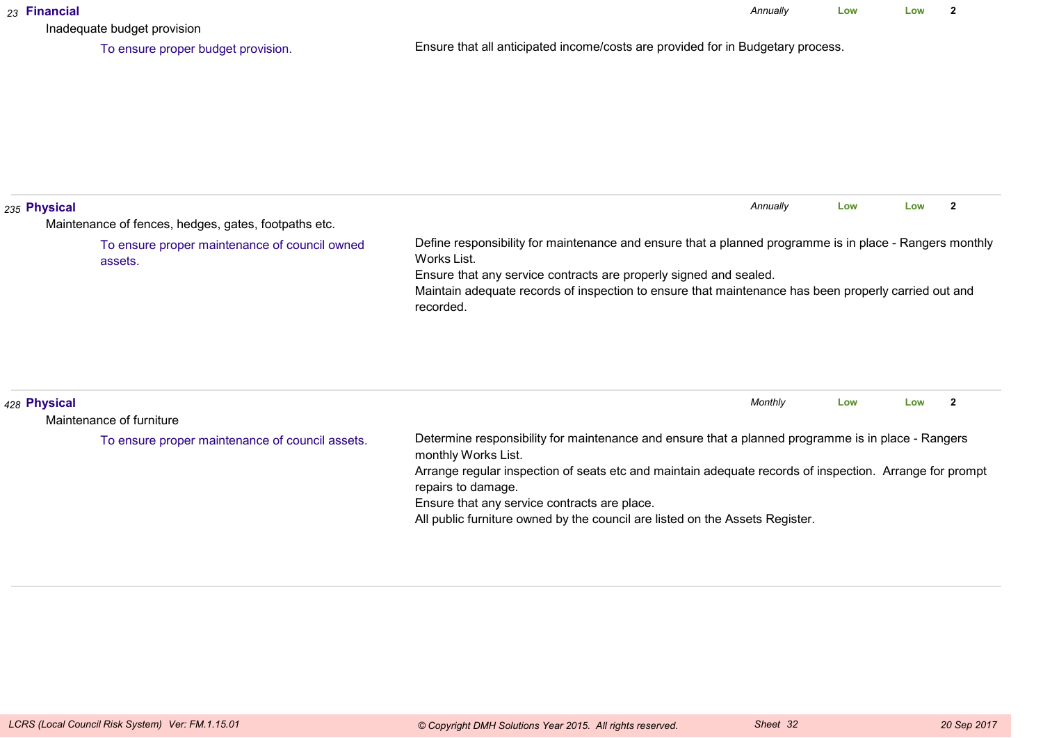| No. | Risk | Objective | Control Measures | Frequency | Likelihood | Impact | Rating |
|---|---|---|---|---|---|---|---|
| 23 | **Financial** Inadequate budget provision | To ensure proper budget provision. | Ensure that all anticipated income/costs are provided for in Budgetary process. | *Annually* | Low | Low | 2 |
| 235 | **Physical** Maintenance of fences, hedges, gates, footpaths etc. | To ensure proper maintenance of council owned assets. | Define responsibility for maintenance and ensure that a planned programme is in place - Rangers monthly Works List.<br>Ensure that any service contracts are properly signed and sealed.<br>Maintain adequate records of inspection to ensure that maintenance has been properly carried out and recorded. | *Annually* | Low | Low | 2 |
| 428 | **Physical** Maintenance of furniture | To ensure proper maintenance of council assets. | Determine responsibility for maintenance and ensure that a planned programme is in place - Rangers monthly Works List.<br>Arrange regular inspection of seats etc and maintain adequate records of inspection. Arrange for prompt repairs to damage.<br>Ensure that any service contracts are place.<br>All public furniture owned by the council are listed on the Assets Register. | *Monthly* | Low | Low | 2 |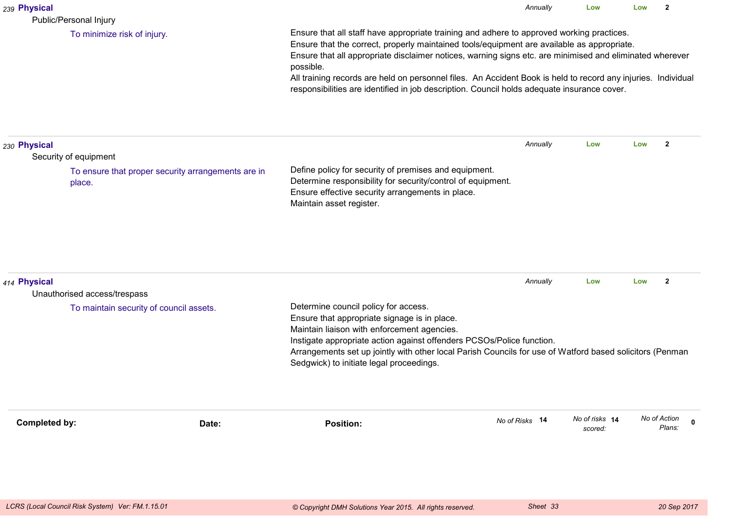239 **Physical**

Public/Personal Injury

To minimize risk of injury.

Ensure that all staff have appropriate training and adhere to approved working practices.
Ensure that the correct, properly maintained tools/equipment are available as appropriate.
Ensure that all appropriate disclaimer notices, warning signs etc. are minimised and eliminated wherever possible.
All training records are held on personnel files. An Accident Book is held to record any injuries. Individual responsibilities are identified in job description. Council holds adequate insurance cover.

*Annually* | **Low** | **Low** | **2**

---

230 **Physical**

Security of equipment

To ensure that proper security arrangements are in place.

Define policy for security of premises and equipment.
Determine responsibility for security/control of equipment.
Ensure effective security arrangements in place.
Maintain asset register.

*Annually* | **Low** | **Low** | **2**

---

414 **Physical**

Unauthorised access/trespass

To maintain security of council assets.

Determine council policy for access.
Ensure that appropriate signage is in place.
Maintain liaison with enforcement agencies.
Instigate appropriate action against offenders PCSOs/Police function.
Arrangements set up jointly with other local Parish Councils for use of Watford based solicitors (Penman Sedgwick) to initiate legal proceedings.

*Annually* | **Low** | **Low** | **2**

---

**Completed by:** **Date:** **Position:**

*No of Risks* **14** *No of risks scored:* **14** *No of Action Plans:* **0**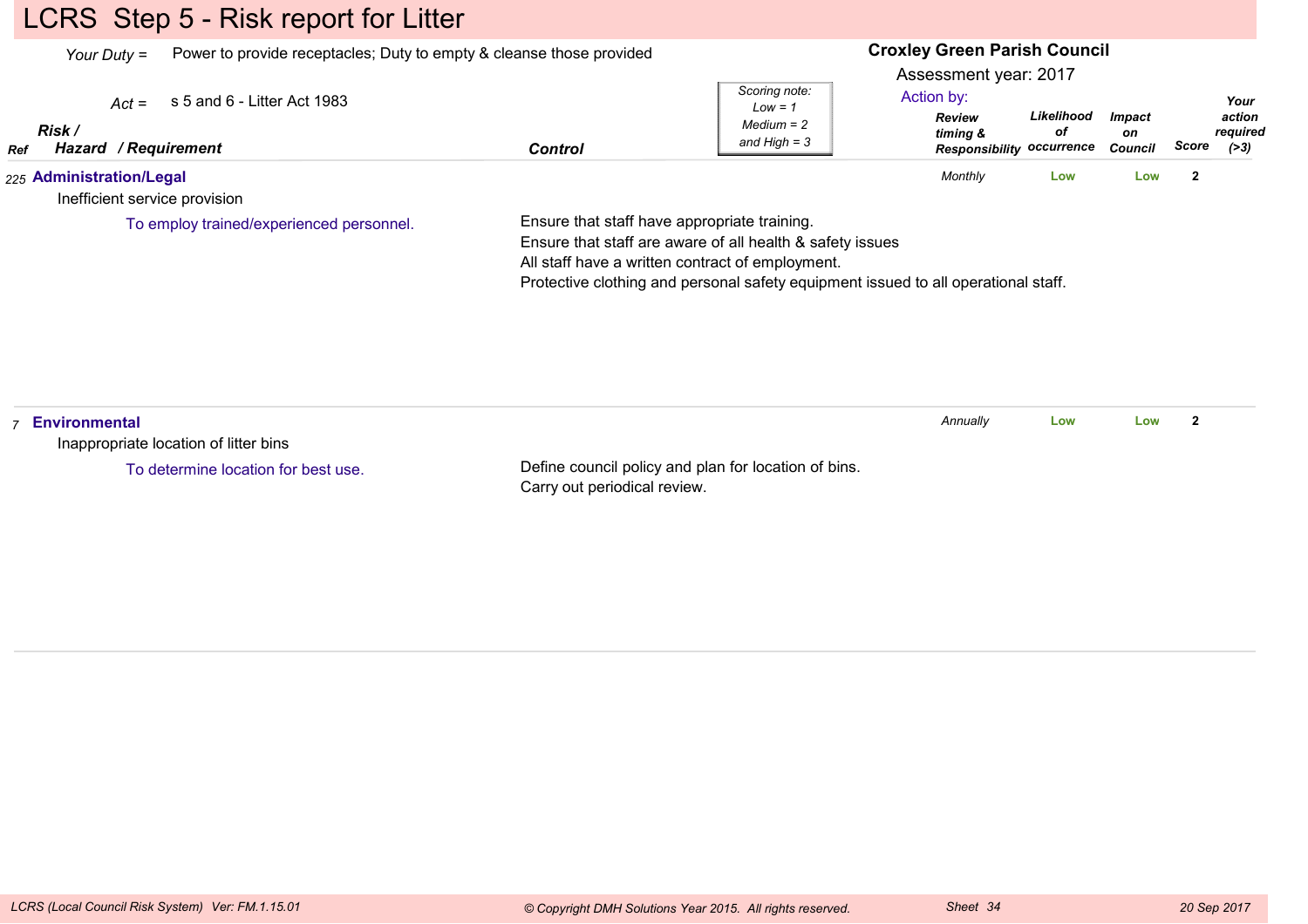# LCRS Step 5 - Risk report for Litter

*Your Duty =* Power to provide receptacles; Duty to empty & cleanse those provided

*Act =* s 5 and 6 - Litter Act 1983

**Croxley Green Parish Council**

Assessment year: 2017

*Scoring note: Low = 1, Medium = 2 and High = 3*

Action by:

| Ref | Risk / Hazard / Requirement | Control | Review timing & Responsibility | Likelihood of occurrence | Impact on Council | Score | Your action required (>3) |
|---|---|---|---|---|---|---|---|
| 225 | **Administration/Legal**<br>Inefficient service provision<br>To employ trained/experienced personnel. | Ensure that staff have appropriate training.<br>Ensure that staff are aware of all health & safety issues<br>All staff have a written contract of employment.<br>Protective clothing and personal safety equipment issued to all operational staff. | *Monthly* | Low | Low | 2 | |
| 7 | **Environmental**<br>Inappropriate location of litter bins<br>To determine location for best use. | Define council policy and plan for location of bins.<br>Carry out periodical review. | *Annually* | Low | Low | 2 | |

*LCRS (Local Council Risk System) Ver: FM.1.15.01* — *© Copyright DMH Solutions Year 2015. All rights reserved.* — *Sheet 34* — *20 Sep 2017*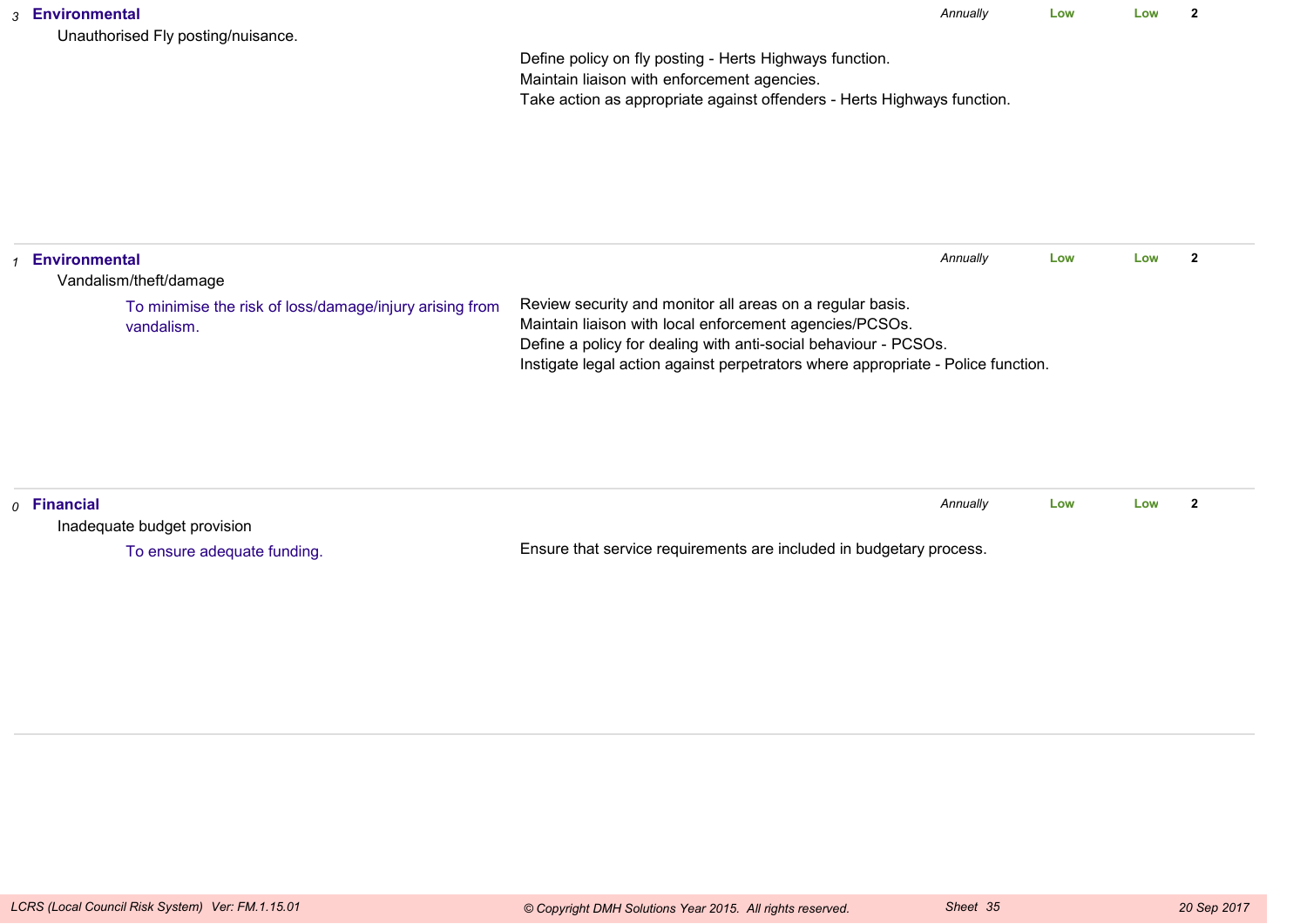*3* **Environmental**

Unauthorised Fly posting/nuisance.

*Annually* **Low** **Low** **2**

Define policy on fly posting - Herts Highways function.
Maintain liaison with enforcement agencies.
Take action as appropriate against offenders - Herts Highways function.

---

*1* **Environmental**

Vandalism/theft/damage

*Annually* **Low** **Low** **2**

To minimise the risk of loss/damage/injury arising from vandalism.

Review security and monitor all areas on a regular basis.
Maintain liaison with local enforcement agencies/PCSOs.
Define a policy for dealing with anti-social behaviour - PCSOs.
Instigate legal action against perpetrators where appropriate - Police function.

---

*0* **Financial**

Inadequate budget provision

*Annually* **Low** **Low** **2**

To ensure adequate funding.

Ensure that service requirements are included in budgetary process.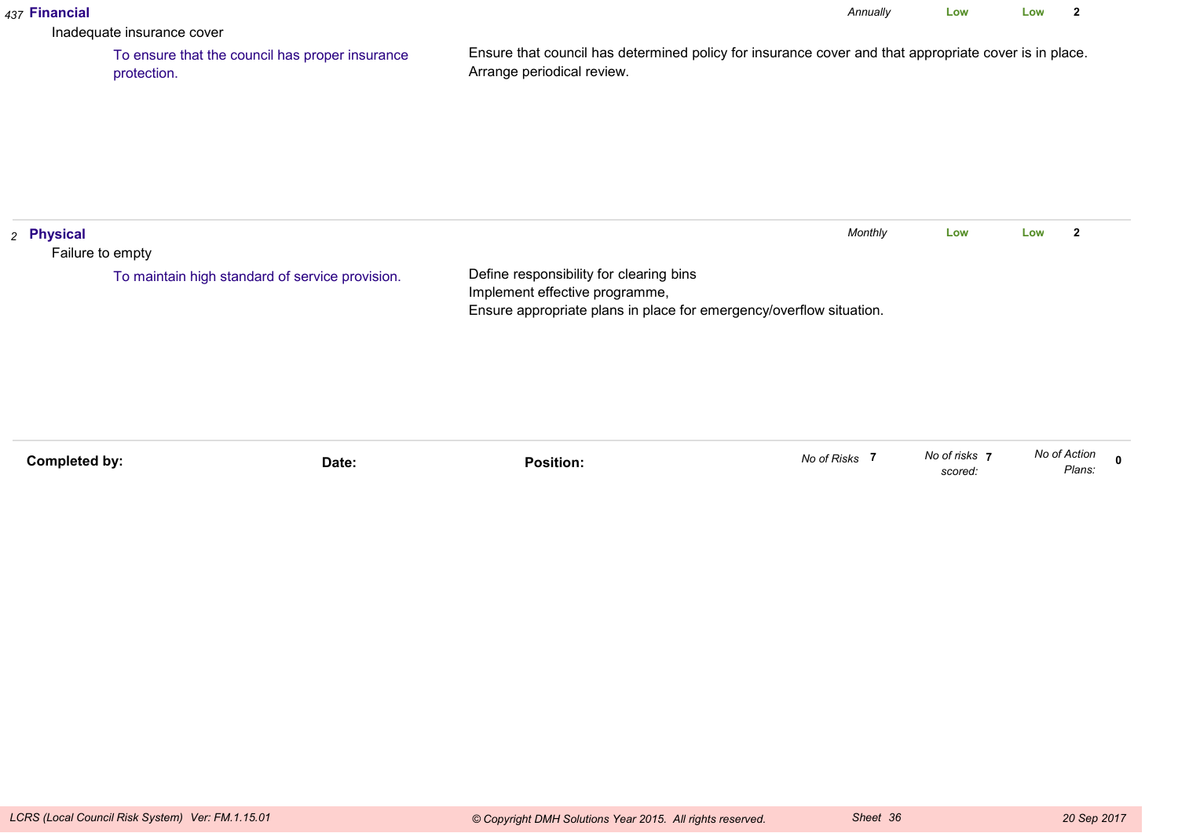*437* **Financial** | *Annually* | **Low** | **Low** | **2**

Inadequate insurance cover

To ensure that the council has proper insurance protection.

Ensure that council has determined policy for insurance cover and that appropriate cover is in place.
Arrange periodical review.

---

*2* **Physical** | *Monthly* | **Low** | **Low** | **2**

Failure to empty

To maintain high standard of service provision.

Define responsibility for clearing bins
Implement effective programme,
Ensure appropriate plans in place for emergency/overflow situation.

---

**Completed by:** **Date:** **Position:**

*No of Risks* **7** *No of risks scored:* **7** *No of Action Plans:* **0**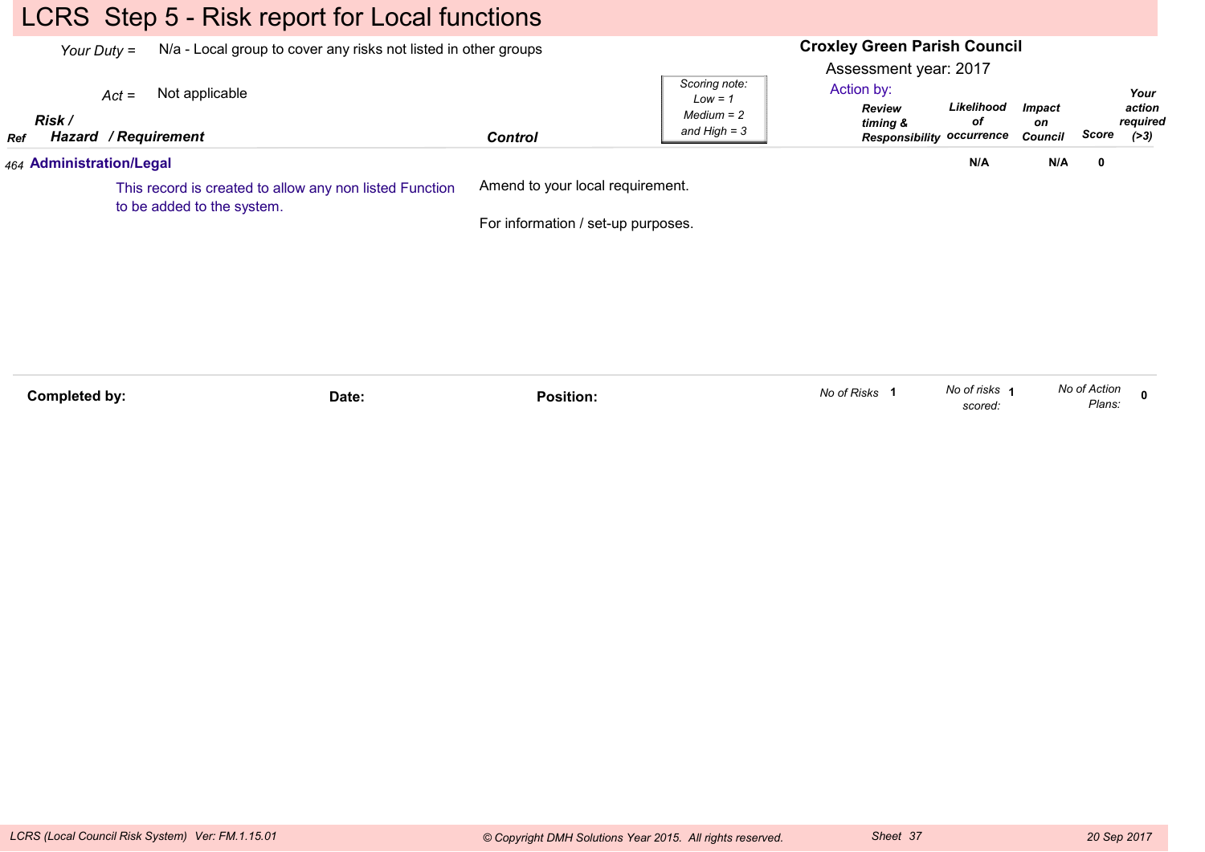# LCRS Step 5 - Risk report for Local functions

*Your Duty* = N/a - Local group to cover any risks not listed in other groups

*Act* = Not applicable

**Croxley Green Parish Council**

Assessment year: 2017

Action by:

*Scoring note: Low = 1 Medium = 2 and High = 3*

| Ref | Risk / Hazard / Requirement | Control | Review timing & Responsibility | Likelihood of occurrence | Impact on Council | Score | Your action required (>3) |
|---|---|---|---|---|---|---|---|
| 464 | **Administration/Legal**<br>This record is created to allow any non listed Function to be added to the system. | Amend to your local requirement.<br><br>For information / set-up purposes. | | N/A | N/A | 0 | |

**Completed by:** **Date:** **Position:**

*No of Risks* 1 *No of risks scored:* 1 *No of Action Plans:* 0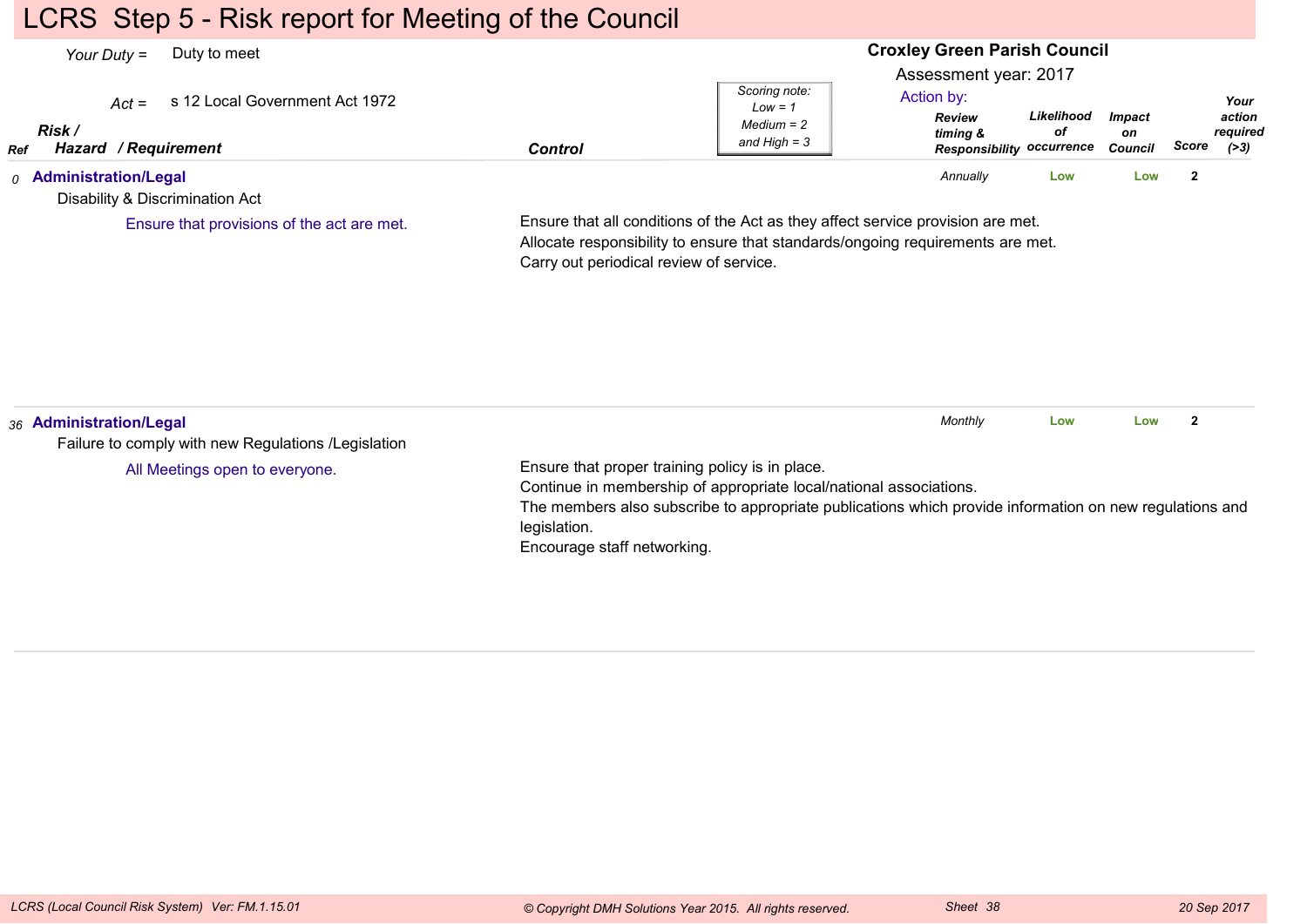# LCRS Step 5 - Risk report for Meeting of the Council

*Your Duty =* Duty to meet

*Act =* s 12 Local Government Act 1972

**Croxley Green Parish Council**

Assessment year: 2017

*Scoring note: Low = 1, Medium = 2 and High = 3*

| Ref | Risk / Hazard / Requirement | Control | Action by: Review timing & Responsibility | Likelihood of occurrence | Impact on Council | Score | Your action required (>3) |
|---|---|---|---|---|---|---|---|
| 0 | **Administration/Legal**<br>Disability & Discrimination Act<br>Ensure that provisions of the act are met. | Ensure that all conditions of the Act as they affect service provision are met.<br>Allocate responsibility to ensure that standards/ongoing requirements are met.<br>Carry out periodical review of service. | *Annually* | Low | Low | 2 | |
| 36 | **Administration/Legal**<br>Failure to comply with new Regulations /Legislation<br>All Meetings open to everyone. | Ensure that proper training policy is in place.<br>Continue in membership of appropriate local/national associations.<br>The members also subscribe to appropriate publications which provide information on new regulations and legislation.<br>Encourage staff networking. | *Monthly* | Low | Low | 2 | |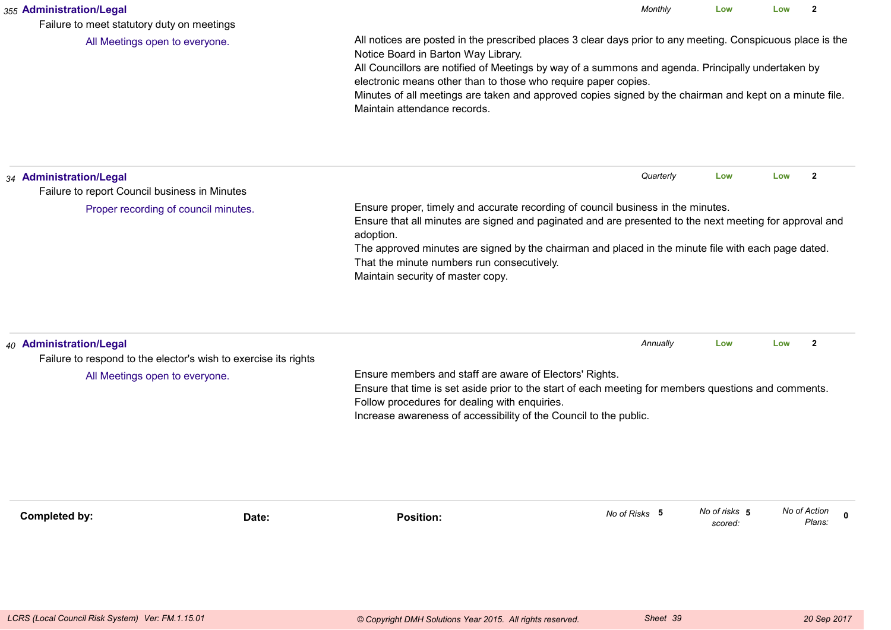*355* **Administration/Legal** *Monthly* **Low** **Low** **2**

Failure to meet statutory duty on meetings

All Meetings open to everyone.

All notices are posted in the prescribed places 3 clear days prior to any meeting. Conspicuous place is the Notice Board in Barton Way Library.
All Councillors are notified of Meetings by way of a summons and agenda. Principally undertaken by electronic means other than to those who require paper copies.
Minutes of all meetings are taken and approved copies signed by the chairman and kept on a minute file.
Maintain attendance records.

---

*34* **Administration/Legal** *Quarterly* **Low** **Low** **2**

Failure to report Council business in Minutes

Proper recording of council minutes.

Ensure proper, timely and accurate recording of council business in the minutes.
Ensure that all minutes are signed and paginated and are presented to the next meeting for approval and adoption.
The approved minutes are signed by the chairman and placed in the minute file with each page dated.
That the minute numbers run consecutively.
Maintain security of master copy.

---

*40* **Administration/Legal** *Annually* **Low** **Low** **2**

Failure to respond to the elector's wish to exercise its rights

All Meetings open to everyone.

Ensure members and staff are aware of Electors' Rights.
Ensure that time is set aside prior to the start of each meeting for members questions and comments.
Follow procedures for dealing with enquiries.
Increase awareness of accessibility of the Council to the public.

---

**Completed by:** **Date:** **Position:** *No of Risks* **5** *No of risks scored:* **5** *No of Action Plans:* **0**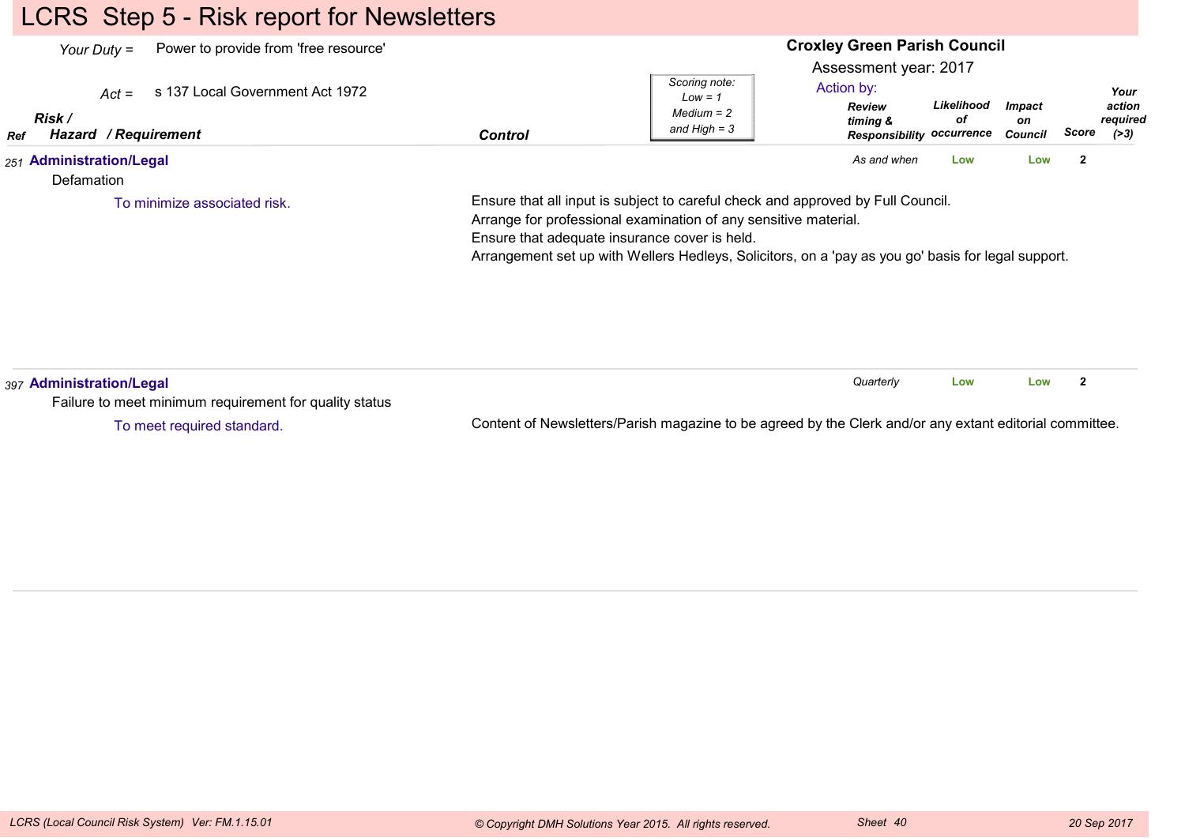# LCRS Step 5 - Risk report for Newsletters

*Your Duty* = Power to provide from 'free resource'

*Act* = s 137 Local Government Act 1972

**Croxley Green Parish Council**

Assessment year: 2017

Action by:

*Scoring note: Low = 1, Medium = 2 and High = 3*

| Ref | Risk / Hazard / Requirement | Control | Review timing & Responsibility | Likelihood of occurrence | Impact on Council | Score | Your action required (>3) |
|---|---|---|---|---|---|---|---|
| 251 | **Administration/Legal**<br>Defamation<br>To minimize associated risk. | Ensure that all input is subject to careful check and approved by Full Council.<br>Arrange for professional examination of any sensitive material.<br>Ensure that adequate insurance cover is held.<br>Arrangement set up with Wellers Hedleys, Solicitors, on a 'pay as you go' basis for legal support. | As and when | Low | Low | 2 | |
| 397 | **Administration/Legal**<br>Failure to meet minimum requirement for quality status<br>To meet required standard. | Content of Newsletters/Parish magazine to be agreed by the Clerk and/or any extant editorial committee. | Quarterly | Low | Low | 2 | |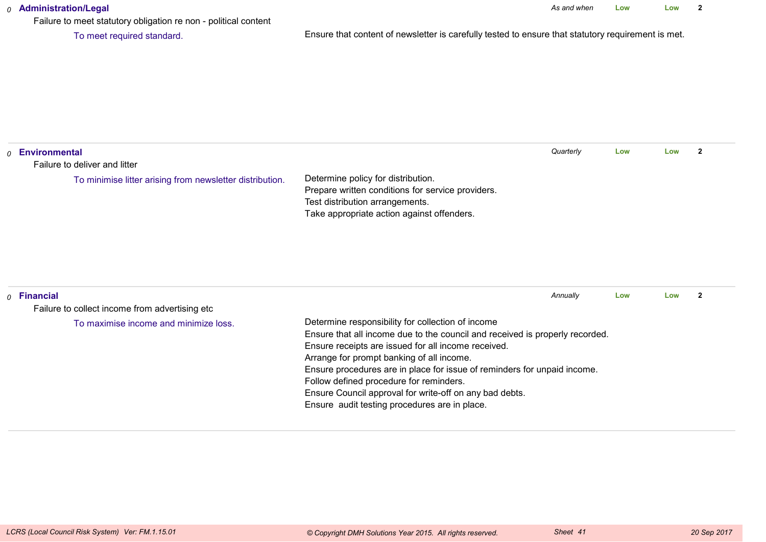0 **Administration/Legal** *As and when* **Low** **Low** **2**

Failure to meet statutory obligation re non - political content

To meet required standard.

Ensure that content of newsletter is carefully tested to ensure that statutory requirement is met.

---

0 **Environmental** *Quarterly* **Low** **Low** **2**

Failure to deliver and litter

To minimise litter arising from newsletter distribution.

Determine policy for distribution.
Prepare written conditions for service providers.
Test distribution arrangements.
Take appropriate action against offenders.

---

0 **Financial** *Annually* **Low** **Low** **2**

Failure to collect income from advertising etc

To maximise income and minimize loss.

Determine responsibility for collection of income
Ensure that all income due to the council and received is properly recorded.
Ensure receipts are issued for all income received.
Arrange for prompt banking of all income.
Ensure procedures are in place for issue of reminders for unpaid income.
Follow defined procedure for reminders.
Ensure Council approval for write-off on any bad debts.
Ensure audit testing procedures are in place.

---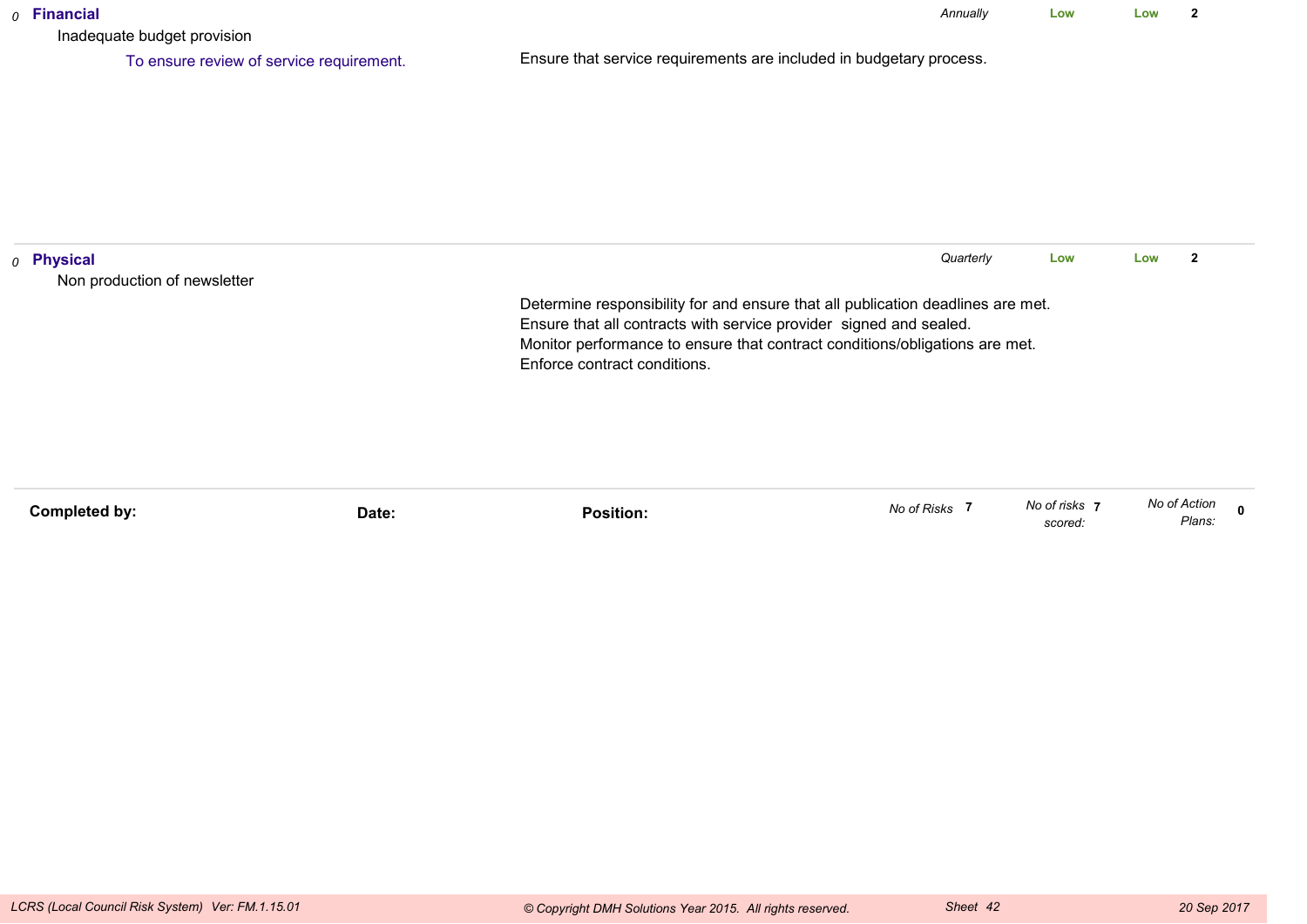*0* **Financial** *Annually* **Low** **Low** **2**

Inadequate budget provision

To ensure review of service requirement.

Ensure that service requirements are included in budgetary process.

---

*0* **Physical** *Quarterly* **Low** **Low** **2**

Non production of newsletter

Determine responsibility for and ensure that all publication deadlines are met.
Ensure that all contracts with service provider signed and sealed.
Monitor performance to ensure that contract conditions/obligations are met.
Enforce contract conditions.

---

**Completed by:** **Date:** **Position:** *No of Risks* **7** *No of risks scored:* **7** *No of Action Plans:* **0**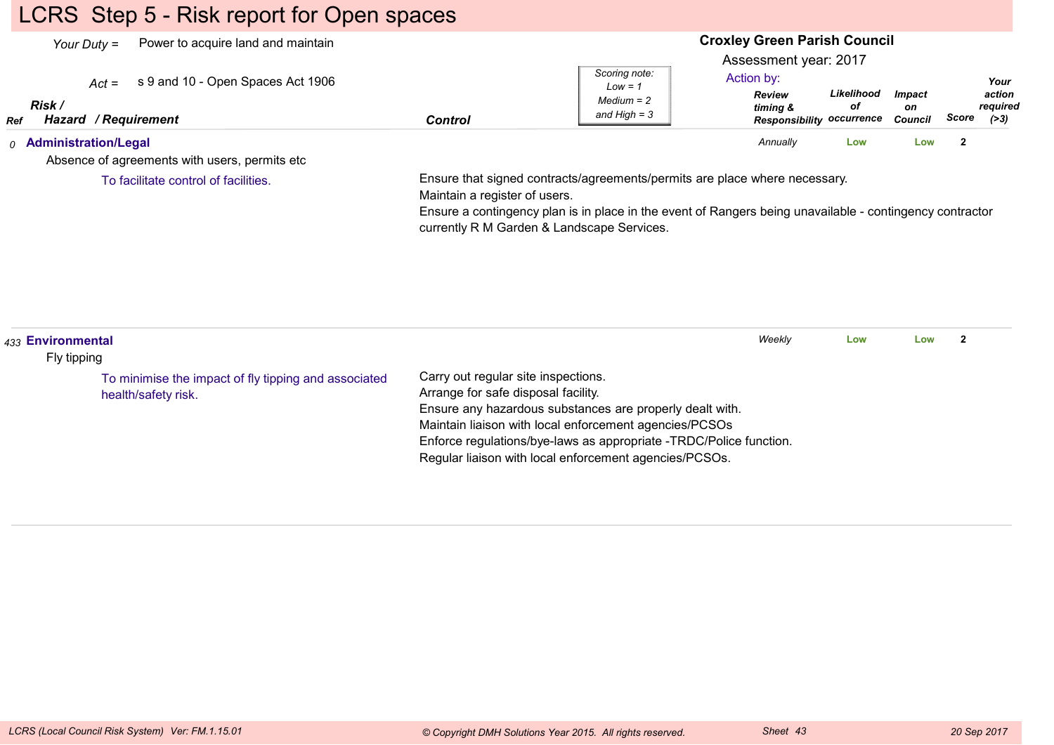# LCRS Step 5 - Risk report for Open spaces

*Your Duty* = Power to acquire land and maintain

*Act* = s 9 and 10 - Open Spaces Act 1906

**Croxley Green Parish Council**

Assessment year: 2017

*Scoring note: Low = 1, Medium = 2 and High = 3*

Action by:

| Ref | Risk / Hazard / Requirement | Control | Review timing & Responsibility | Likelihood of occurrence | Impact on Council | Score | Your action required (>3) |
|---|---|---|---|---|---|---|---|
| 0 | **Administration/Legal**<br>Absence of agreements with users, permits etc<br>To facilitate control of facilities. | Ensure that signed contracts/agreements/permits are place where necessary.<br>Maintain a register of users.<br>Ensure a contingency plan is in place in the event of Rangers being unavailable - contingency contractor currently R M Garden & Landscape Services. | *Annually* | Low | Low | 2 | |
| 433 | **Environmental**<br>Fly tipping<br>To minimise the impact of fly tipping and associated health/safety risk. | Carry out regular site inspections.<br>Arrange for safe disposal facility.<br>Ensure any hazardous substances are properly dealt with.<br>Maintain liaison with local enforcement agencies/PCSOs<br>Enforce regulations/bye-laws as appropriate -TRDC/Police function.<br>Regular liaison with local enforcement agencies/PCSOs. | *Weekly* | Low | Low | 2 | |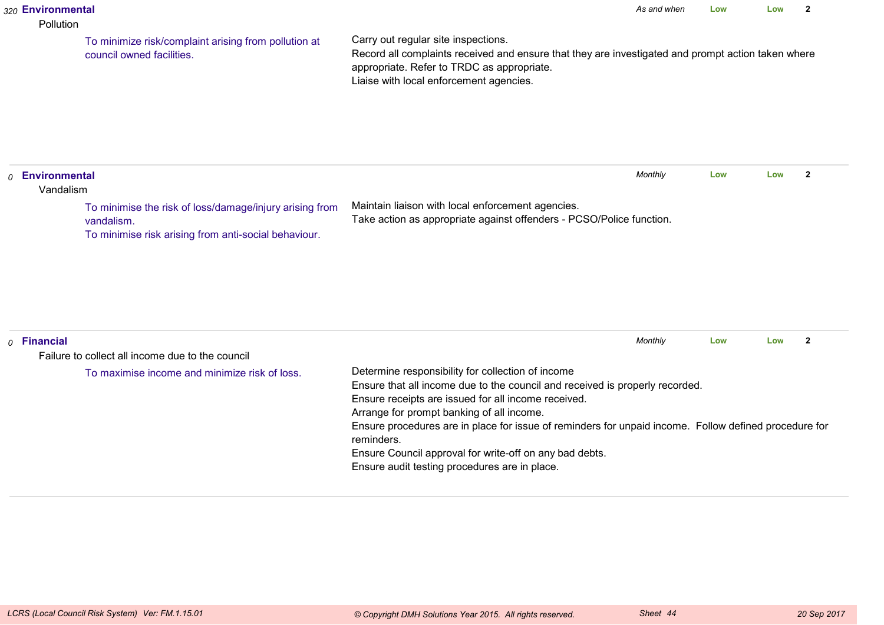| | Category / Risk | Objective | Controls | Frequency | | | |
|---|---|---|---|---|---|---|---|
| *320* | **Environmental** Pollution | To minimize risk/complaint arising from pollution at council owned facilities. | Carry out regular site inspections.<br>Record all complaints received and ensure that they are investigated and prompt action taken where appropriate. Refer to TRDC as appropriate.<br>Liaise with local enforcement agencies. | *As and when* | **Low** | **Low** | **2** |
| *0* | **Environmental** Vandalism | To minimise the risk of loss/damage/injury arising from vandalism.<br>To minimise risk arising from anti-social behaviour. | Maintain liaison with local enforcement agencies.<br>Take action as appropriate against offenders - PCSO/Police function. | *Monthly* | **Low** | **Low** | **2** |
| *0* | **Financial** Failure to collect all income due to the council | To maximise income and minimize risk of loss. | Determine responsibility for collection of income<br>Ensure that all income due to the council and received is properly recorded.<br>Ensure receipts are issued for all income received.<br>Arrange for prompt banking of all income.<br>Ensure procedures are in place for issue of reminders for unpaid income. Follow defined procedure for reminders.<br>Ensure Council approval for write-off on any bad debts.<br>Ensure audit testing procedures are in place. | *Monthly* | **Low** | **Low** | **2** |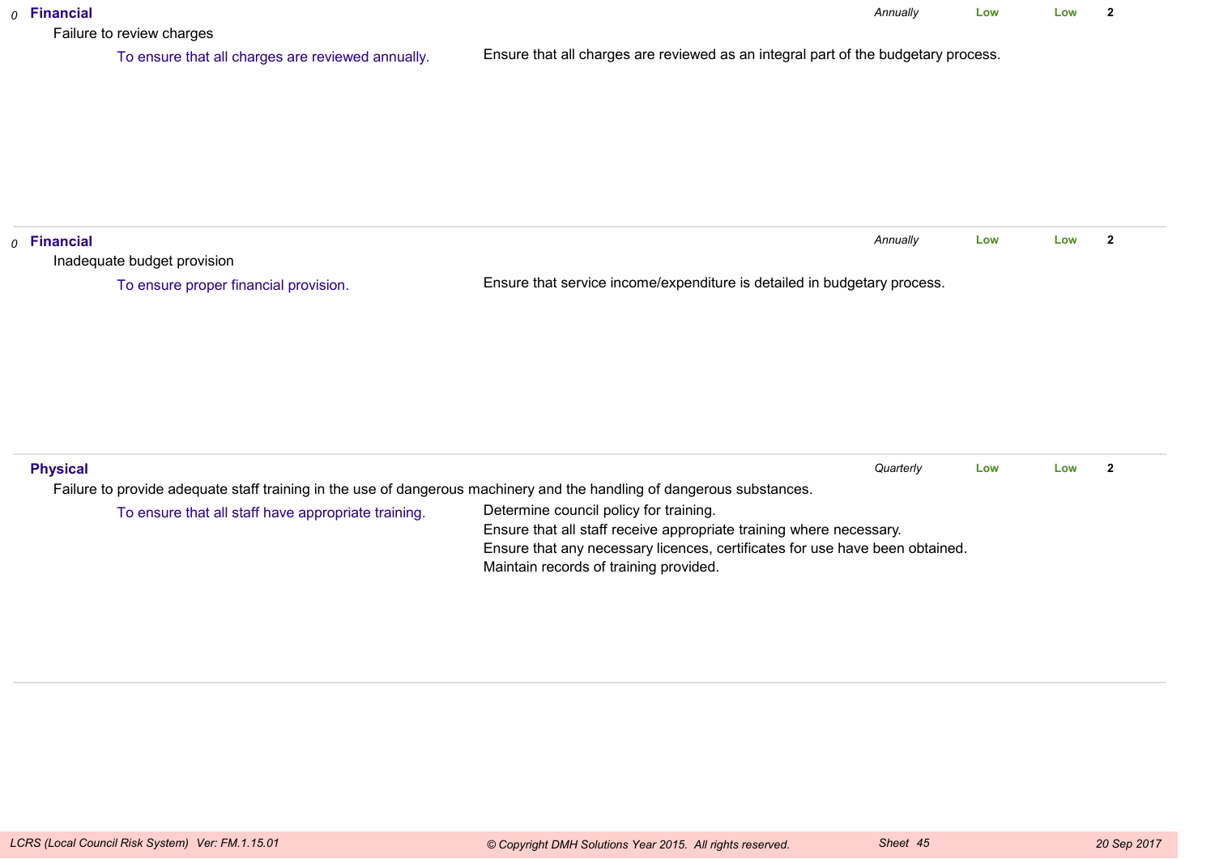*0* **Financial** | *Annually* | **Low** | **Low** | **2**

Failure to review charges

To ensure that all charges are reviewed annually.

Ensure that all charges are reviewed as an integral part of the budgetary process.

---

*0* **Financial** | *Annually* | **Low** | **Low** | **2**

Inadequate budget provision

To ensure proper financial provision.

Ensure that service income/expenditure is detailed in budgetary process.

---

**Physical** | *Quarterly* | **Low** | **Low** | **2**

Failure to provide adequate staff training in the use of dangerous machinery and the handling of dangerous substances.

To ensure that all staff have appropriate training.

Determine council policy for training.
Ensure that all staff receive appropriate training where necessary.
Ensure that any necessary licences, certificates for use have been obtained.
Maintain records of training provided.

---

*LCRS (Local Council Risk System) Ver: FM.1.15.01* | *© Copyright DMH Solutions Year 2015. All rights reserved.* | *Sheet 45* | *20 Sep 2017*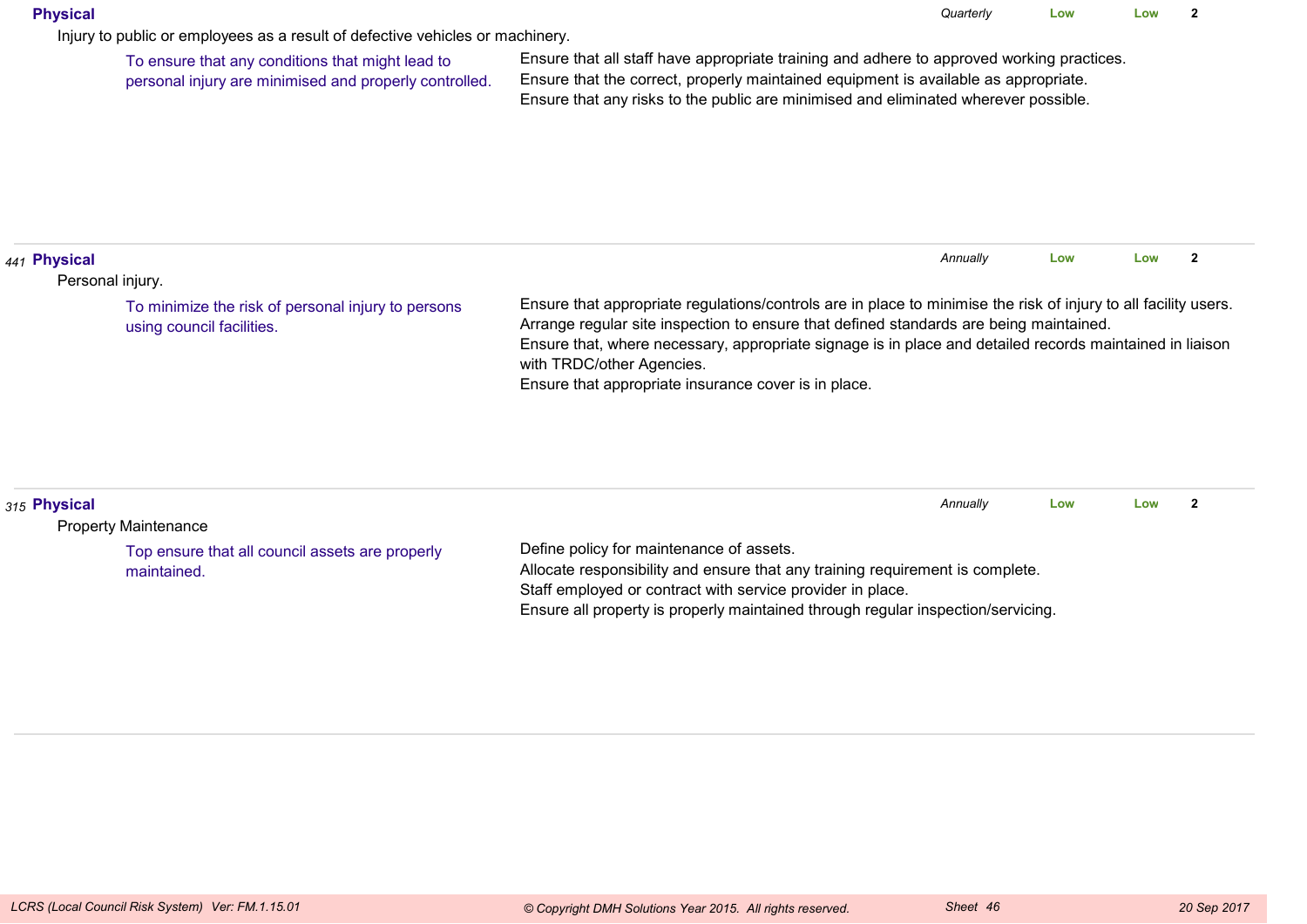**Physical** — *Quarterly* — **Low** — **Low** — **2**

Injury to public or employees as a result of defective vehicles or machinery.

To ensure that any conditions that might lead to personal injury are minimised and properly controlled.

Ensure that all staff have appropriate training and adhere to approved working practices.
Ensure that the correct, properly maintained equipment is available as appropriate.
Ensure that any risks to the public are minimised and eliminated wherever possible.

---

*441* **Physical** — *Annually* — **Low** — **Low** — **2**

Personal injury.

To minimize the risk of personal injury to persons using council facilities.

Ensure that appropriate regulations/controls are in place to minimise the risk of injury to all facility users.
Arrange regular site inspection to ensure that defined standards are being maintained.
Ensure that, where necessary, appropriate signage is in place and detailed records maintained in liaison with TRDC/other Agencies.
Ensure that appropriate insurance cover is in place.

---

*315* **Physical** — *Annually* — **Low** — **Low** — **2**

Property Maintenance

Top ensure that all council assets are properly maintained.

Define policy for maintenance of assets.
Allocate responsibility and ensure that any training requirement is complete.
Staff employed or contract with service provider in place.
Ensure all property is properly maintained through regular inspection/servicing.

---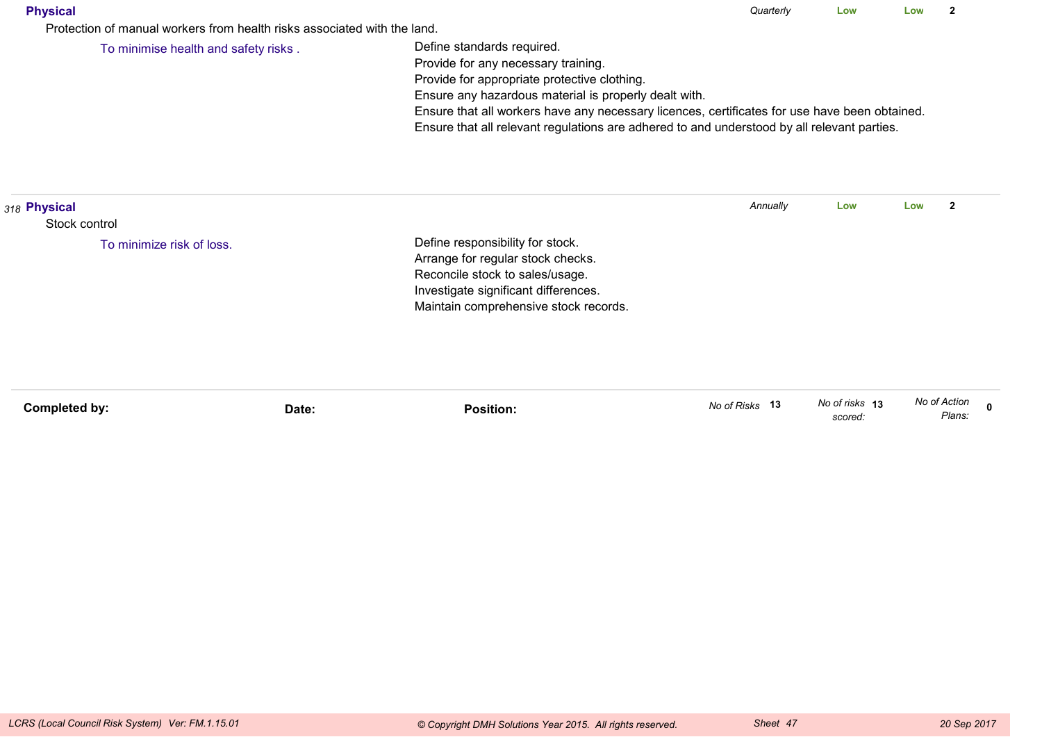**Physical** — *Quarterly* — Low — Low — 2

Protection of manual workers from health risks associated with the land.

To minimise health and safety risks .

- Define standards required.
- Provide for any necessary training.
- Provide for appropriate protective clothing.
- Ensure any hazardous material is properly dealt with.
- Ensure that all workers have any necessary licences, certificates for use have been obtained.
- Ensure that all relevant regulations are adhered to and understood by all relevant parties.

---

*318* **Physical** — *Annually* — Low — Low — 2

Stock control

To minimize risk of loss.

- Define responsibility for stock.
- Arrange for regular stock checks.
- Reconcile stock to sales/usage.
- Investigate significant differences.
- Maintain comprehensive stock records.

---

**Completed by:** **Date:** **Position:**

*No of Risks* **13** *No of risks scored:* **13** *No of Action Plans:* **0**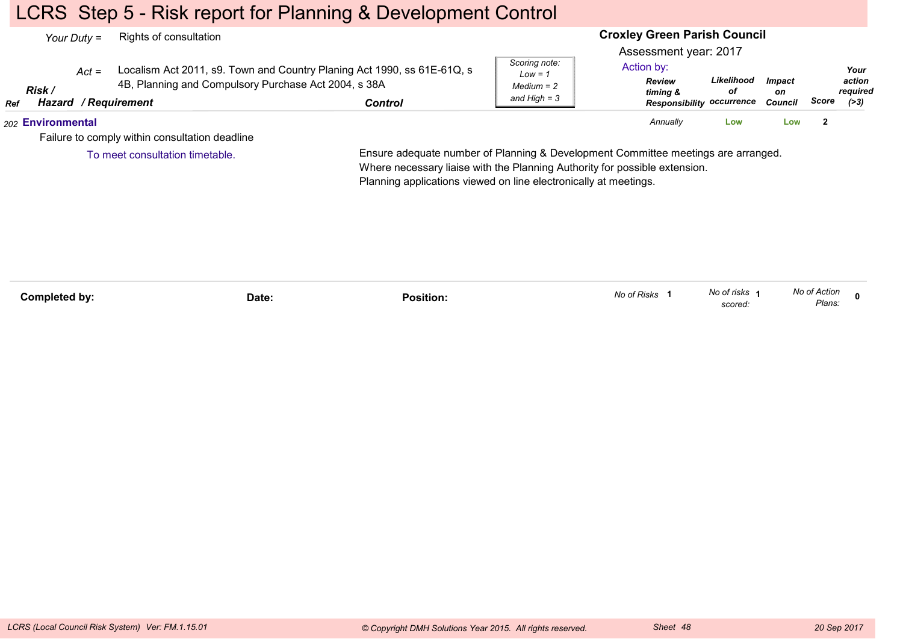# LCRS Step 5 - Risk report for Planning & Development Control

*Your Duty =* Rights of consultation

*Act =* Localism Act 2011, s9. Town and Country Planing Act 1990, ss 61E-61Q, s 4B, Planning and Compulsory Purchase Act 2004, s 38A

**Croxley Green Parish Council**

Assessment year: 2017

*Scoring note: Low = 1 Medium = 2 and High = 3*

Action by:

| Ref | Risk / Hazard / Requirement | Control | Review timing & Responsibility | Likelihood of occurrence | Impact on Council | Score | Your action required (>3) |
|---|---|---|---|---|---|---|---|
| 202 | **Environmental** | | *Annually* | Low | Low | 2 | |
| | Failure to comply within consultation deadline | | | | | | |
| | To meet consultation timetable. | Ensure adequate number of Planning & Development Committee meetings are arranged.<br>Where necessary liaise with the Planning Authority for possible extension.<br>Planning applications viewed on line electronically at meetings. | | | | | |

**Completed by:** **Date:** **Position:**

*No of Risks* 1 *No of risks scored:* 1 *No of Action Plans:* 0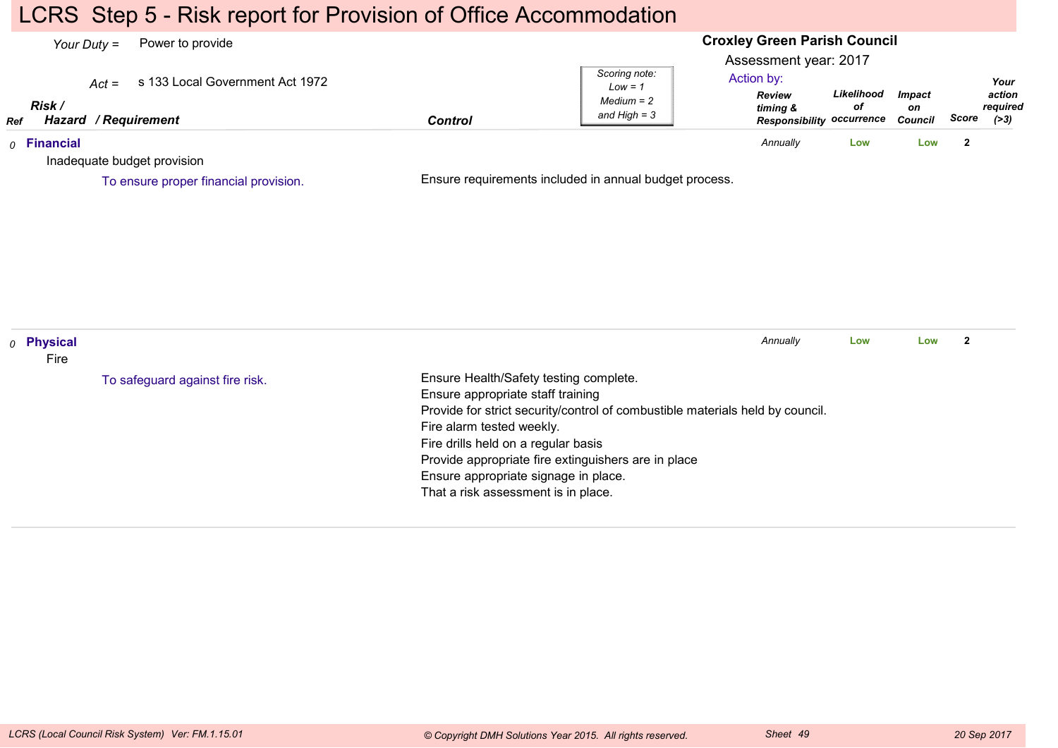# LCRS Step 5 - Risk report for Provision of Office Accommodation

*Your Duty* = Power to provide

*Act* = s 133 Local Government Act 1972

**Croxley Green Parish Council**

Assessment year: 2017

*Scoring note: Low = 1 Medium = 2 and High = 3*

| Ref | Risk / Hazard / Requirement | Control | Action by: Review timing & Responsibility | Likelihood of occurrence | Impact on Council | Score | Your action required (>3) |
|---|---|---|---|---|---|---|---|
| 0 | **Financial**<br>Inadequate budget provision<br>To ensure proper financial provision. | Ensure requirements included in annual budget process. | *Annually* | Low | Low | 2 | |
| 0 | **Physical**<br>Fire<br>To safeguard against fire risk. | Ensure Health/Safety testing complete.<br>Ensure appropriate staff training<br>Provide for strict security/control of combustible materials held by council.<br>Fire alarm tested weekly.<br>Fire drills held on a regular basis<br>Provide appropriate fire extinguishers are in place<br>Ensure appropriate signage in place.<br>That a risk assessment is in place. | *Annually* | Low | Low | 2 | |

*LCRS (Local Council Risk System) Ver: FM.1.15.01* *© Copyright DMH Solutions Year 2015. All rights reserved.* *Sheet 49* *20 Sep 2017*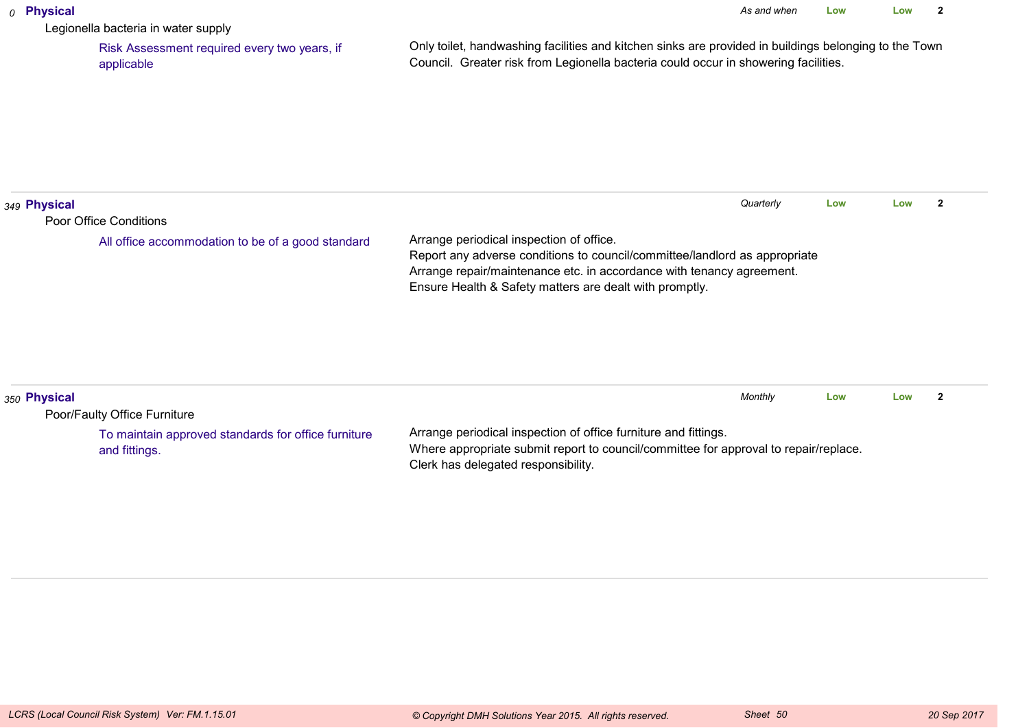0 **Physical** — *As and when* — Low — Low — 2

Legionella bacteria in water supply

Risk Assessment required every two years, if applicable

Only toilet, handwashing facilities and kitchen sinks are provided in buildings belonging to the Town Council. Greater risk from Legionella bacteria could occur in showering facilities.

---

349 **Physical** — *Quarterly* — Low — Low — 2

Poor Office Conditions

All office accommodation to be of a good standard

Arrange periodical inspection of office.
Report any adverse conditions to council/committee/landlord as appropriate
Arrange repair/maintenance etc. in accordance with tenancy agreement.
Ensure Health & Safety matters are dealt with promptly.

---

350 **Physical** — *Monthly* — Low — Low — 2

Poor/Faulty Office Furniture

To maintain approved standards for office furniture and fittings.

Arrange periodical inspection of office furniture and fittings.
Where appropriate submit report to council/committee for approval to repair/replace.
Clerk has delegated responsibility.

---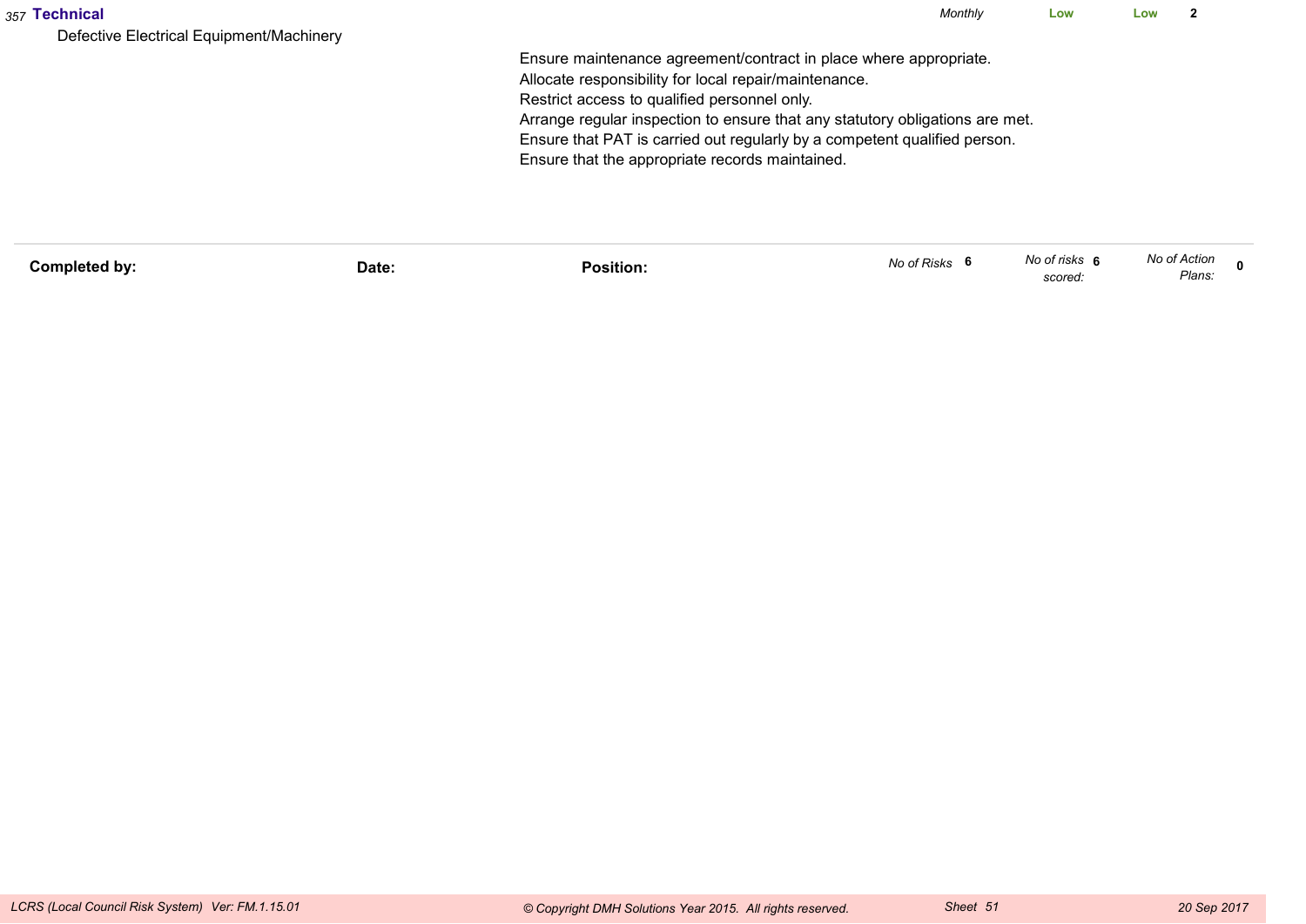*357* **Technical** | *Monthly* | **Low** | **Low** | **2**

Defective Electrical Equipment/Machinery

Ensure maintenance agreement/contract in place where appropriate.
Allocate responsibility for local repair/maintenance.
Restrict access to qualified personnel only.
Arrange regular inspection to ensure that any statutory obligations are met.
Ensure that PAT is carried out regularly by a competent qualified person.
Ensure that the appropriate records maintained.

| **Completed by:** | **Date:** | **Position:** | *No of Risks* **6** | *No of risks scored:* **6** | *No of Action Plans:* **0** |
|---|---|---|---|---|---|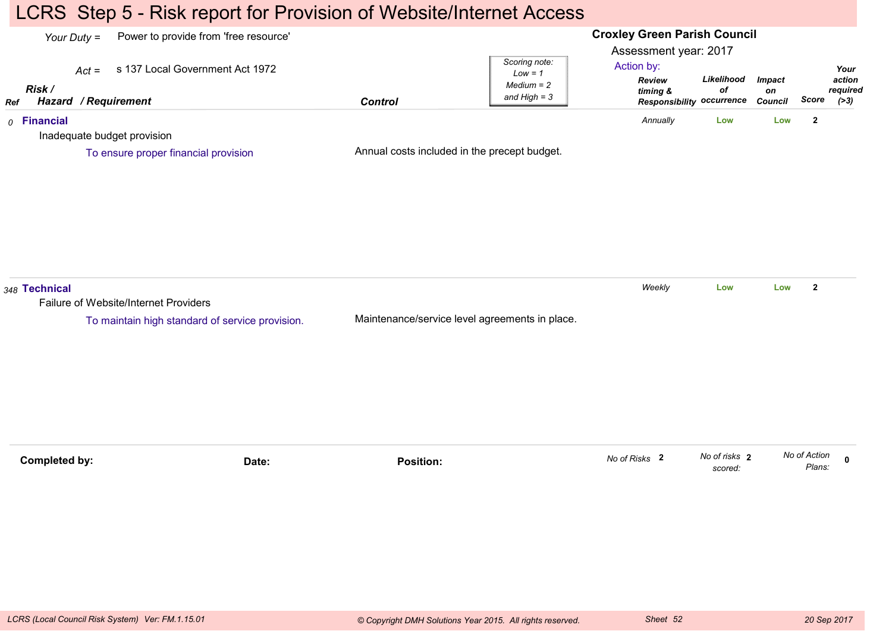# LCRS Step 5 - Risk report for Provision of Website/Internet Access

*Your Duty =* Power to provide from 'free resource'

*Act =* s 137 Local Government Act 1972

**Croxley Green Parish Council**

Assessment year: 2017

Scoring note: Low = 1, Medium = 2 and High = 3

| Ref | Risk / Hazard / Requirement | Control | Action by: Review timing & Responsibility | Likelihood of occurrence | Impact on Council | Score | Your action required (>3) |
|---|---|---|---|---|---|---|---|
| 0 | **Financial**<br>Inadequate budget provision<br>To ensure proper financial provision | Annual costs included in the precept budget. | Annually | Low | Low | 2 | |
| 348 | **Technical**<br>Failure of Website/Internet Providers<br>To maintain high standard of service provision. | Maintenance/service level agreements in place. | Weekly | Low | Low | 2 | |

**Completed by:** **Date:** **Position:**

*No of Risks* 2 *No of risks scored:* 2 *No of Action Plans:* 0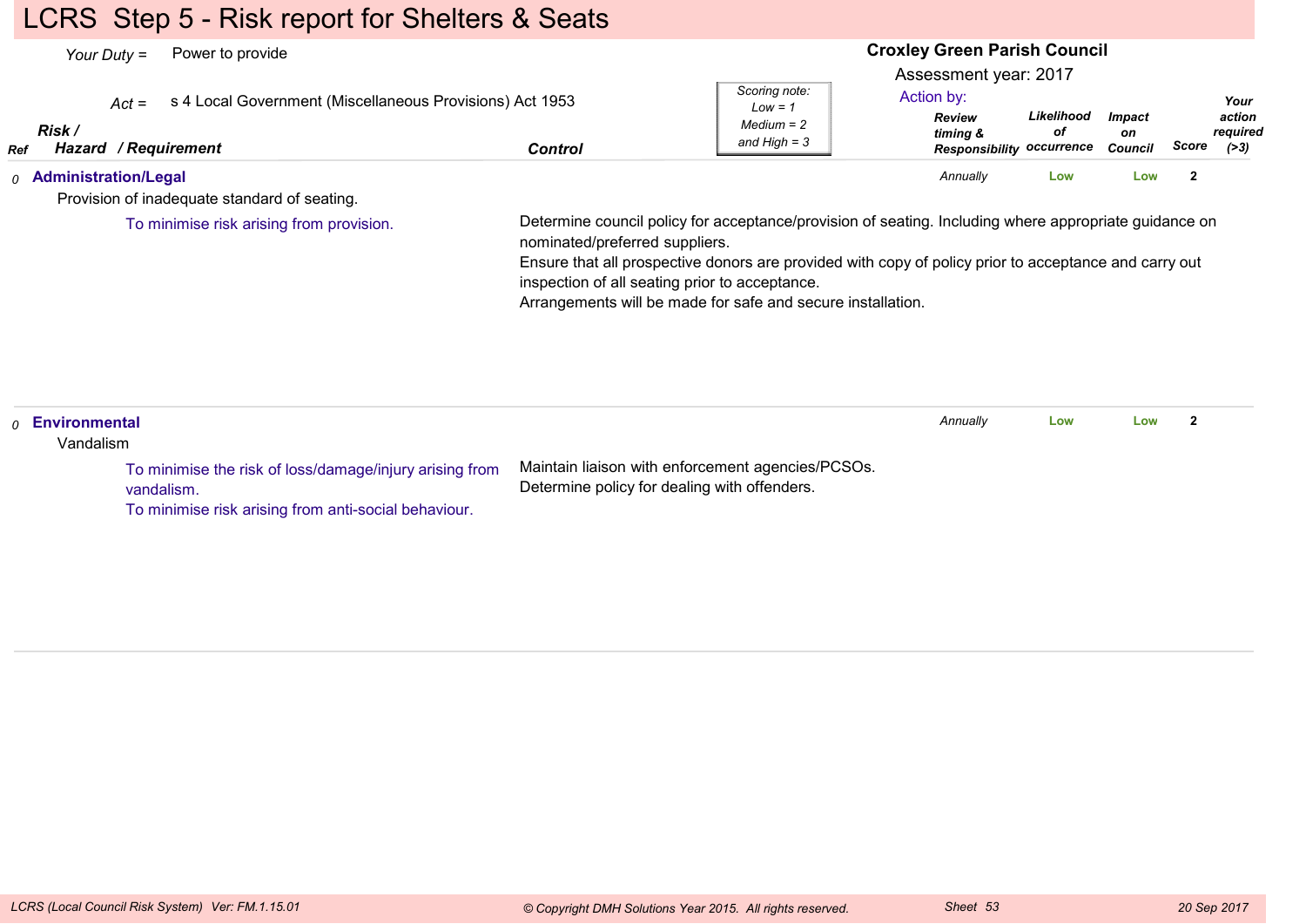# LCRS Step 5 - Risk report for Shelters & Seats

*Your Duty* = Power to provide

*Act* = s 4 Local Government (Miscellaneous Provisions) Act 1953

**Croxley Green Parish Council**

Assessment year: 2017

*Scoring note: Low = 1, Medium = 2 and High = 3*

| Ref | Risk / Hazard / Requirement | Control | Action by: Review timing & Responsibility | Likelihood of occurrence | Impact on Council | Score | Your action required (>3) |
|---|---|---|---|---|---|---|---|
| 0 | **Administration/Legal**<br>Provision of inadequate standard of seating.<br>To minimise risk arising from provision. | Determine council policy for acceptance/provision of seating. Including where appropriate guidance on nominated/preferred suppliers.<br>Ensure that all prospective donors are provided with copy of policy prior to acceptance and carry out inspection of all seating prior to acceptance.<br>Arrangements will be made for safe and secure installation. | *Annually* | Low | Low | 2 | |
| 0 | **Environmental**<br>Vandalism<br>To minimise the risk of loss/damage/injury arising from vandalism.<br>To minimise risk arising from anti-social behaviour. | Maintain liaison with enforcement agencies/PCSOs.<br>Determine policy for dealing with offenders. | *Annually* | Low | Low | 2 | |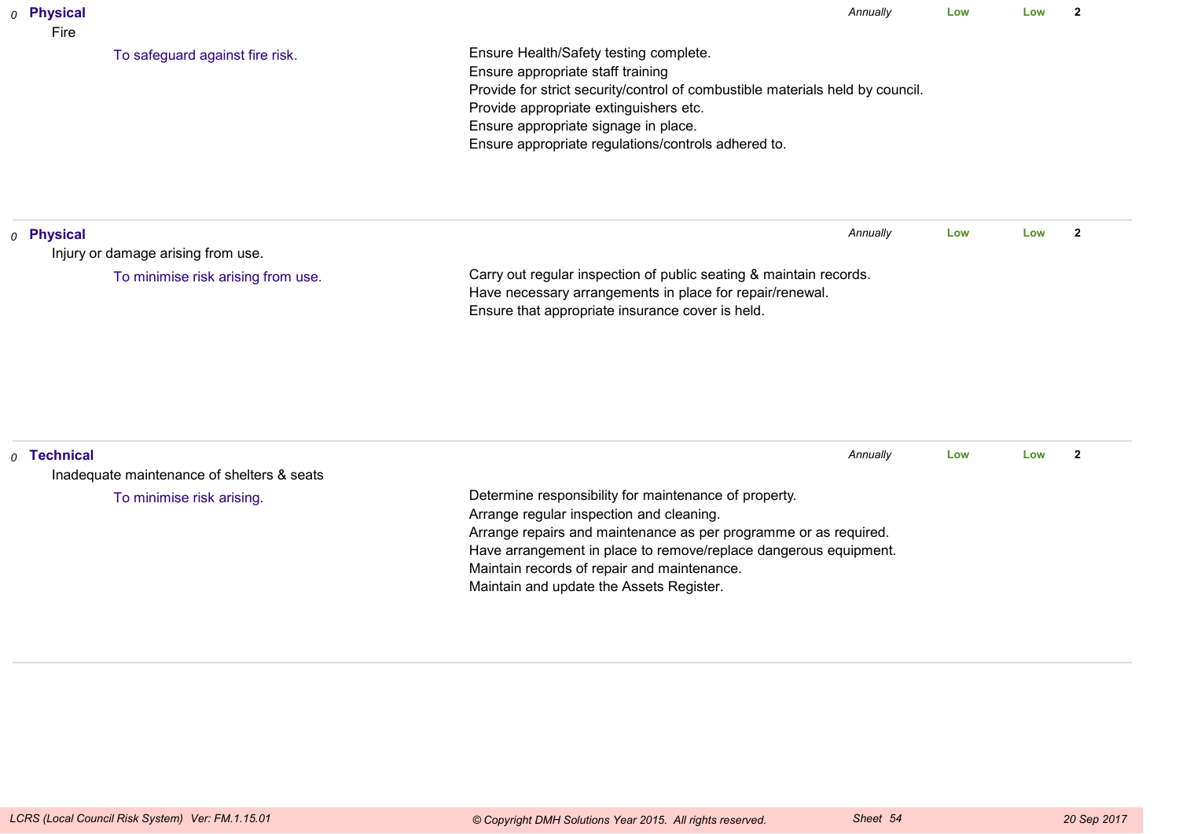| | Risk | Objective | Controls | Review | Likelihood | Impact | Score |
|---|---|---|---|---|---|---|---|
| *0* | **Physical**<br>Fire | To safeguard against fire risk. | Ensure Health/Safety testing complete.<br>Ensure appropriate staff training<br>Provide for strict security/control of combustible materials held by council.<br>Provide appropriate extinguishers etc.<br>Ensure appropriate signage in place.<br>Ensure appropriate regulations/controls adhered to. | *Annually* | **Low** | **Low** | **2** |
| *0* | **Physical**<br>Injury or damage arising from use. | To minimise risk arising from use. | Carry out regular inspection of public seating & maintain records.<br>Have necessary arrangements in place for repair/renewal.<br>Ensure that appropriate insurance cover is held. | *Annually* | **Low** | **Low** | **2** |
| *0* | **Technical**<br>Inadequate maintenance of shelters & seats | To minimise risk arising. | Determine responsibility for maintenance of property.<br>Arrange regular inspection and cleaning.<br>Arrange repairs and maintenance as per programme or as required.<br>Have arrangement in place to remove/replace dangerous equipment.<br>Maintain records of repair and maintenance.<br>Maintain and update the Assets Register. | *Annually* | **Low** | **Low** | **2** |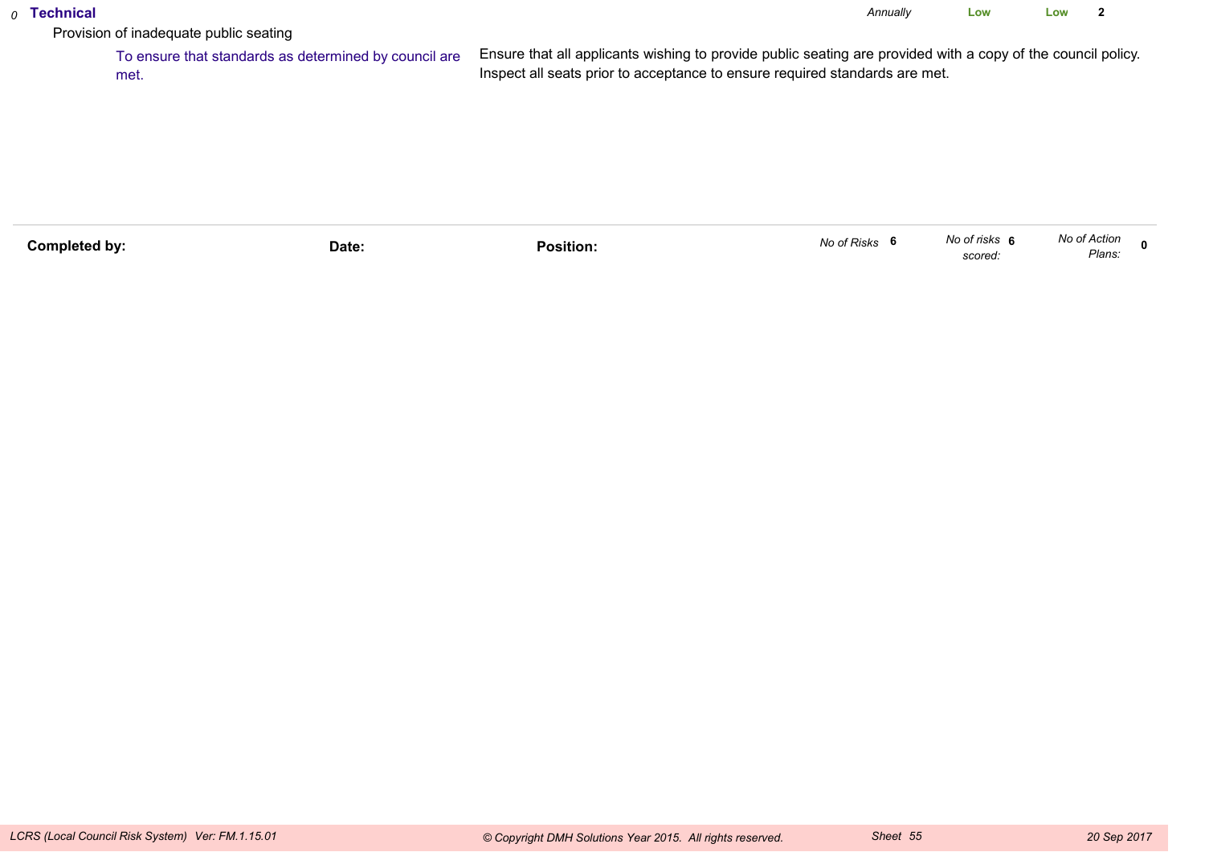*0* **Technical** *Annually* **Low** **Low** **2**

Provision of inadequate public seating

To ensure that standards as determined by council are met.

Ensure that all applicants wishing to provide public seating are provided with a copy of the council policy. Inspect all seats prior to acceptance to ensure required standards are met.

**Completed by:** **Date:** **Position:** *No of Risks* **6** *No of risks scored:* **6** *No of Action Plans:* **0**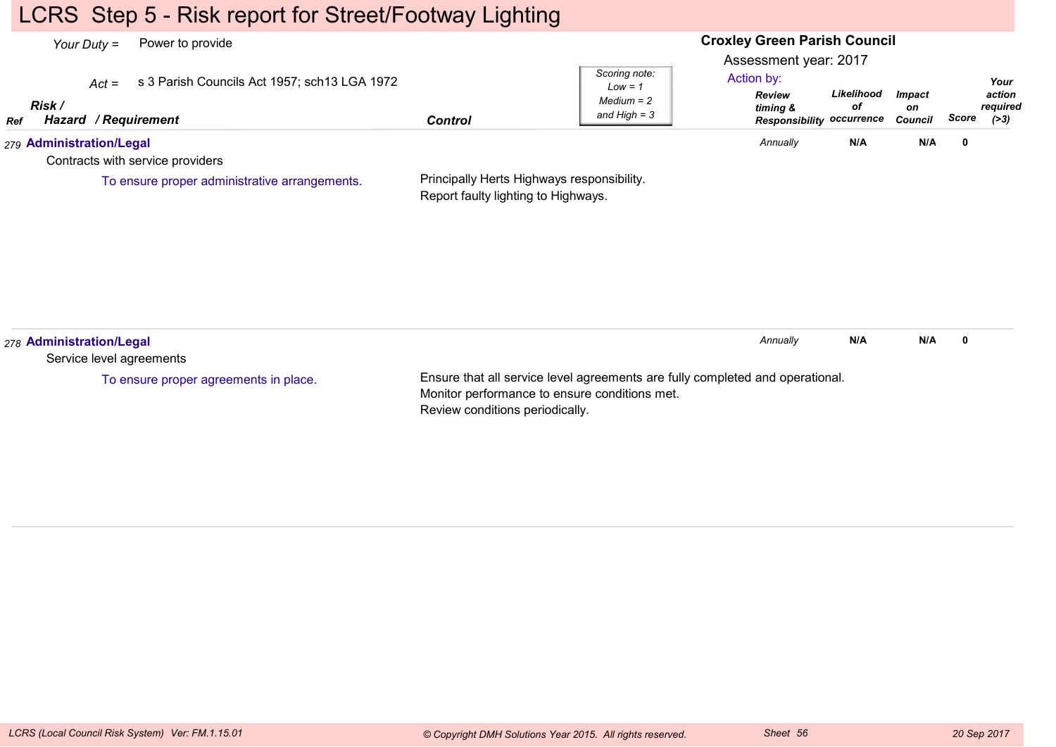# LCRS Step 5 - Risk report for Street/Footway Lighting

*Your Duty* = Power to provide

*Act* = s 3 Parish Councils Act 1957; sch13 LGA 1972

**Croxley Green Parish Council**

Assessment year: 2017

*Scoring note: Low = 1 Medium = 2 and High = 3*

| Ref | Risk / Hazard / Requirement | Control | Action by: Review timing & Responsibility | Likelihood of occurrence | Impact on Council | Score | Your action required (>3) |
|---|---|---|---|---|---|---|---|
| 279 | **Administration/Legal**<br>Contracts with service providers<br>To ensure proper administrative arrangements. | Principally Herts Highways responsibility.<br>Report faulty lighting to Highways. | *Annually* | **N/A** | **N/A** | **0** | |
| 278 | **Administration/Legal**<br>Service level agreements<br>To ensure proper agreements in place. | Ensure that all service level agreements are fully completed and operational.<br>Monitor performance to ensure conditions met.<br>Review conditions periodically. | *Annually* | **N/A** | **N/A** | **0** | |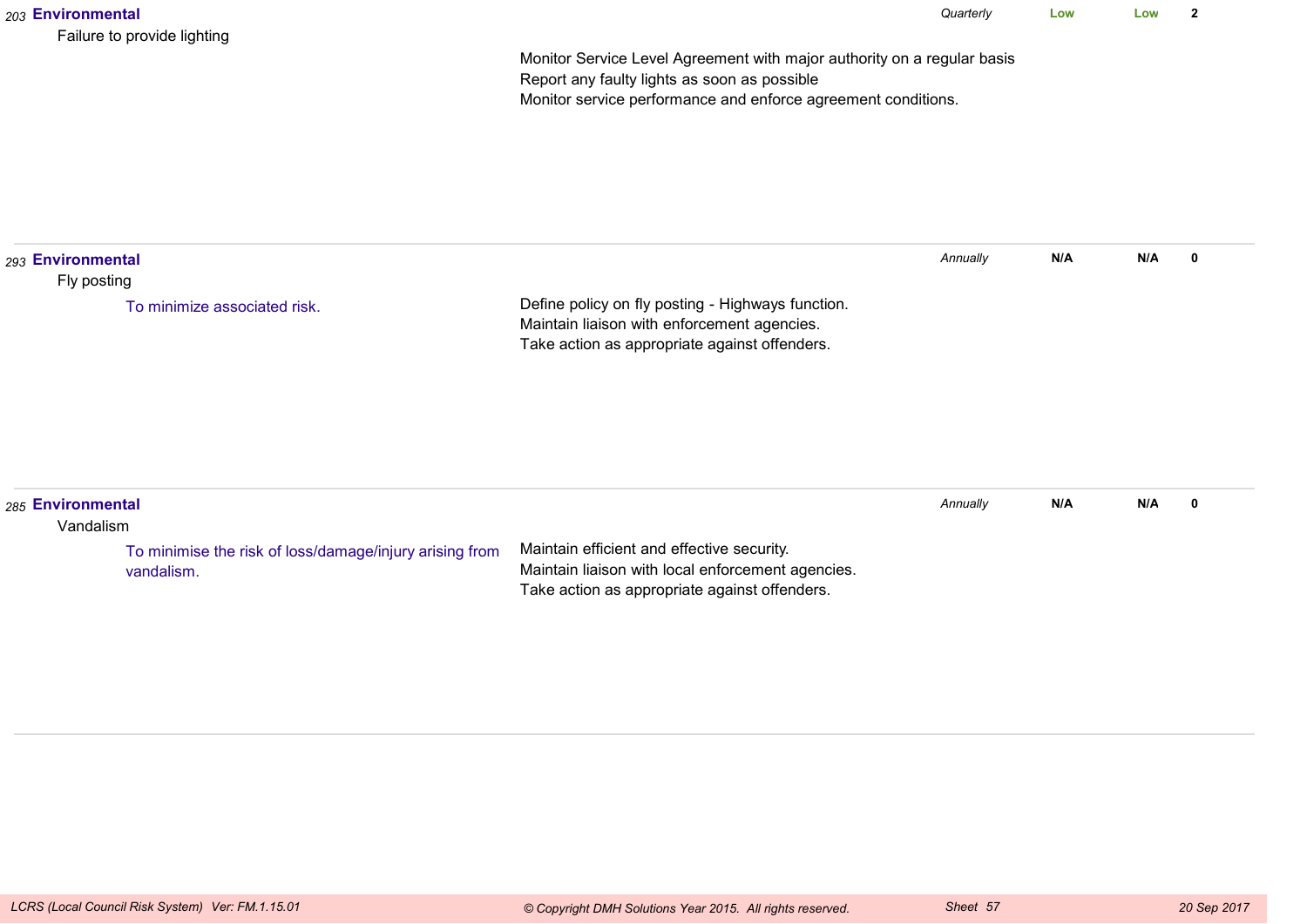203 **Environmental** *Quarterly* **Low** **Low** **2**

Failure to provide lighting

Monitor Service Level Agreement with major authority on a regular basis
Report any faulty lights as soon as possible
Monitor service performance and enforce agreement conditions.

---

293 **Environmental** *Annually* **N/A** **N/A** **0**

Fly posting

To minimize associated risk.

Define policy on fly posting - Highways function.
Maintain liaison with enforcement agencies.
Take action as appropriate against offenders.

---

285 **Environmental** *Annually* **N/A** **N/A** **0**

Vandalism

To minimise the risk of loss/damage/injury arising from vandalism.

Maintain efficient and effective security.
Maintain liaison with local enforcement agencies.
Take action as appropriate against offenders.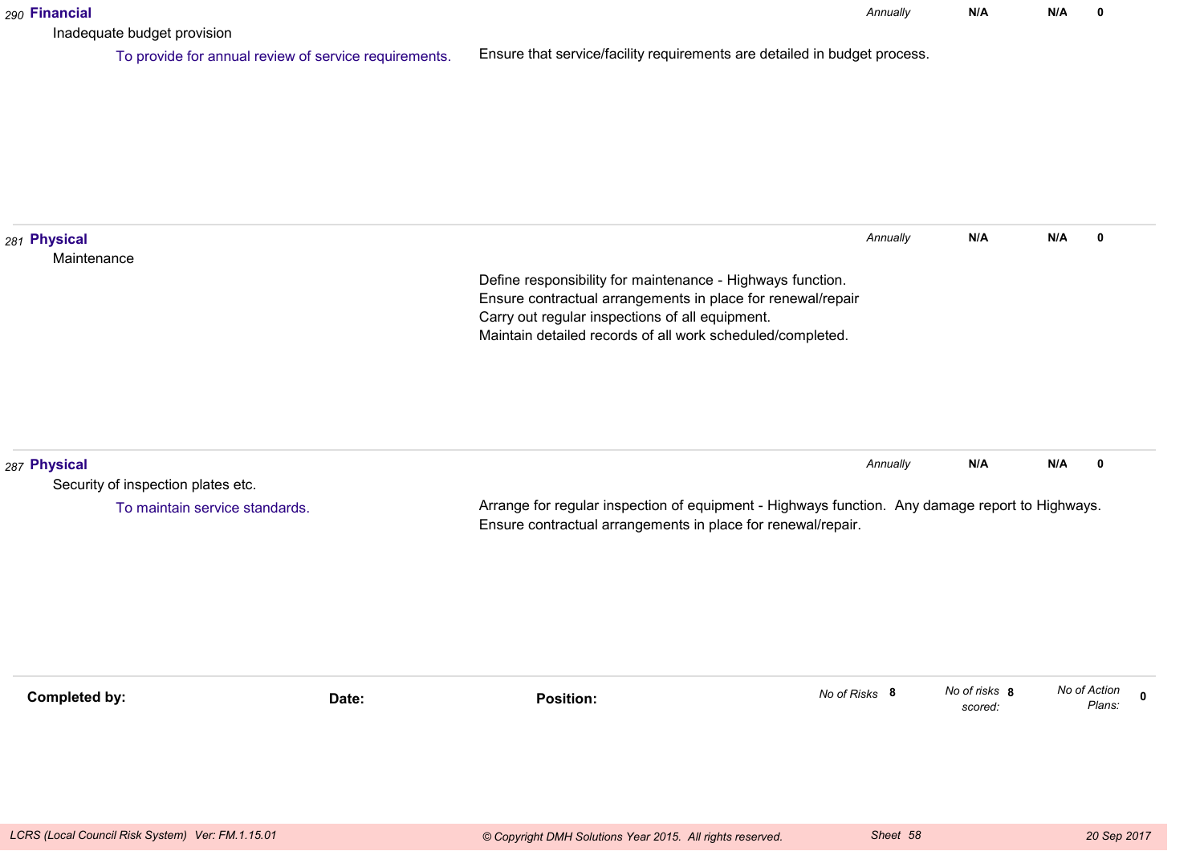290 **Financial** | *Annually* | **N/A** | **N/A** | **0**

Inadequate budget provision

To provide for annual review of service requirements.

Ensure that service/facility requirements are detailed in budget process.

---

281 **Physical** | *Annually* | **N/A** | **N/A** | **0**

Maintenance

Define responsibility for maintenance - Highways function.
Ensure contractual arrangements in place for renewal/repair
Carry out regular inspections of all equipment.
Maintain detailed records of all work scheduled/completed.

---

287 **Physical** | *Annually* | **N/A** | **N/A** | **0**

Security of inspection plates etc.

To maintain service standards.

Arrange for regular inspection of equipment - Highways function. Any damage report to Highways.
Ensure contractual arrangements in place for renewal/repair.

---

**Completed by:** **Date:** **Position:**

*No of Risks* **8** *No of risks scored:* **8** *No of Action Plans:* **0**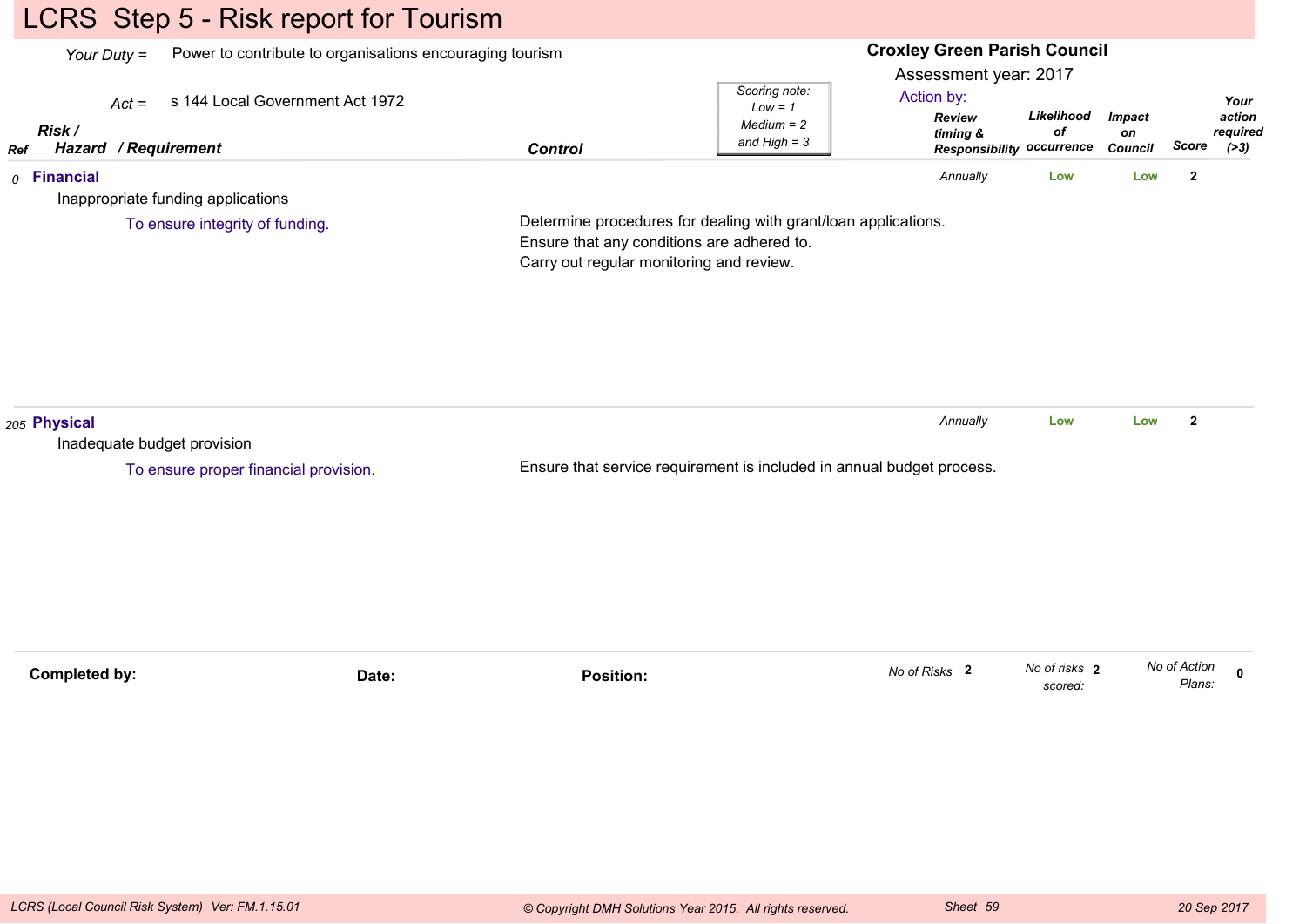# LCRS Step 5 - Risk report for Tourism

*Your Duty =* Power to contribute to organisations encouraging tourism

*Act =* s 144 Local Government Act 1972

**Croxley Green Parish Council**

Assessment year: 2017

Action by:

*Scoring note: Low = 1, Medium = 2 and High = 3*

| Ref | Risk / Hazard / Requirement | Control | Review timing & Responsibility | Likelihood of occurrence | Impact on Council | Score | Your action required (>3) |
|---|---|---|---|---|---|---|---|
| 0 | **Financial**<br>Inappropriate funding applications<br>To ensure integrity of funding. | Determine procedures for dealing with grant/loan applications.<br>Ensure that any conditions are adhered to.<br>Carry out regular monitoring and review. | Annually | Low | Low | 2 | |
| 205 | **Physical**<br>Inadequate budget provision<br>To ensure proper financial provision. | Ensure that service requirement is included in annual budget process. | Annually | Low | Low | 2 | |

**Completed by:** **Date:** **Position:**

*No of Risks* 2 *No of risks scored:* 2 *No of Action Plans:* 0

LCRS (Local Council Risk System) Ver: FM.1.15.01 © Copyright DMH Solutions Year 2015. All rights reserved. Sheet 59 20 Sep 2017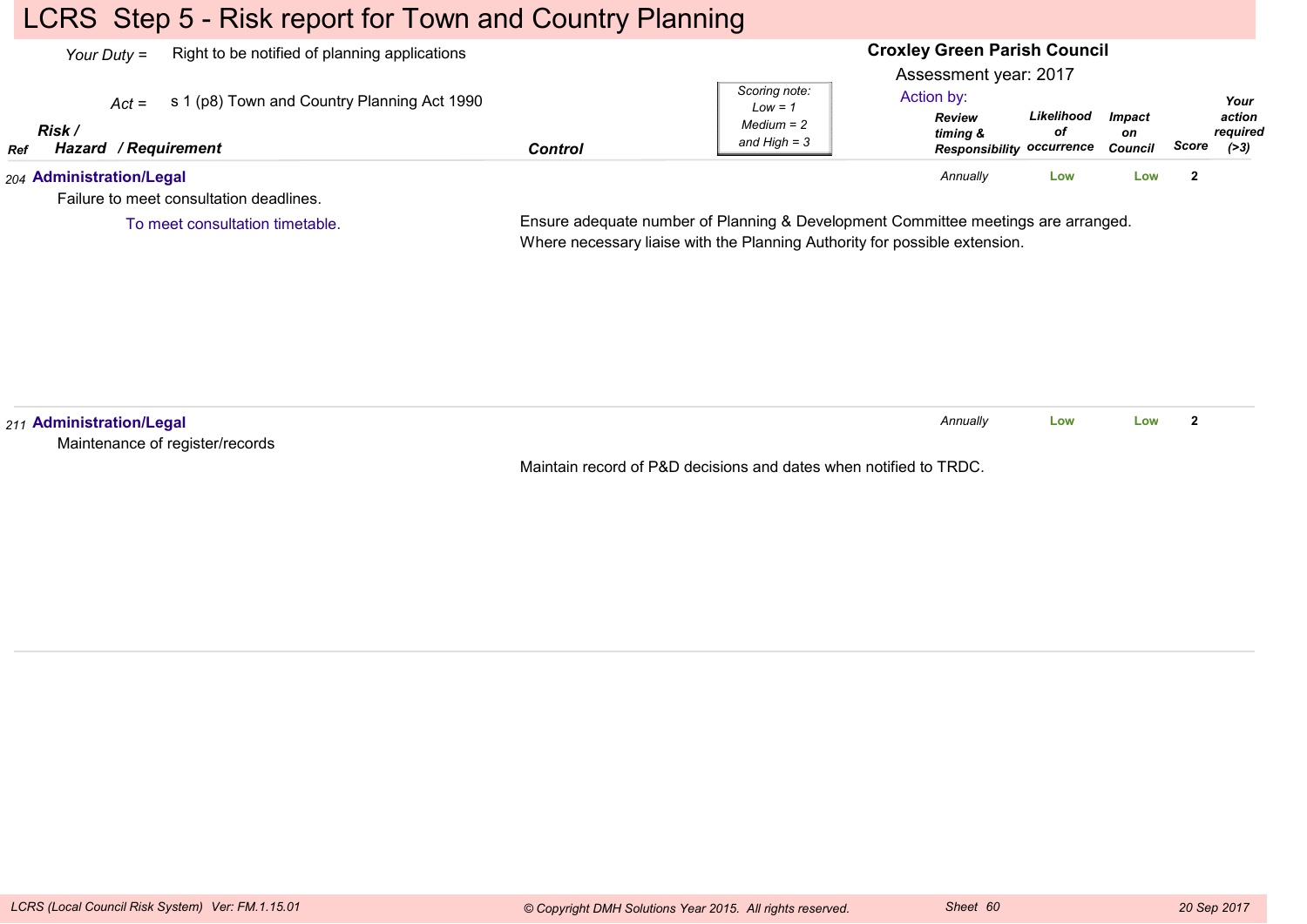# LCRS Step 5 - Risk report for Town and Country Planning

*Your Duty =* Right to be notified of planning applications

*Act =* s 1 (p8) Town and Country Planning Act 1990

**Croxley Green Parish Council**

Assessment year: 2017

Action by:

*Scoring note: Low = 1, Medium = 2 and High = 3*

| Ref | Risk / Hazard / Requirement | Control | Review timing & Responsibility | Likelihood of occurrence | Impact on Council | Score | Your action required (>3) |
|---|---|---|---|---|---|---|---|
| 204 | **Administration/Legal**<br>Failure to meet consultation deadlines.<br>To meet consultation timetable. | Ensure adequate number of Planning & Development Committee meetings are arranged. Where necessary liaise with the Planning Authority for possible extension. | Annually | Low | Low | 2 | |
| 211 | **Administration/Legal**<br>Maintenance of register/records | Maintain record of P&D decisions and dates when notified to TRDC. | Annually | Low | Low | 2 | |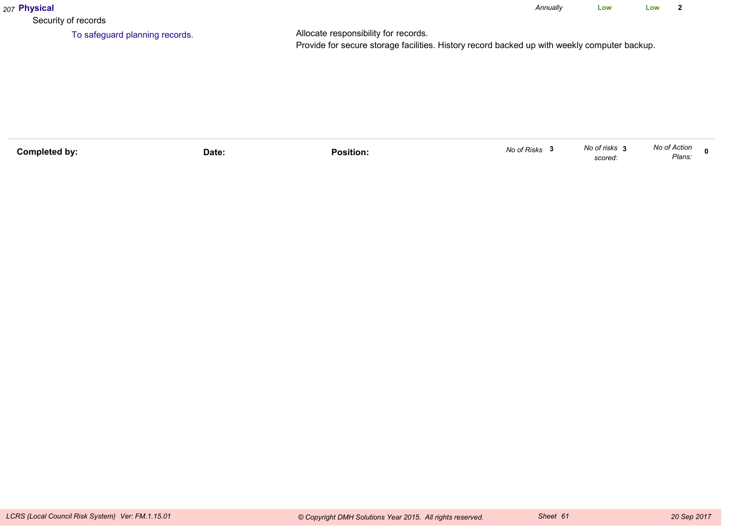207 **Physical** | *Annually* | **Low** | **Low** | **2**

Security of records

To safeguard planning records.

Allocate responsibility for records.
Provide for secure storage facilities. History record backed up with weekly computer backup.

---

| **Completed by:** | **Date:** | **Position:** | *No of Risks* **3** | *No of risks scored:* **3** | *No of Action Plans:* **0** |
|---|---|---|---|---|---|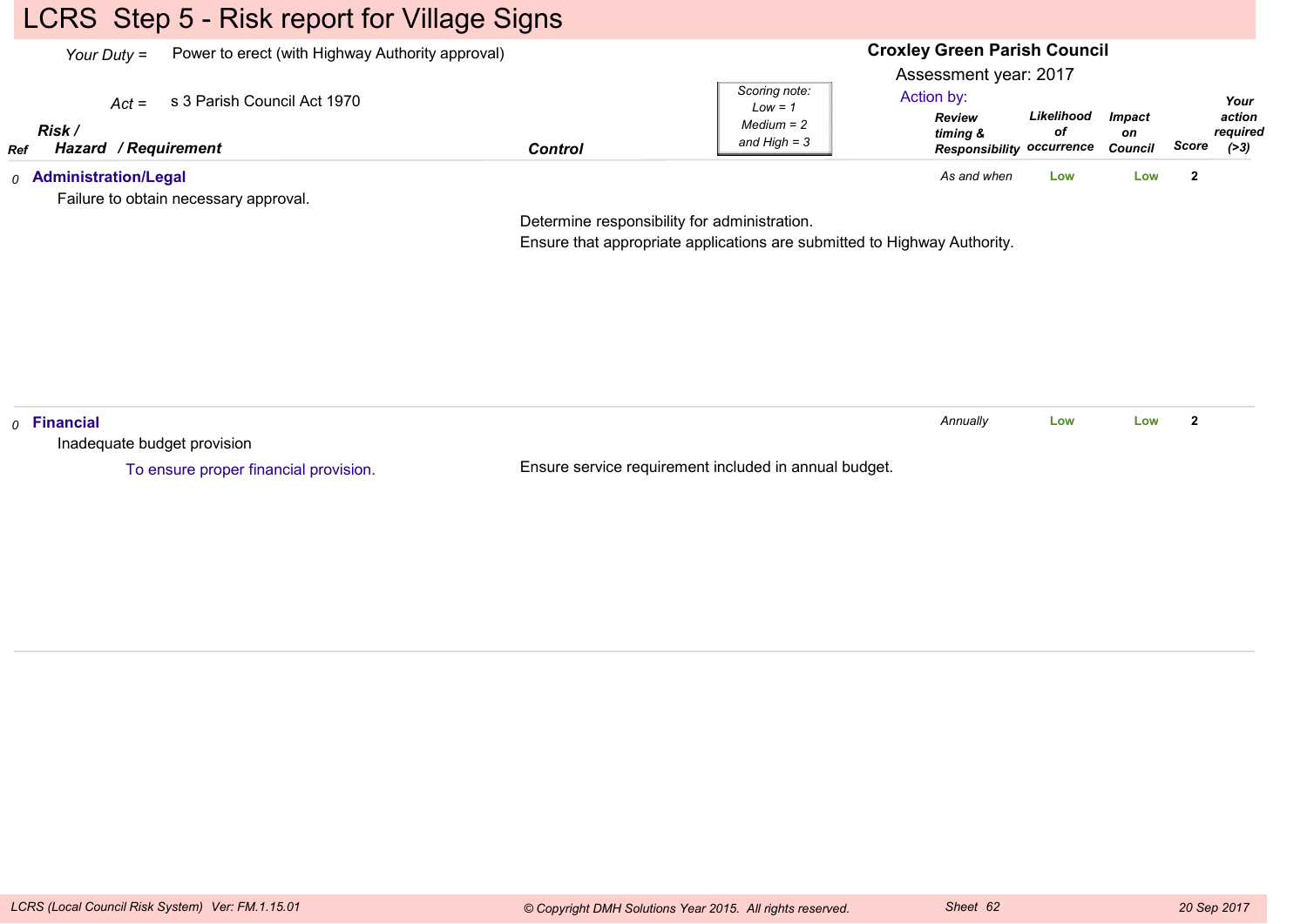# LCRS Step 5 - Risk report for Village Signs

*Your Duty* = Power to erect (with Highway Authority approval)

*Act* = s 3 Parish Council Act 1970

**Croxley Green Parish Council**

Assessment year: 2017

*Scoring note: Low = 1, Medium = 2 and High = 3*

Action by:

| Ref | Risk / Hazard / Requirement | Control | Review timing & Responsibility | Likelihood of occurrence | Impact on Council | Score | Your action required (>3) |
|---|---|---|---|---|---|---|---|
| 0 | **Administration/Legal**<br>Failure to obtain necessary approval. | Determine responsibility for administration.<br>Ensure that appropriate applications are submitted to Highway Authority. | As and when | Low | Low | 2 | |
| 0 | **Financial**<br>Inadequate budget provision<br>To ensure proper financial provision. | Ensure service requirement included in annual budget. | Annually | Low | Low | 2 | |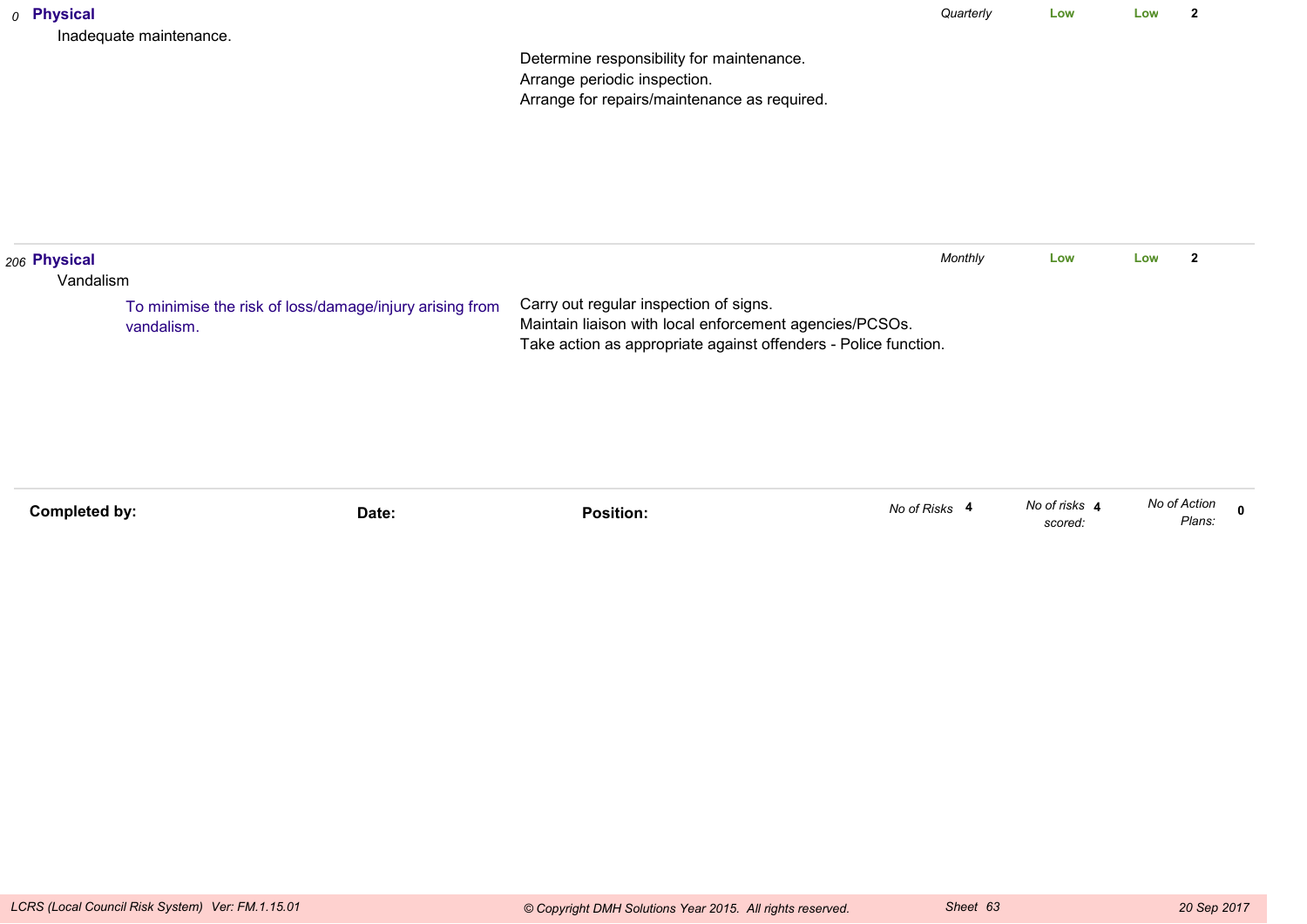| Ref | Risk | Objective | Controls | Frequency | Risk Level | Residual Risk | Score |
|---|---|---|---|---|---|---|---|
| 0 | **Physical**<br>Inadequate maintenance. | | Determine responsibility for maintenance.<br>Arrange periodic inspection.<br>Arrange for repairs/maintenance as required. | *Quarterly* | **Low** | **Low** | **2** |
| 206 | **Physical**<br>Vandalism | To minimise the risk of loss/damage/injury arising from vandalism. | Carry out regular inspection of signs.<br>Maintain liaison with local enforcement agencies/PCSOs.<br>Take action as appropriate against offenders - Police function. | *Monthly* | **Low** | **Low** | **2** |

**Completed by:** **Date:** **Position:**

*No of Risks* **4** *No of risks scored:* **4** *No of Action Plans:* **0**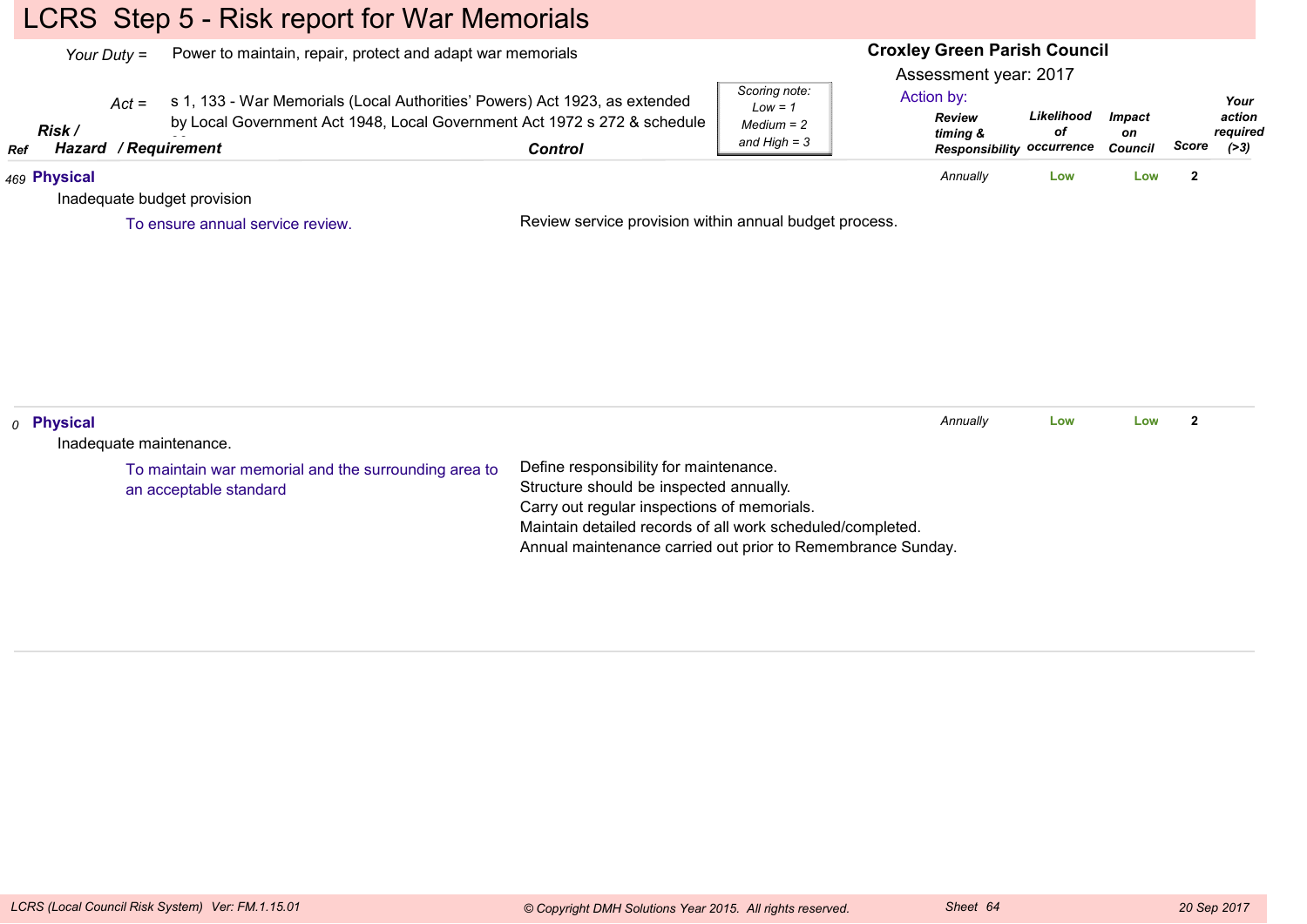# LCRS Step 5 - Risk report for War Memorials

**Croxley Green Parish Council**

Assessment year: 2017

*Your Duty* = Power to maintain, repair, protect and adapt war memorials

*Act* = s 1, 133 - War Memorials (Local Authorities' Powers) Act 1923, as extended by Local Government Act 1948, Local Government Act 1972 s 272 & schedule 30

*Scoring note: Low = 1 Medium = 2 and High = 3*

| Ref | Risk / Hazard / Requirement | Control | Action by: Review timing & Responsibility | Likelihood of occurrence | Impact on Council | Score | Your action required (>3) |
|---|---|---|---|---|---|---|---|
| 469 | **Physical**<br>Inadequate budget provision<br>To ensure annual service review. | Review service provision within annual budget process. | *Annually* | Low | Low | 2 | |
| 0 | **Physical**<br>Inadequate maintenance.<br>To maintain war memorial and the surrounding area to an acceptable standard | Define responsibility for maintenance.<br>Structure should be inspected annually.<br>Carry out regular inspections of memorials.<br>Maintain detailed records of all work scheduled/completed.<br>Annual maintenance carried out prior to Remembrance Sunday. | *Annually* | Low | Low | 2 | |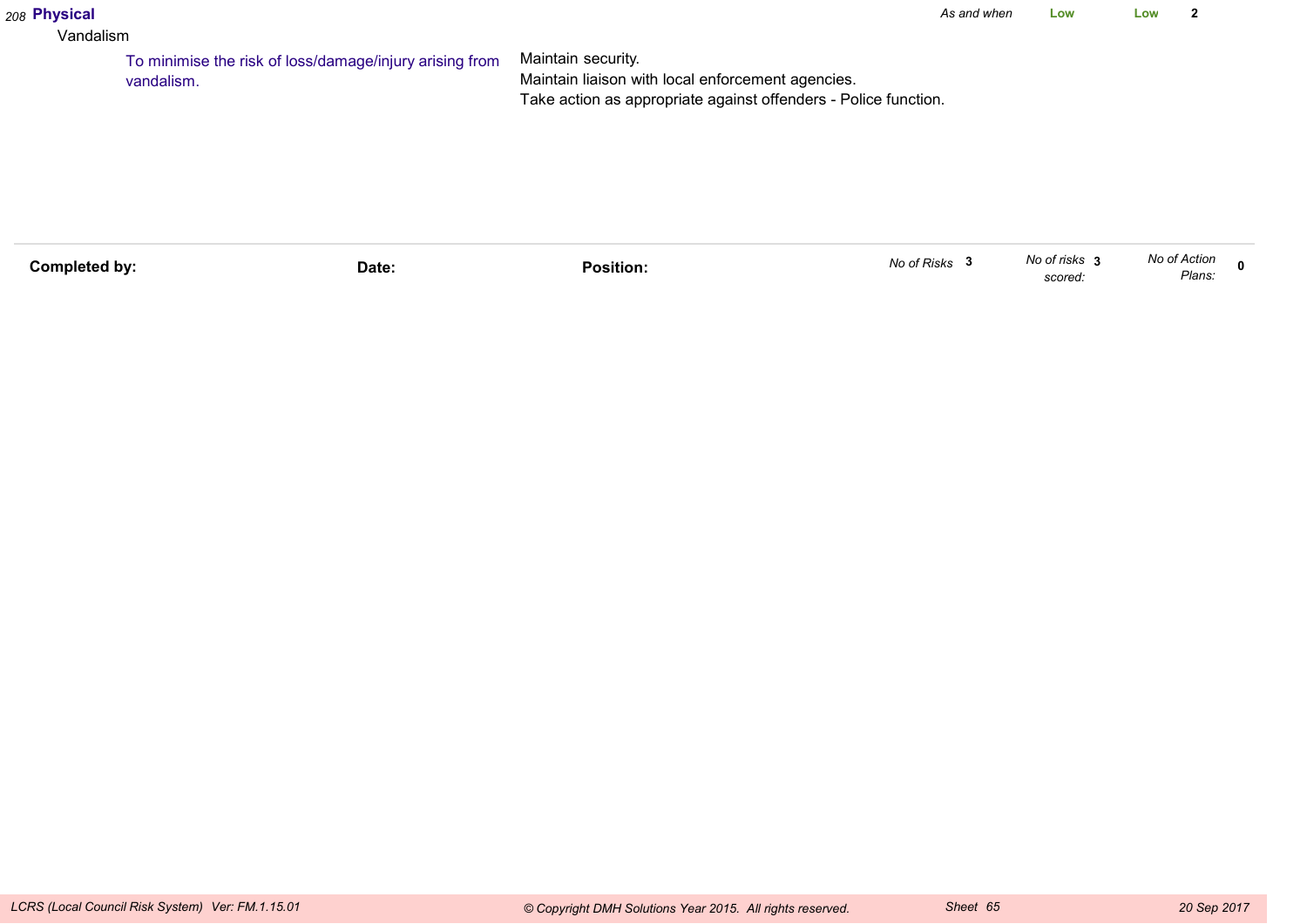| Ref | Category / Risk | Objective | Controls | Review | Likelihood | Impact | Score |
|---|---|---|---|---|---|---|---|
| 208 | **Physical** Vandalism | To minimise the risk of loss/damage/injury arising from vandalism. | Maintain security. Maintain liaison with local enforcement agencies. Take action as appropriate against offenders - Police function. | *As and when* | Low | Low | 2 |

**Completed by:**

**Date:**

**Position:**

*No of Risks* **3**

*No of risks scored:* **3**

*No of Action Plans:* **0**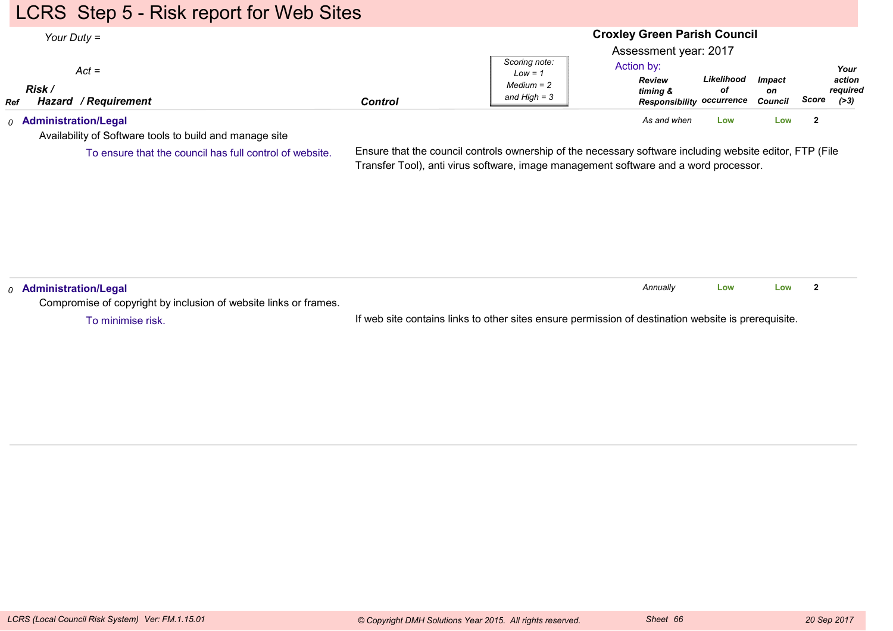# LCRS Step 5 - Risk report for Web Sites

*Your Duty =*

*Act =*

**Croxley Green Parish Council**

Assessment year: 2017

Action by:

*Scoring note: Low = 1, Medium = 2 and High = 3*

| Ref | Risk / Hazard / Requirement | Control | Review timing & Responsibility | Likelihood of occurrence | Impact on Council | Score | Your action required (>3) |
|---|---|---|---|---|---|---|---|
| 0 | **Administration/Legal**<br>Availability of Software tools to build and manage site<br>To ensure that the council has full control of website. | Ensure that the council controls ownership of the necessary software including website editor, FTP (File Transfer Tool), anti virus software, image management software and a word processor. | As and when | Low | Low | 2 | |
| 0 | **Administration/Legal**<br>Compromise of copyright by inclusion of website links or frames.<br>To minimise risk. | If web site contains links to other sites ensure permission of destination website is prerequisite. | Annually | Low | Low | 2 | |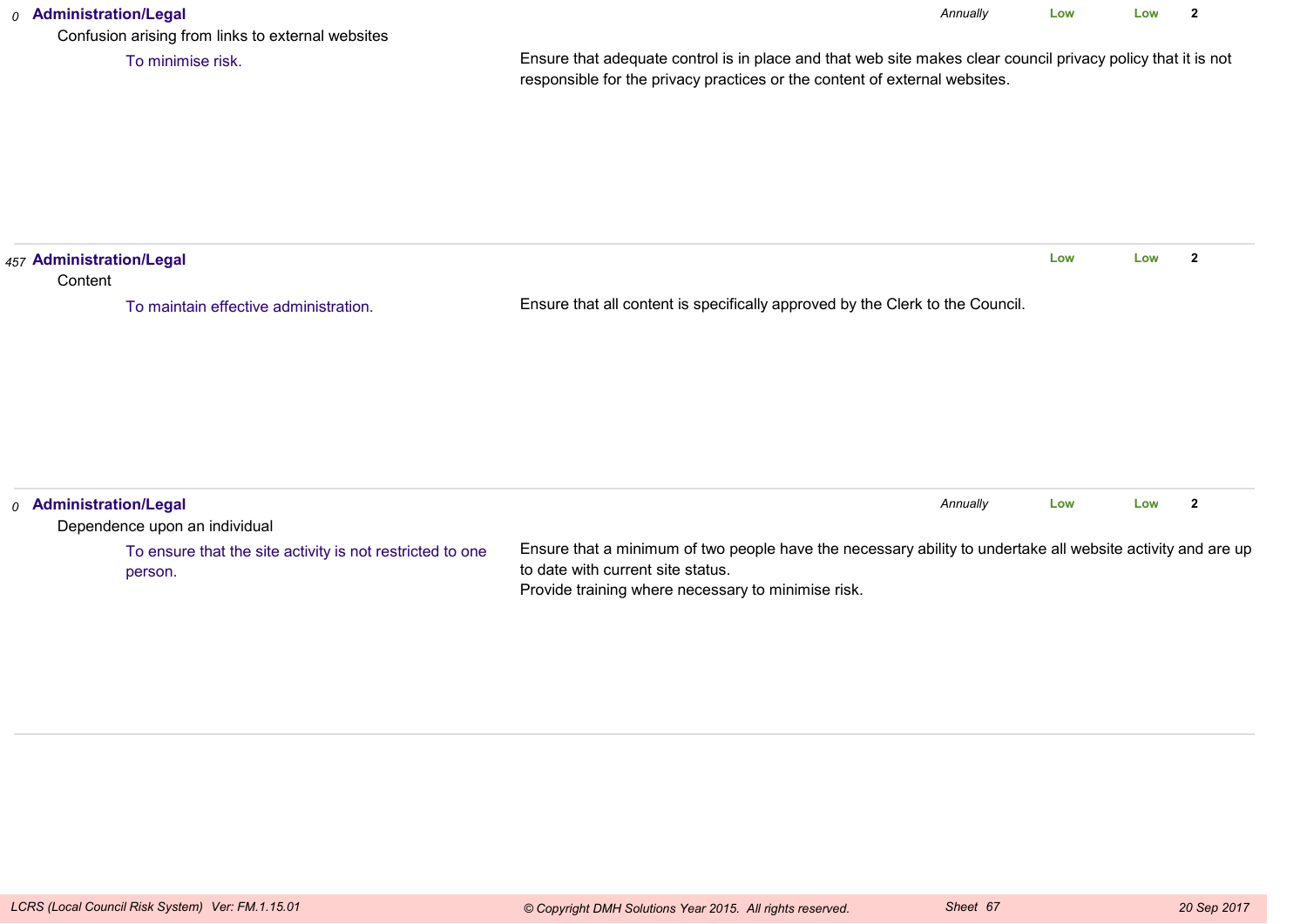*0* **Administration/Legal** *Annually* **Low** **Low** **2**

Confusion arising from links to external websites

To minimise risk.

Ensure that adequate control is in place and that web site makes clear council privacy policy that it is not responsible for the privacy practices or the content of external websites.

---

*457* **Administration/Legal** **Low** **Low** **2**

Content

To maintain effective administration.

Ensure that all content is specifically approved by the Clerk to the Council.

---

*0* **Administration/Legal** *Annually* **Low** **Low** **2**

Dependence upon an individual

To ensure that the site activity is not restricted to one person.

Ensure that a minimum of two people have the necessary ability to undertake all website activity and are up to date with current site status.
Provide training where necessary to minimise risk.

---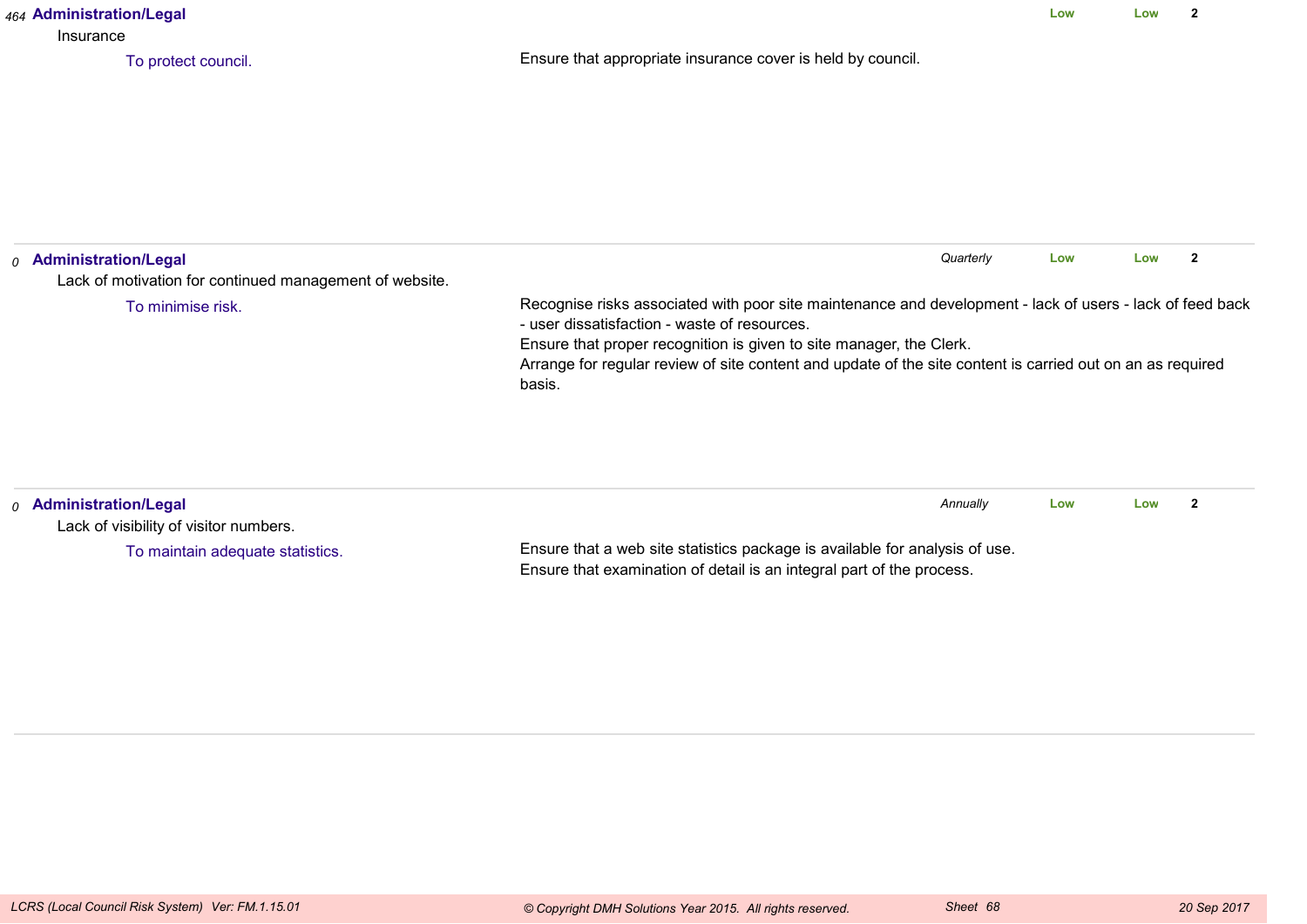*464* **Administration/Legal** | | **Low** | **Low** | **2**

Insurance

To protect council. — Ensure that appropriate insurance cover is held by council.

---

*0* **Administration/Legal** | *Quarterly* | **Low** | **Low** | **2**

Lack of motivation for continued management of website.

To minimise risk. — Recognise risks associated with poor site maintenance and development - lack of users - lack of feed back - user dissatisfaction - waste of resources.
Ensure that proper recognition is given to site manager, the Clerk.
Arrange for regular review of site content and update of the site content is carried out on an as required basis.

---

*0* **Administration/Legal** | *Annually* | **Low** | **Low** | **2**

Lack of visibility of visitor numbers.

To maintain adequate statistics. — Ensure that a web site statistics package is available for analysis of use.
Ensure that examination of detail is an integral part of the process.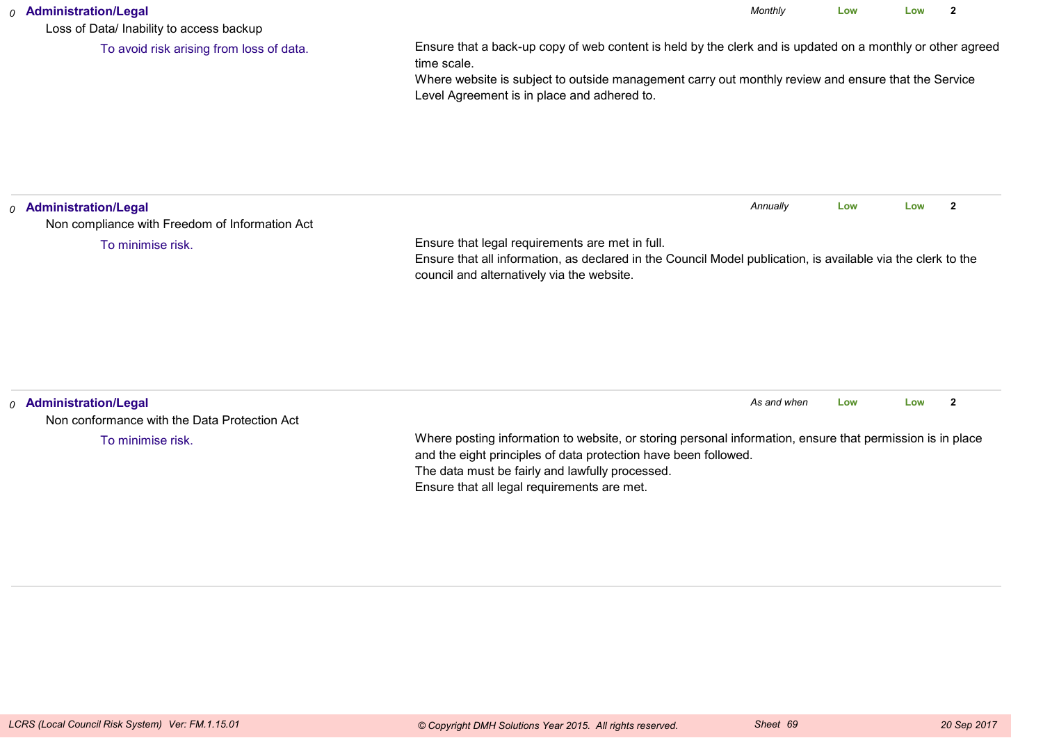*0* **Administration/Legal**

Loss of Data/ Inability to access backup

To avoid risk arising from loss of data.

Ensure that a back-up copy of web content is held by the clerk and is updated on a monthly or other agreed time scale.
Where website is subject to outside management carry out monthly review and ensure that the Service Level Agreement is in place and adhered to.

*Monthly* **Low** **Low** **2**

---

*0* **Administration/Legal**

Non compliance with Freedom of Information Act

To minimise risk.

Ensure that legal requirements are met in full.
Ensure that all information, as declared in the Council Model publication, is available via the clerk to the council and alternatively via the website.

*Annually* **Low** **Low** **2**

---

*0* **Administration/Legal**

Non conformance with the Data Protection Act

To minimise risk.

Where posting information to website, or storing personal information, ensure that permission is in place and the eight principles of data protection have been followed.
The data must be fairly and lawfully processed.
Ensure that all legal requirements are met.

*As and when* **Low** **Low** **2**

---

*LCRS (Local Council Risk System) Ver: FM.1.15.01* *© Copyright DMH Solutions Year 2015. All rights reserved.* *Sheet 69* *20 Sep 2017*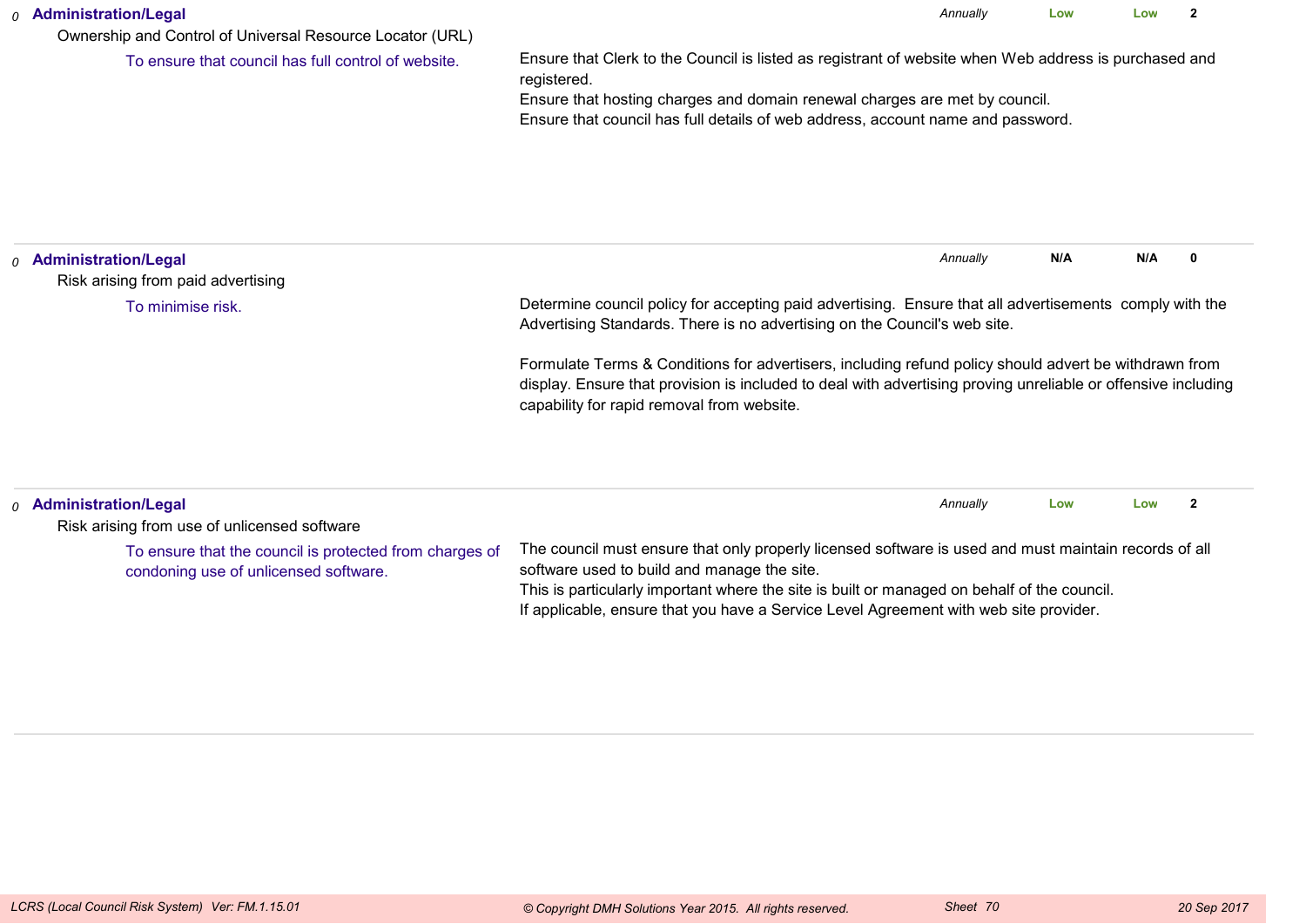*0* **Administration/Legal**

Ownership and Control of Universal Resource Locator (URL)

To ensure that council has full control of website.

*Annually* **Low** **Low** **2**

Ensure that Clerk to the Council is listed as registrant of website when Web address is purchased and registered.
Ensure that hosting charges and domain renewal charges are met by council.
Ensure that council has full details of web address, account name and password.

---

*0* **Administration/Legal**

Risk arising from paid advertising

To minimise risk.

*Annually* **N/A** **N/A** **0**

Determine council policy for accepting paid advertising. Ensure that all advertisements comply with the Advertising Standards. There is no advertising on the Council's web site.

Formulate Terms & Conditions for advertisers, including refund policy should advert be withdrawn from display. Ensure that provision is included to deal with advertising proving unreliable or offensive including capability for rapid removal from website.

---

*0* **Administration/Legal**

Risk arising from use of unlicensed software

To ensure that the council is protected from charges of condoning use of unlicensed software.

*Annually* **Low** **Low** **2**

The council must ensure that only properly licensed software is used and must maintain records of all software used to build and manage the site.
This is particularly important where the site is built or managed on behalf of the council.
If applicable, ensure that you have a Service Level Agreement with web site provider.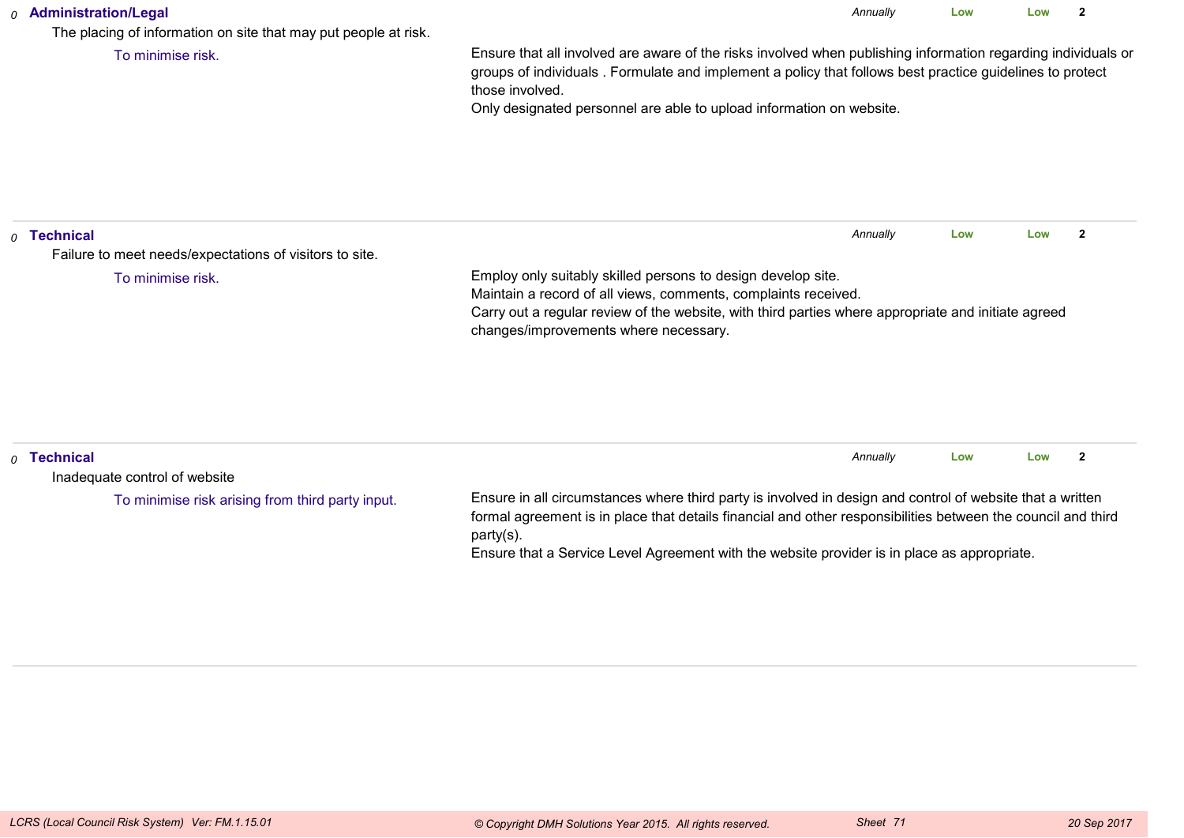*0* **Administration/Legal** *Annually* **Low** **Low** **2**

The placing of information on site that may put people at risk.

To minimise risk.

Ensure that all involved are aware of the risks involved when publishing information regarding individuals or groups of individuals . Formulate and implement a policy that follows best practice guidelines to protect those involved.
Only designated personnel are able to upload information on website.

---

*0* **Technical** *Annually* **Low** **Low** **2**

Failure to meet needs/expectations of visitors to site.

To minimise risk.

Employ only suitably skilled persons to design develop site.
Maintain a record of all views, comments, complaints received.
Carry out a regular review of the website, with third parties where appropriate and initiate agreed changes/improvements where necessary.

---

*0* **Technical** *Annually* **Low** **Low** **2**

Inadequate control of website

To minimise risk arising from third party input.

Ensure in all circumstances where third party is involved in design and control of website that a written formal agreement is in place that details financial and other responsibilities between the council and third party(s).
Ensure that a Service Level Agreement with the website provider is in place as appropriate.

---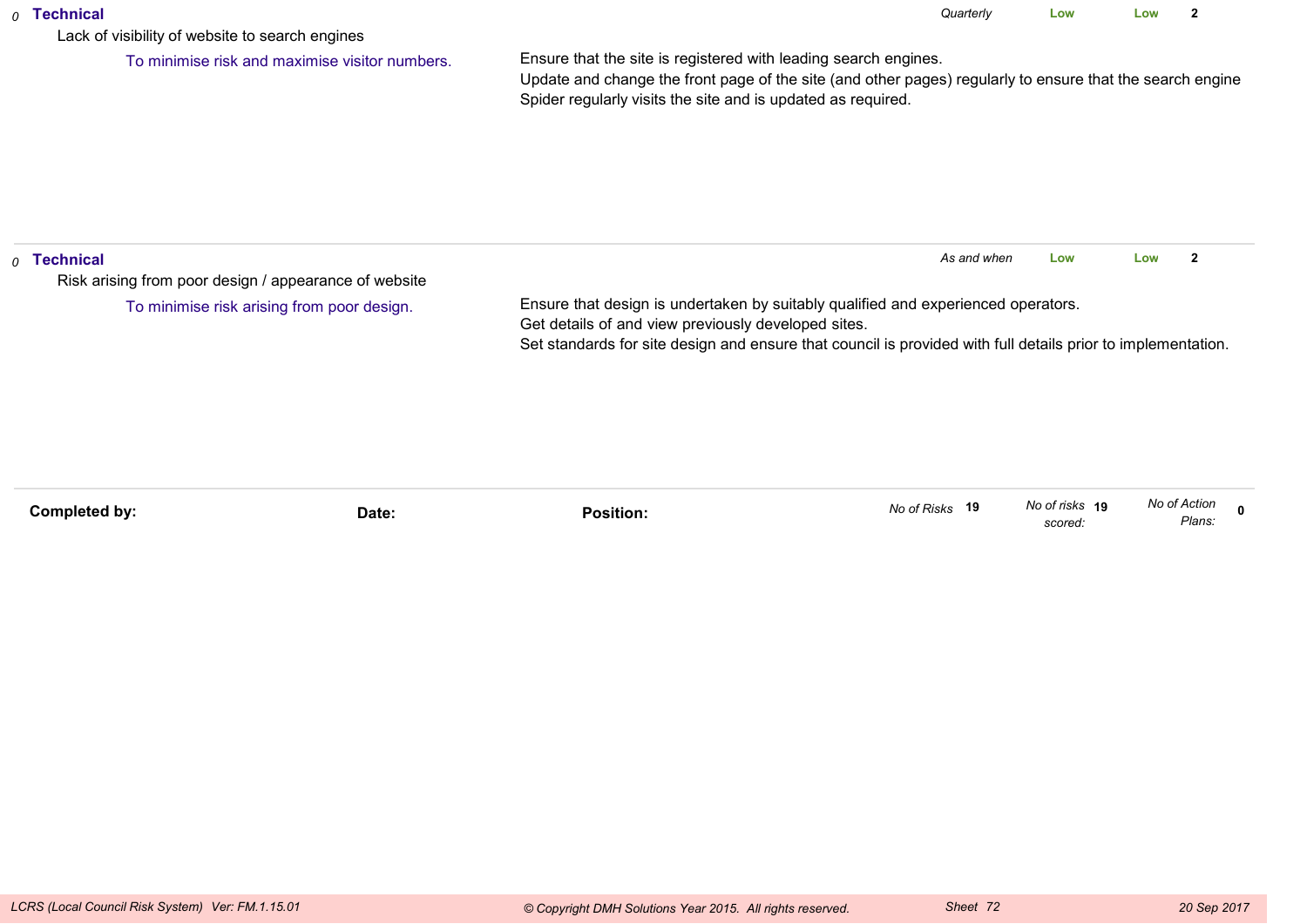*0* **Technical**

Lack of visibility of website to search engines

To minimise risk and maximise visitor numbers.

Ensure that the site is registered with leading search engines.
Update and change the front page of the site (and other pages) regularly to ensure that the search engine Spider regularly visits the site and is updated as required.

*Quarterly* **Low** **Low** **2**

---

*0* **Technical**

Risk arising from poor design / appearance of website

To minimise risk arising from poor design.

Ensure that design is undertaken by suitably qualified and experienced operators.
Get details of and view previously developed sites.
Set standards for site design and ensure that council is provided with full details prior to implementation.

*As and when* **Low** **Low** **2**

---

**Completed by:** **Date:** **Position:**

*No of Risks* **19** *No of risks scored:* **19** *No of Action Plans:* **0**